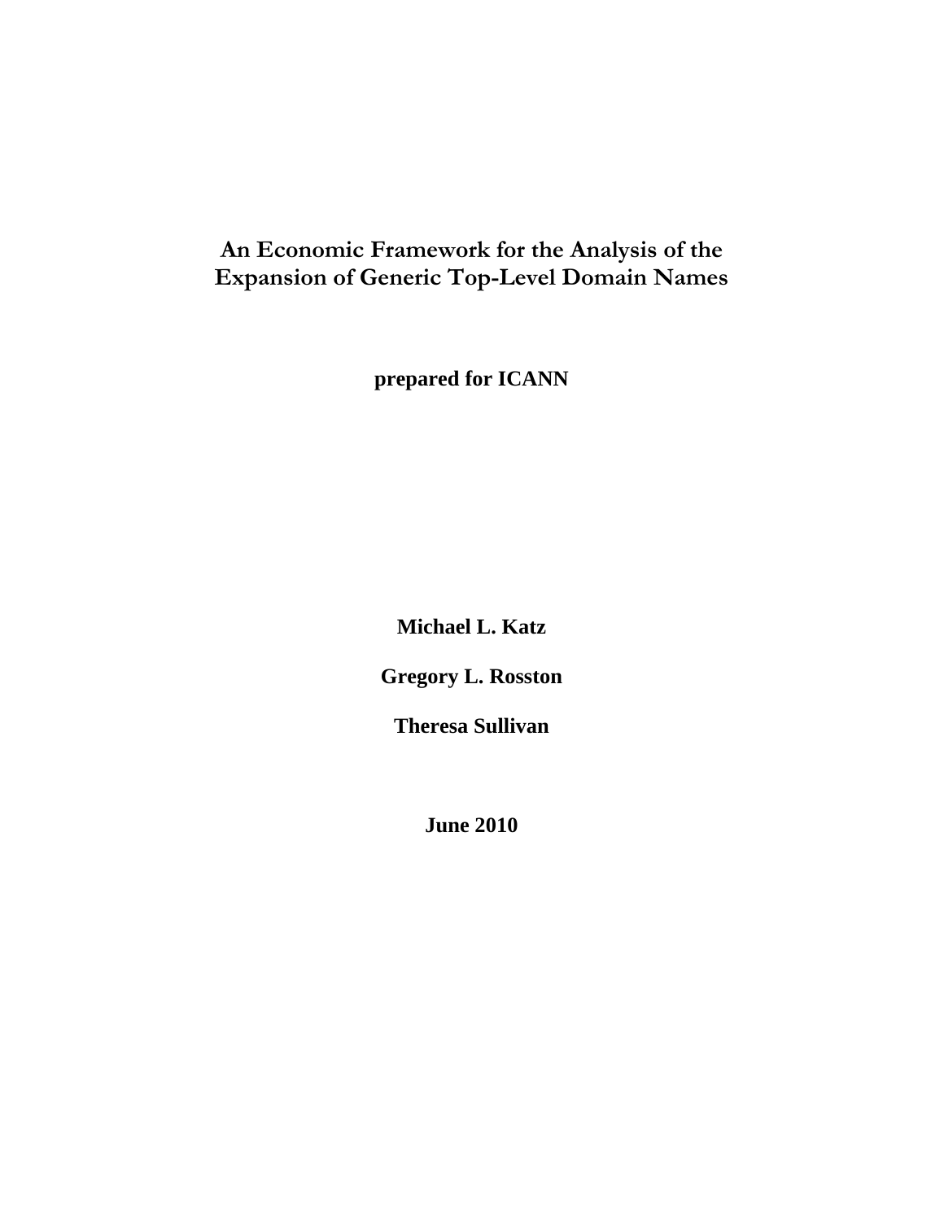# An Economic Framework for the Analysis of the Expansion of Generic Top-Level Domain Names

**prepared for ICANN**

**Michael L. Katz**

**Gregory L. Rosston**

**Theresa Sullivan**

**June 2010**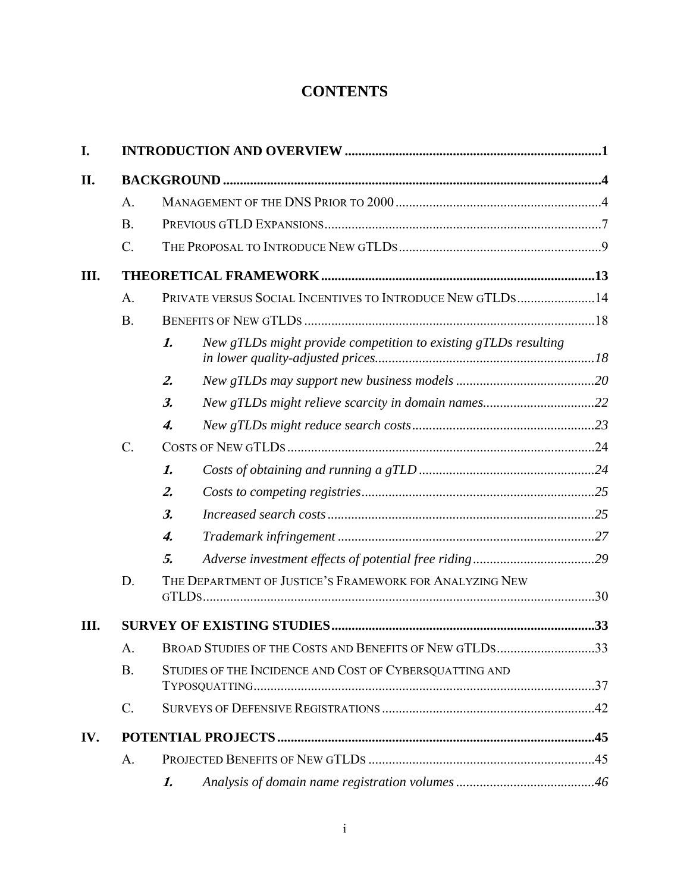# CONTENTS

**I. INTRODUCTION AND OVERVIEW** ..... **1**

**II. BACKGROUND** ..... **4**

- A. Management of the DNS Prior to 2000 ..... 4
- B. Previous gTLD Expansions ..... 7
- C. The Proposal to Introduce New gTLDs ..... 9

**III. THEORETICAL FRAMEWORK** ..... **13**

- A. Private versus Social Incentives to Introduce New gTLDs ..... 14
- B. Benefits of New gTLDs ..... 18
  - ***1.*** *New gTLDs might provide competition to existing gTLDs resulting in lower quality-adjusted prices* ..... *18*
  - ***2.*** *New gTLDs may support new business models* ..... *20*
  - ***3.*** *New gTLDs might relieve scarcity in domain names* ..... *22*
  - ***4.*** *New gTLDs might reduce search costs* ..... *23*
- C. Costs of New gTLDs ..... 24
  - ***1.*** *Costs of obtaining and running a gTLD* ..... *24*
  - ***2.*** *Costs to competing registries* ..... *25*
  - ***3.*** *Increased search costs* ..... *25*
  - ***4.*** *Trademark infringement* ..... *27*
  - ***5.*** *Adverse investment effects of potential free riding* ..... *29*
- D. The Department of Justice's Framework for Analyzing New gTLDs ..... 30

**III. SURVEY OF EXISTING STUDIES** ..... **33**

- A. Broad Studies of the Costs and Benefits of New gTLDs ..... 33
- B. Studies of the Incidence and Cost of Cybersquatting and Typosquatting ..... 37
- C. Surveys of Defensive Registrations ..... 42

**IV. POTENTIAL PROJECTS** ..... **45**

- A. Projected Benefits of New gTLDs ..... 45
  - ***1.*** *Analysis of domain name registration volumes* ..... *46*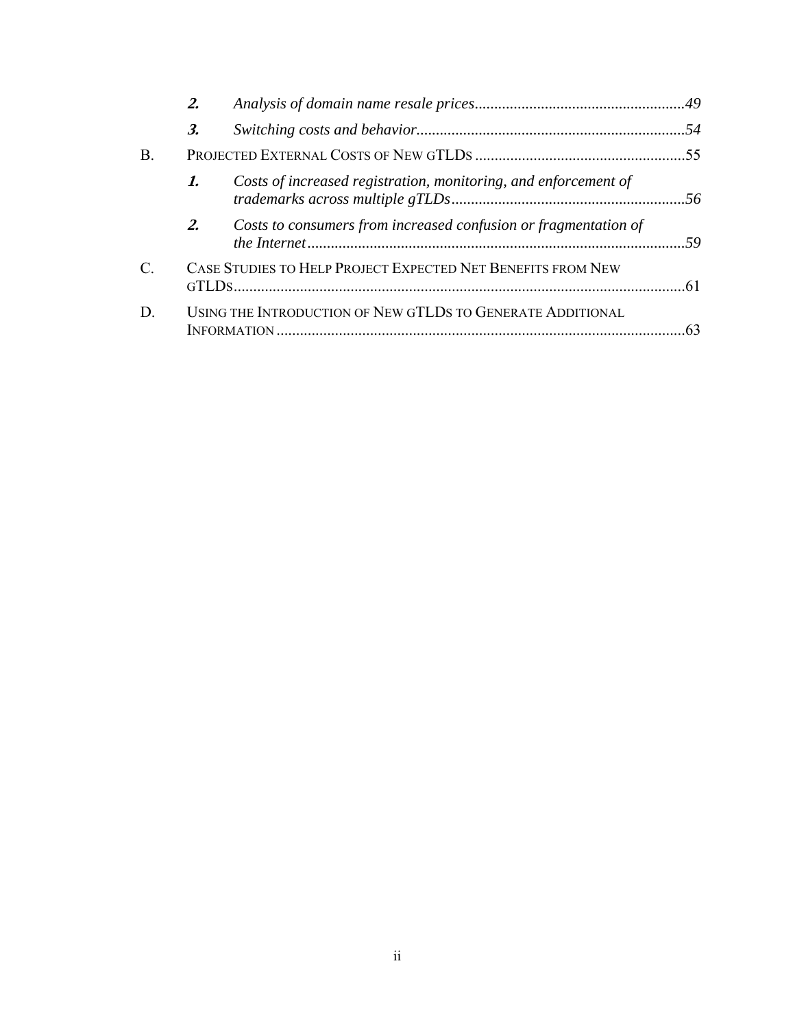*2. Analysis of domain name resale prices* ..... *49*

*3. Switching costs and behavior* ..... *54*

B. PROJECTED EXTERNAL COSTS OF NEW GTLDS ..... 55

*1. Costs of increased registration, monitoring, and enforcement of trademarks across multiple gTLDs* ..... *56*

*2. Costs to consumers from increased confusion or fragmentation of the Internet* ..... *59*

C. CASE STUDIES TO HELP PROJECT EXPECTED NET BENEFITS FROM NEW GTLDS ..... 61

D. USING THE INTRODUCTION OF NEW GTLDS TO GENERATE ADDITIONAL INFORMATION ..... 63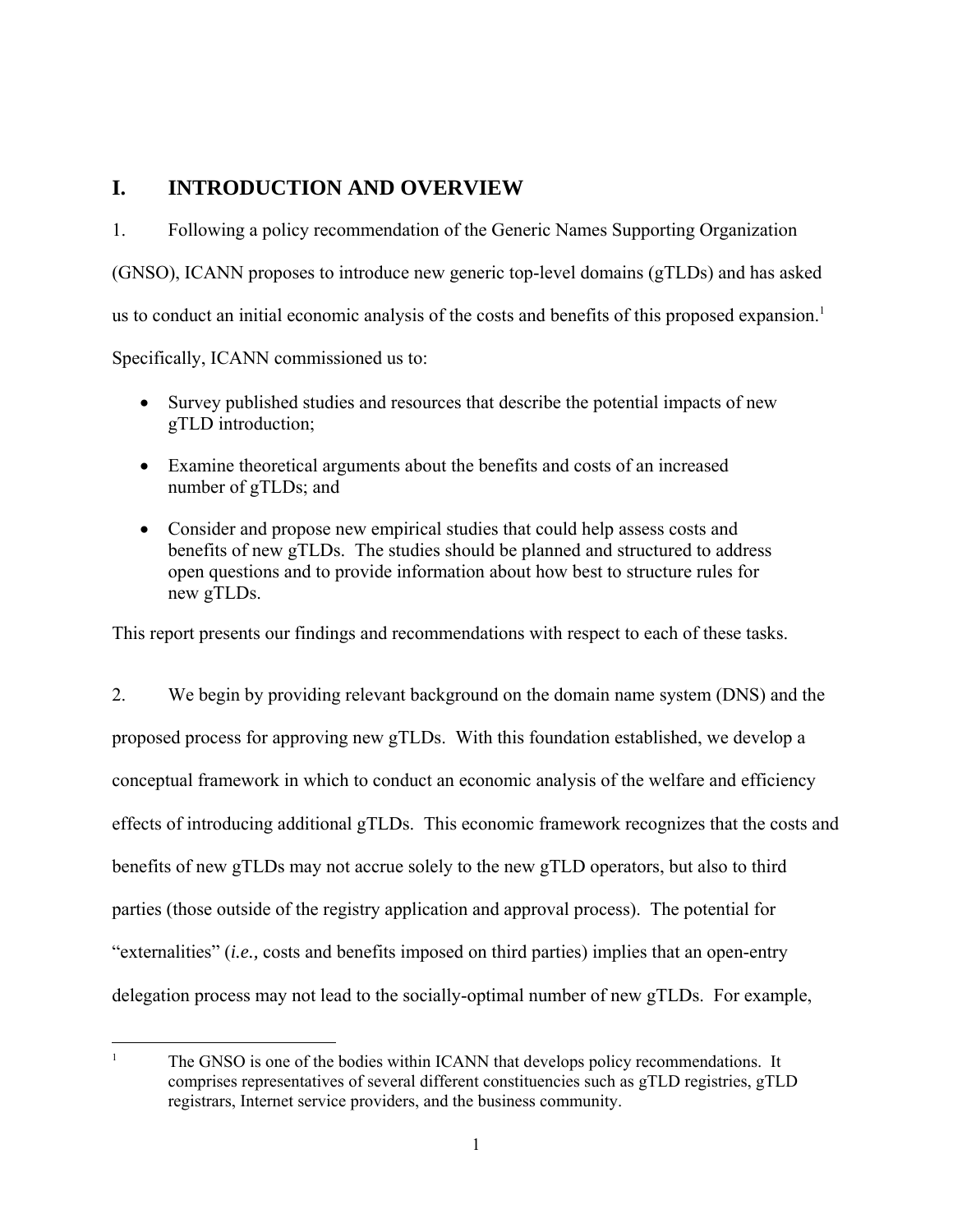# I. INTRODUCTION AND OVERVIEW

1. Following a policy recommendation of the Generic Names Supporting Organization (GNSO), ICANN proposes to introduce new generic top-level domains (gTLDs) and has asked us to conduct an initial economic analysis of the costs and benefits of this proposed expansion.[1] Specifically, ICANN commissioned us to:

- Survey published studies and resources that describe the potential impacts of new gTLD introduction;
- Examine theoretical arguments about the benefits and costs of an increased number of gTLDs; and
- Consider and propose new empirical studies that could help assess costs and benefits of new gTLDs. The studies should be planned and structured to address open questions and to provide information about how best to structure rules for new gTLDs.

This report presents our findings and recommendations with respect to each of these tasks.

2. We begin by providing relevant background on the domain name system (DNS) and the proposed process for approving new gTLDs. With this foundation established, we develop a conceptual framework in which to conduct an economic analysis of the welfare and efficiency effects of introducing additional gTLDs. This economic framework recognizes that the costs and benefits of new gTLDs may not accrue solely to the new gTLD operators, but also to third parties (those outside of the registry application and approval process). The potential for "externalities" (*i.e.,* costs and benefits imposed on third parties) implies that an open-entry delegation process may not lead to the socially-optimal number of new gTLDs. For example,

---

[1] The GNSO is one of the bodies within ICANN that develops policy recommendations. It comprises representatives of several different constituencies such as gTLD registries, gTLD registrars, Internet service providers, and the business community.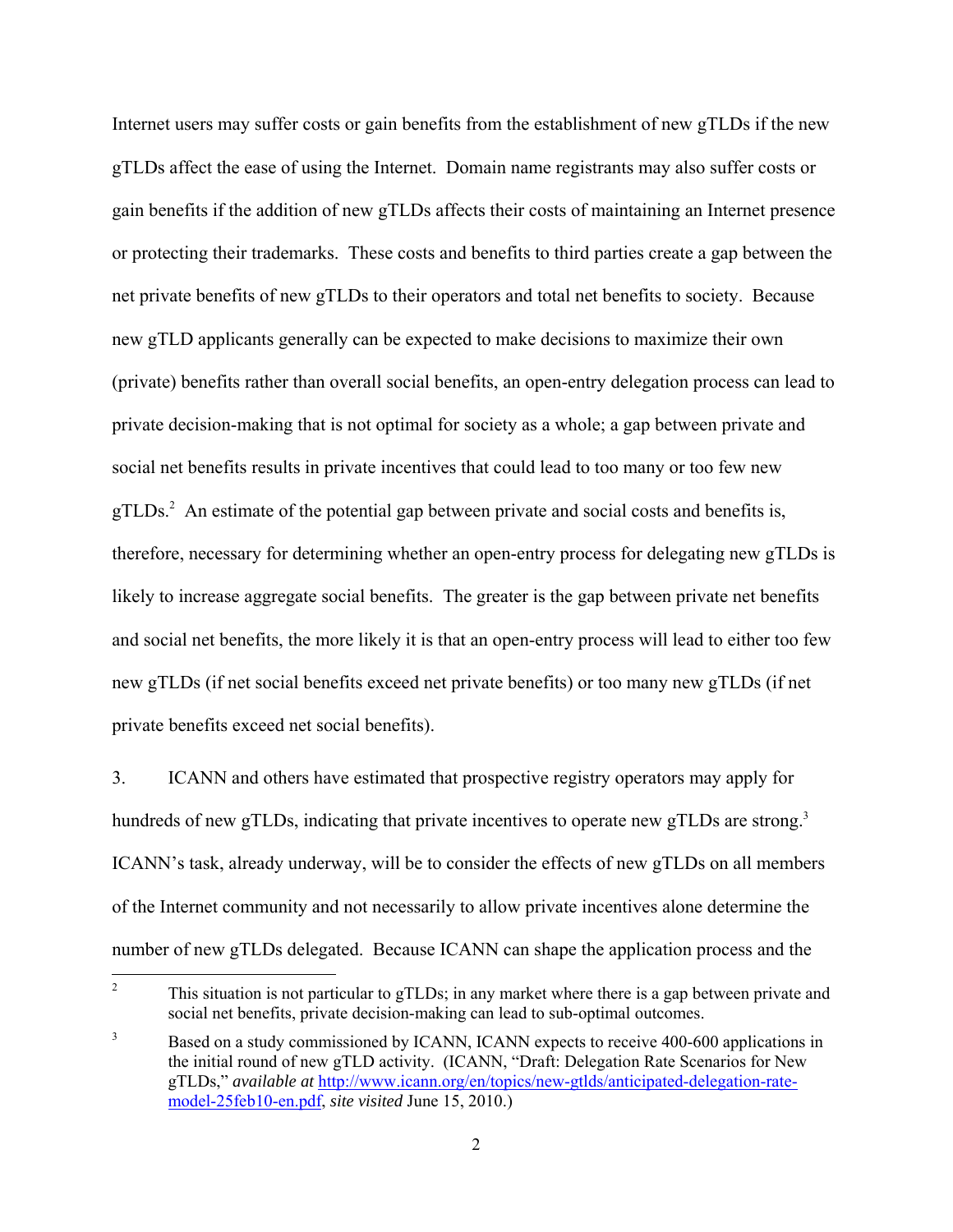Internet users may suffer costs or gain benefits from the establishment of new gTLDs if the new gTLDs affect the ease of using the Internet. Domain name registrants may also suffer costs or gain benefits if the addition of new gTLDs affects their costs of maintaining an Internet presence or protecting their trademarks. These costs and benefits to third parties create a gap between the net private benefits of new gTLDs to their operators and total net benefits to society. Because new gTLD applicants generally can be expected to make decisions to maximize their own (private) benefits rather than overall social benefits, an open-entry delegation process can lead to private decision-making that is not optimal for society as a whole; a gap between private and social net benefits results in private incentives that could lead to too many or too few new gTLDs.[2] An estimate of the potential gap between private and social costs and benefits is, therefore, necessary for determining whether an open-entry process for delegating new gTLDs is likely to increase aggregate social benefits. The greater is the gap between private net benefits and social net benefits, the more likely it is that an open-entry process will lead to either too few new gTLDs (if net social benefits exceed net private benefits) or too many new gTLDs (if net private benefits exceed net social benefits).

3. ICANN and others have estimated that prospective registry operators may apply for hundreds of new gTLDs, indicating that private incentives to operate new gTLDs are strong.[3] ICANN's task, already underway, will be to consider the effects of new gTLDs on all members of the Internet community and not necessarily to allow private incentives alone determine the number of new gTLDs delegated. Because ICANN can shape the application process and the

---

[2] This situation is not particular to gTLDs; in any market where there is a gap between private and social net benefits, private decision-making can lead to sub-optimal outcomes.

[3] Based on a study commissioned by ICANN, ICANN expects to receive 400-600 applications in the initial round of new gTLD activity. (ICANN, "Draft: Delegation Rate Scenarios for New gTLDs," *available at* [http://www.icann.org/en/topics/new-gtlds/anticipated-delegation-rate-model-25feb10-en.pdf](http://www.icann.org/en/topics/new-gtlds/anticipated-delegation-rate-model-25feb10-en.pdf), *site visited* June 15, 2010.)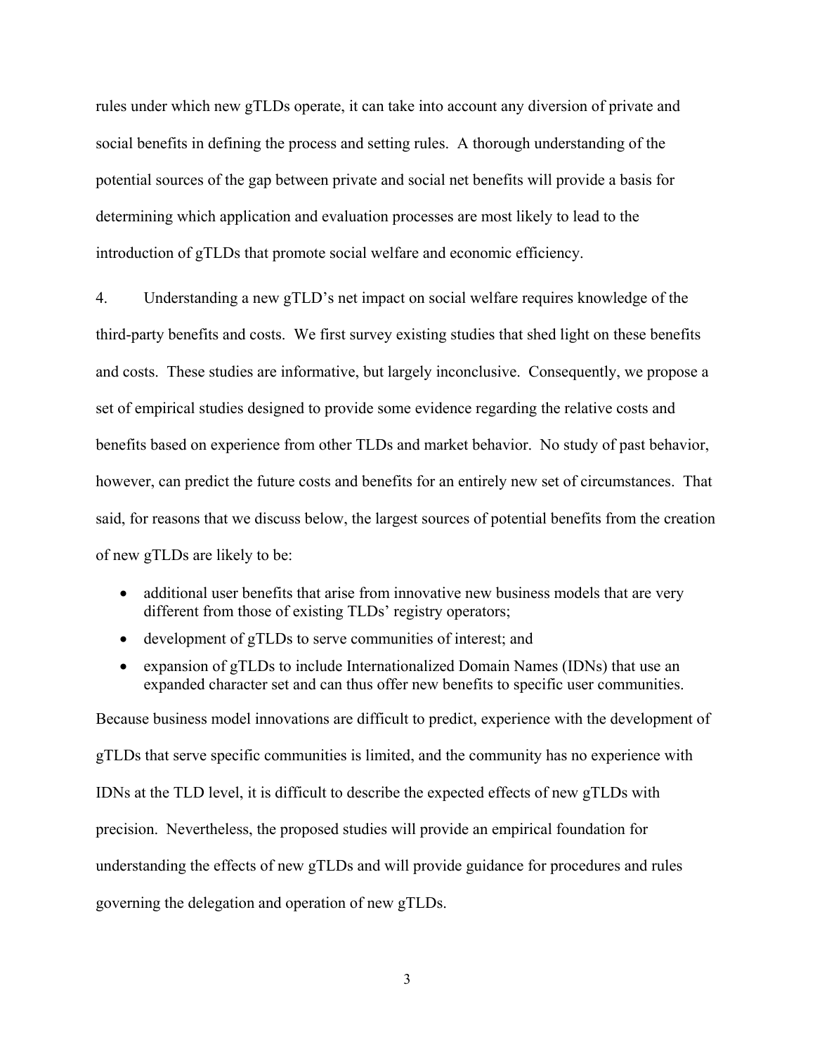rules under which new gTLDs operate, it can take into account any diversion of private and social benefits in defining the process and setting rules. A thorough understanding of the potential sources of the gap between private and social net benefits will provide a basis for determining which application and evaluation processes are most likely to lead to the introduction of gTLDs that promote social welfare and economic efficiency.

4. Understanding a new gTLD's net impact on social welfare requires knowledge of the third-party benefits and costs. We first survey existing studies that shed light on these benefits and costs. These studies are informative, but largely inconclusive. Consequently, we propose a set of empirical studies designed to provide some evidence regarding the relative costs and benefits based on experience from other TLDs and market behavior. No study of past behavior, however, can predict the future costs and benefits for an entirely new set of circumstances. That said, for reasons that we discuss below, the largest sources of potential benefits from the creation of new gTLDs are likely to be:

- additional user benefits that arise from innovative new business models that are very different from those of existing TLDs' registry operators;
- development of gTLDs to serve communities of interest; and
- expansion of gTLDs to include Internationalized Domain Names (IDNs) that use an expanded character set and can thus offer new benefits to specific user communities.

Because business model innovations are difficult to predict, experience with the development of gTLDs that serve specific communities is limited, and the community has no experience with IDNs at the TLD level, it is difficult to describe the expected effects of new gTLDs with precision. Nevertheless, the proposed studies will provide an empirical foundation for understanding the effects of new gTLDs and will provide guidance for procedures and rules governing the delegation and operation of new gTLDs.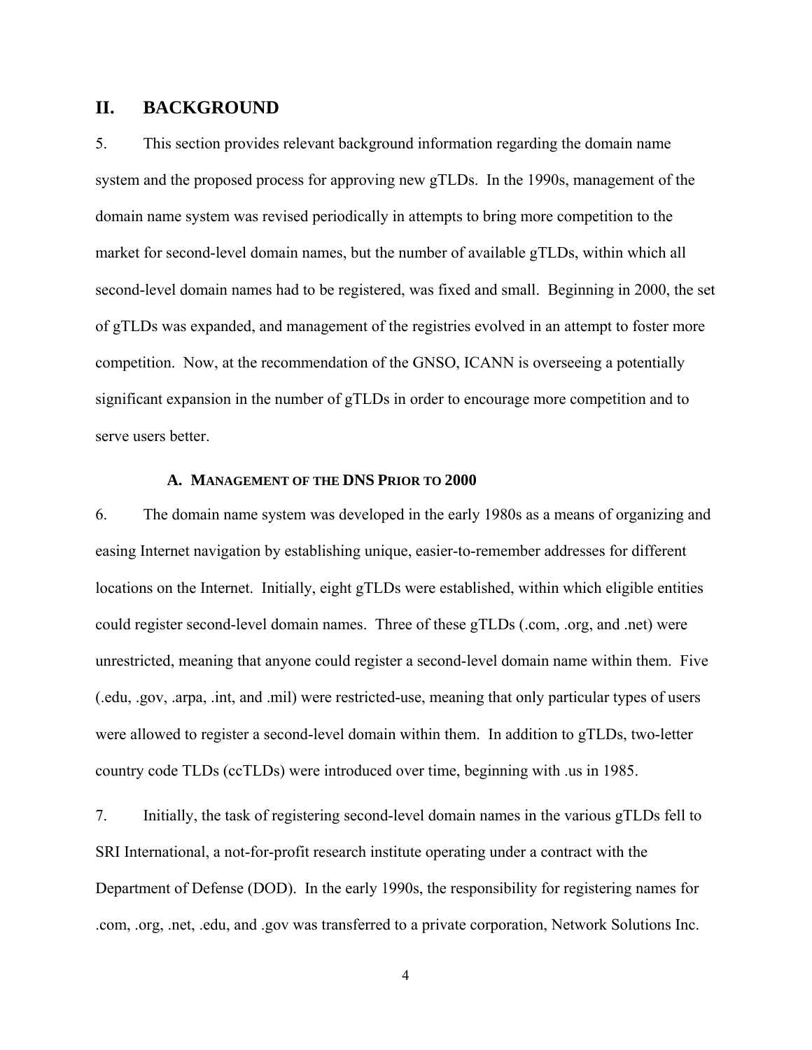## II. BACKGROUND

5. This section provides relevant background information regarding the domain name system and the proposed process for approving new gTLDs. In the 1990s, management of the domain name system was revised periodically in attempts to bring more competition to the market for second-level domain names, but the number of available gTLDs, within which all second-level domain names had to be registered, was fixed and small. Beginning in 2000, the set of gTLDs was expanded, and management of the registries evolved in an attempt to foster more competition. Now, at the recommendation of the GNSO, ICANN is overseeing a potentially significant expansion in the number of gTLDs in order to encourage more competition and to serve users better.

### A. MANAGEMENT OF THE DNS PRIOR TO 2000

6. The domain name system was developed in the early 1980s as a means of organizing and easing Internet navigation by establishing unique, easier-to-remember addresses for different locations on the Internet. Initially, eight gTLDs were established, within which eligible entities could register second-level domain names. Three of these gTLDs (.com, .org, and .net) were unrestricted, meaning that anyone could register a second-level domain name within them. Five (.edu, .gov, .arpa, .int, and .mil) were restricted-use, meaning that only particular types of users were allowed to register a second-level domain within them. In addition to gTLDs, two-letter country code TLDs (ccTLDs) were introduced over time, beginning with .us in 1985.

7. Initially, the task of registering second-level domain names in the various gTLDs fell to SRI International, a not-for-profit research institute operating under a contract with the Department of Defense (DOD). In the early 1990s, the responsibility for registering names for .com, .org, .net, .edu, and .gov was transferred to a private corporation, Network Solutions Inc.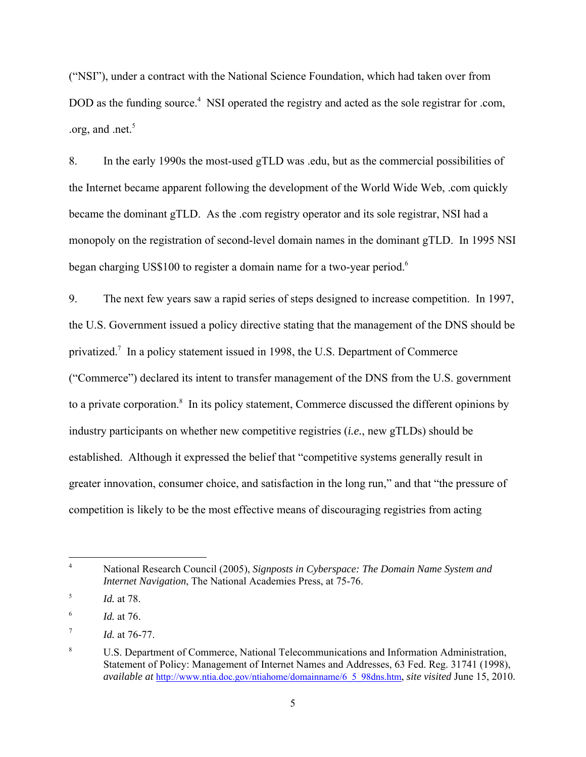("NSI"), under a contract with the National Science Foundation, which had taken over from DOD as the funding source.[4] NSI operated the registry and acted as the sole registrar for .com, .org, and .net.[5]

8. In the early 1990s the most-used gTLD was .edu, but as the commercial possibilities of the Internet became apparent following the development of the World Wide Web, .com quickly became the dominant gTLD. As the .com registry operator and its sole registrar, NSI had a monopoly on the registration of second-level domain names in the dominant gTLD. In 1995 NSI began charging US$100 to register a domain name for a two-year period.[6]

9. The next few years saw a rapid series of steps designed to increase competition. In 1997, the U.S. Government issued a policy directive stating that the management of the DNS should be privatized.[7] In a policy statement issued in 1998, the U.S. Department of Commerce ("Commerce") declared its intent to transfer management of the DNS from the U.S. government to a private corporation.[8] In its policy statement, Commerce discussed the different opinions by industry participants on whether new competitive registries (*i.e.*, new gTLDs) should be established. Although it expressed the belief that "competitive systems generally result in greater innovation, consumer choice, and satisfaction in the long run," and that "the pressure of competition is likely to be the most effective means of discouraging registries from acting

---

[4] National Research Council (2005), *Signposts in Cyberspace: The Domain Name System and Internet Navigation*, The National Academies Press, at 75-76.

[5] *Id.* at 78.

[6] *Id.* at 76.

[7] *Id.* at 76-77.

[8] U.S. Department of Commerce, National Telecommunications and Information Administration, Statement of Policy: Management of Internet Names and Addresses, 63 Fed. Reg. 31741 (1998), *available at* http://www.ntia.doc.gov/ntiahome/domainname/6_5_98dns.htm, *site visited* June 15, 2010.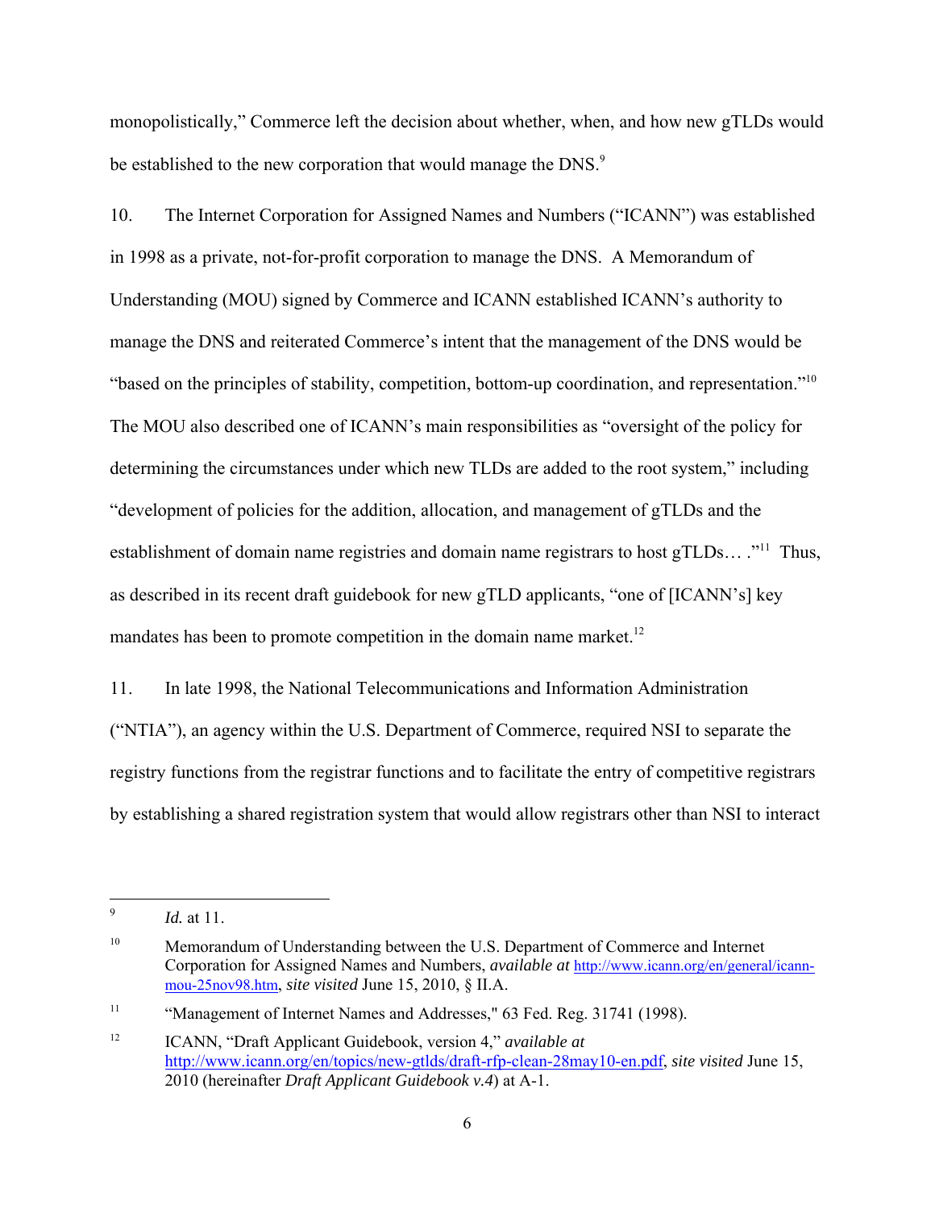monopolistically," Commerce left the decision about whether, when, and how new gTLDs would be established to the new corporation that would manage the DNS.[9]

10. The Internet Corporation for Assigned Names and Numbers ("ICANN") was established in 1998 as a private, not-for-profit corporation to manage the DNS. A Memorandum of Understanding (MOU) signed by Commerce and ICANN established ICANN's authority to manage the DNS and reiterated Commerce's intent that the management of the DNS would be "based on the principles of stability, competition, bottom-up coordination, and representation."[10] The MOU also described one of ICANN's main responsibilities as "oversight of the policy for determining the circumstances under which new TLDs are added to the root system," including "development of policies for the addition, allocation, and management of gTLDs and the establishment of domain name registries and domain name registrars to host gTLDs… ."[11] Thus, as described in its recent draft guidebook for new gTLD applicants, "one of [ICANN's] key mandates has been to promote competition in the domain name market.[12]

11. In late 1998, the National Telecommunications and Information Administration ("NTIA"), an agency within the U.S. Department of Commerce, required NSI to separate the registry functions from the registrar functions and to facilitate the entry of competitive registrars by establishing a shared registration system that would allow registrars other than NSI to interact

---

[9] *Id.* at 11.

[10] Memorandum of Understanding between the U.S. Department of Commerce and Internet Corporation for Assigned Names and Numbers, *available at* http://www.icann.org/en/general/icann-mou-25nov98.htm, *site visited* June 15, 2010, § II.A.

[11] "Management of Internet Names and Addresses," 63 Fed. Reg. 31741 (1998).

[12] ICANN, "Draft Applicant Guidebook, version 4," *available at* http://www.icann.org/en/topics/new-gtlds/draft-rfp-clean-28may10-en.pdf, *site visited* June 15, 2010 (hereinafter *Draft Applicant Guidebook v.4*) at A-1.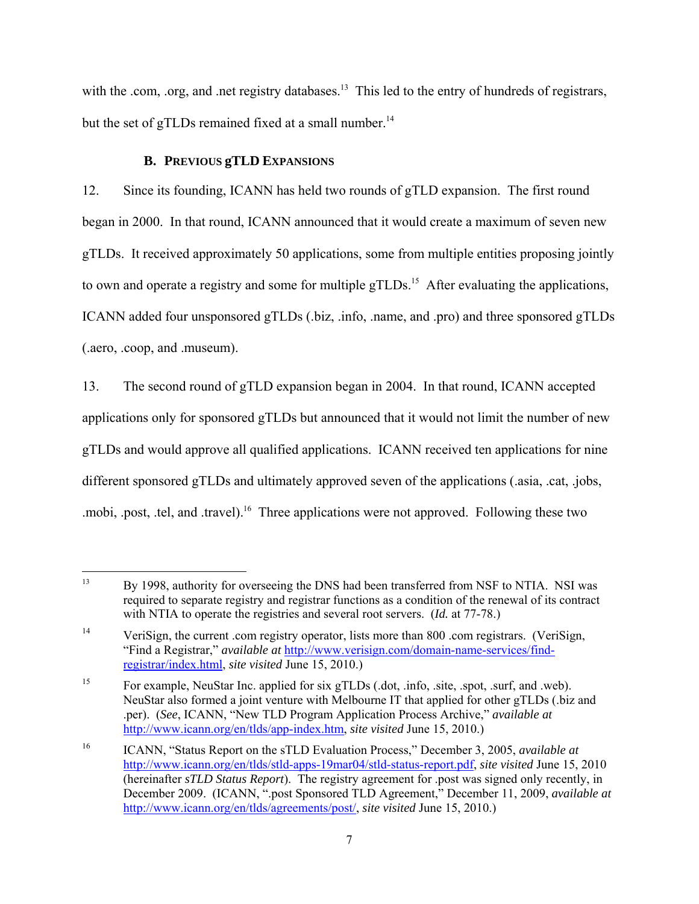with the .com, .org, and .net registry databases.[13] This led to the entry of hundreds of registrars, but the set of gTLDs remained fixed at a small number.[14]

### B. PREVIOUS gTLD EXPANSIONS

12. Since its founding, ICANN has held two rounds of gTLD expansion. The first round began in 2000. In that round, ICANN announced that it would create a maximum of seven new gTLDs. It received approximately 50 applications, some from multiple entities proposing jointly to own and operate a registry and some for multiple gTLDs.[15] After evaluating the applications, ICANN added four unsponsored gTLDs (.biz, .info, .name, and .pro) and three sponsored gTLDs (.aero, .coop, and .museum).

13. The second round of gTLD expansion began in 2004. In that round, ICANN accepted applications only for sponsored gTLDs but announced that it would not limit the number of new gTLDs and would approve all qualified applications. ICANN received ten applications for nine different sponsored gTLDs and ultimately approved seven of the applications (.asia, .cat, .jobs, .mobi, .post, .tel, and .travel).[16] Three applications were not approved. Following these two

---

[13] By 1998, authority for overseeing the DNS had been transferred from NSF to NTIA. NSI was required to separate registry and registrar functions as a condition of the renewal of its contract with NTIA to operate the registries and several root servers. (*Id.* at 77-78.)

[14] VeriSign, the current .com registry operator, lists more than 800 .com registrars. (VeriSign, "Find a Registrar," *available at* http://www.verisign.com/domain-name-services/find-registrar/index.html, *site visited* June 15, 2010.)

[15] For example, NeuStar Inc. applied for six gTLDs (.dot, .info, .site, .spot, .surf, and .web). NeuStar also formed a joint venture with Melbourne IT that applied for other gTLDs (.biz and .per). (*See*, ICANN, "New TLD Program Application Process Archive," *available at* http://www.icann.org/en/tlds/app-index.htm, *site visited* June 15, 2010.)

[16] ICANN, "Status Report on the sTLD Evaluation Process," December 3, 2005, *available at* http://www.icann.org/en/tlds/stld-apps-19mar04/stld-status-report.pdf, *site visited* June 15, 2010 (hereinafter *sTLD Status Report*). The registry agreement for .post was signed only recently, in December 2009. (ICANN, ".post Sponsored TLD Agreement," December 11, 2009, *available at* http://www.icann.org/en/tlds/agreements/post/, *site visited* June 15, 2010.)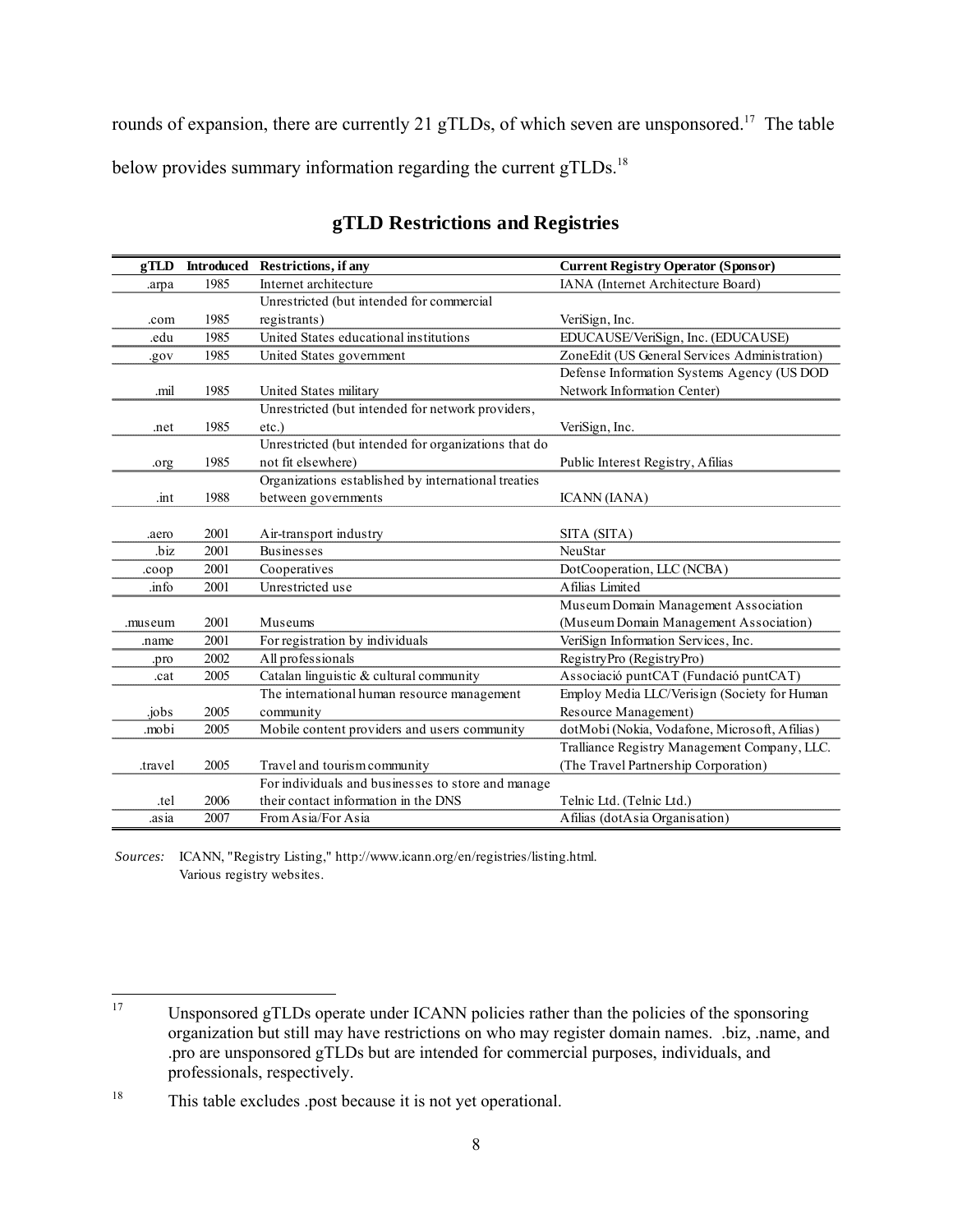rounds of expansion, there are currently 21 gTLDs, of which seven are unsponsored.[17] The table below provides summary information regarding the current gTLDs.[18]

## gTLD Restrictions and Registries

| gTLD | Introduced | Restrictions, if any | Current Registry Operator (Sponsor) |
|---|---|---|---|
| .arpa | 1985 | Internet architecture | IANA (Internet Architecture Board) |
| .com | 1985 | Unrestricted (but intended for commercial registrants) | VeriSign, Inc. |
| .edu | 1985 | United States educational institutions | EDUCAUSE/VeriSign, Inc. (EDUCAUSE) |
| .gov | 1985 | United States government | ZoneEdit (US General Services Administration) |
| .mil | 1985 | United States military | Defense Information Systems Agency (US DOD Network Information Center) |
| .net | 1985 | Unrestricted (but intended for network providers, etc.) | VeriSign, Inc. |
| .org | 1985 | Unrestricted (but intended for organizations that do not fit elsewhere) | Public Interest Registry, Afilias |
| .int | 1988 | Organizations established by international treaties between governments | ICANN (IANA) |
| .aero | 2001 | Air-transport industry | SITA (SITA) |
| .biz | 2001 | Businesses | NeuStar |
| .coop | 2001 | Cooperatives | DotCooperation, LLC (NCBA) |
| .info | 2001 | Unrestricted use | Afilias Limited |
| .museum | 2001 | Museums | Museum Domain Management Association (Museum Domain Management Association) |
| .name | 2001 | For registration by individuals | VeriSign Information Services, Inc. |
| .pro | 2002 | All professionals | RegistryPro (RegistryPro) |
| .cat | 2005 | Catalan linguistic & cultural community | Associació puntCAT (Fundació puntCAT) |
| .jobs | 2005 | The international human resource management community | Employ Media LLC/Verisign (Society for Human Resource Management) |
| .mobi | 2005 | Mobile content providers and users community | dotMobi (Nokia, Vodafone, Microsoft, Afilias) |
| .travel | 2005 | Travel and tourism community | Tralliance Registry Management Company, LLC. (The Travel Partnership Corporation) |
| .tel | 2006 | For individuals and businesses to store and manage their contact information in the DNS | Telnic Ltd. (Telnic Ltd.) |
| .asia | 2007 | From Asia/For Asia | Afilias (dotAsia Organisation) |

*Sources:* ICANN, "Registry Listing," http://www.icann.org/en/registries/listing.html.
Various registry websites.

[17] Unsponsored gTLDs operate under ICANN policies rather than the policies of the sponsoring organization but still may have restrictions on who may register domain names. .biz, .name, and .pro are unsponsored gTLDs but are intended for commercial purposes, individuals, and professionals, respectively.

[18] This table excludes .post because it is not yet operational.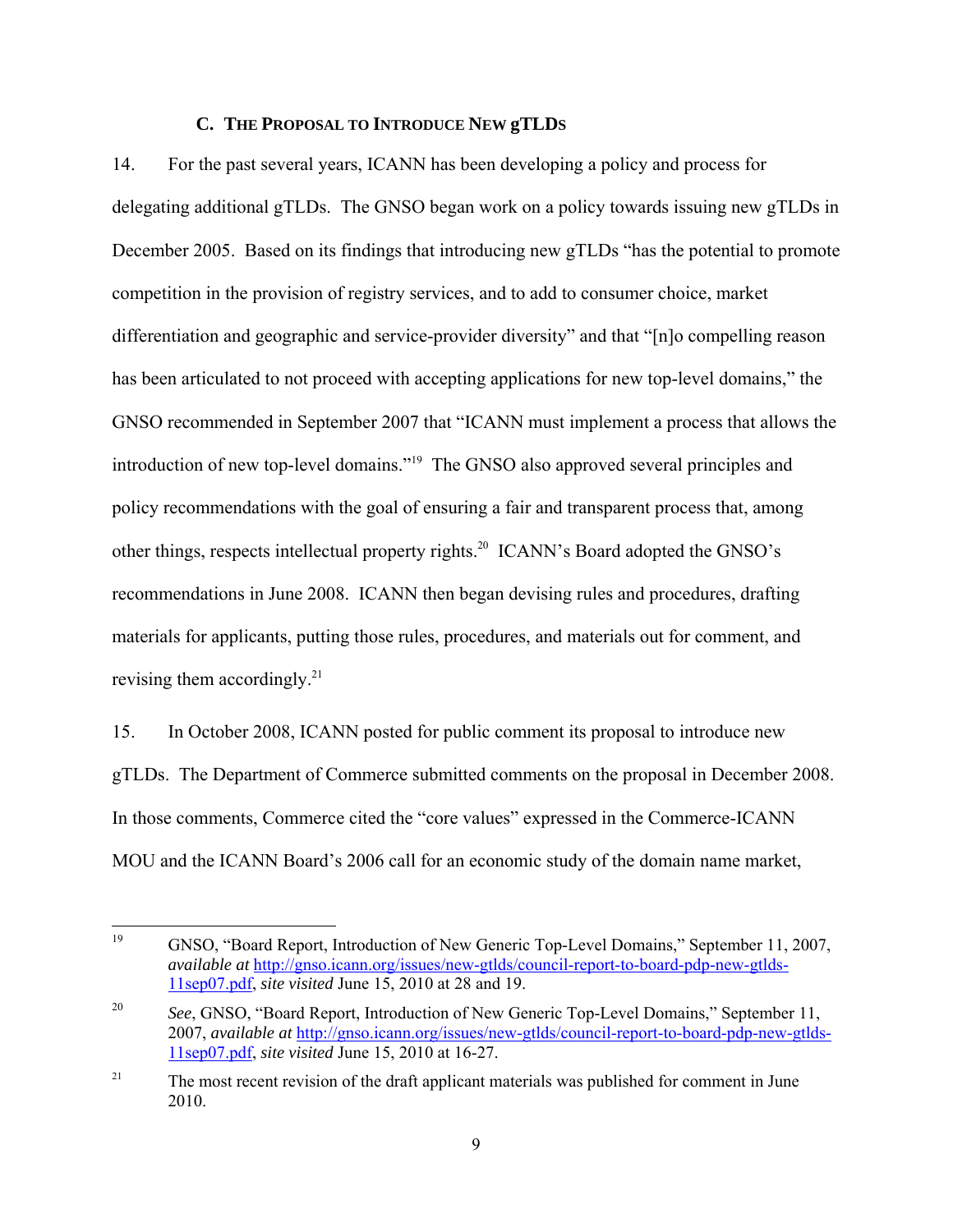### C. THE PROPOSAL TO INTRODUCE NEW gTLDS

14. For the past several years, ICANN has been developing a policy and process for delegating additional gTLDs. The GNSO began work on a policy towards issuing new gTLDs in December 2005. Based on its findings that introducing new gTLDs "has the potential to promote competition in the provision of registry services, and to add to consumer choice, market differentiation and geographic and service-provider diversity" and that "[n]o compelling reason has been articulated to not proceed with accepting applications for new top-level domains," the GNSO recommended in September 2007 that "ICANN must implement a process that allows the introduction of new top-level domains."[19] The GNSO also approved several principles and policy recommendations with the goal of ensuring a fair and transparent process that, among other things, respects intellectual property rights.[20] ICANN's Board adopted the GNSO's recommendations in June 2008. ICANN then began devising rules and procedures, drafting materials for applicants, putting those rules, procedures, and materials out for comment, and revising them accordingly.[21]

15. In October 2008, ICANN posted for public comment its proposal to introduce new gTLDs. The Department of Commerce submitted comments on the proposal in December 2008. In those comments, Commerce cited the "core values" expressed in the Commerce-ICANN MOU and the ICANN Board's 2006 call for an economic study of the domain name market,

---

[19] GNSO, "Board Report, Introduction of New Generic Top-Level Domains," September 11, 2007, *available at* http://gnso.icann.org/issues/new-gtlds/council-report-to-board-pdp-new-gtlds-11sep07.pdf, *site visited* June 15, 2010 at 28 and 19.

[20] *See*, GNSO, "Board Report, Introduction of New Generic Top-Level Domains," September 11, 2007, *available at* http://gnso.icann.org/issues/new-gtlds/council-report-to-board-pdp-new-gtlds-11sep07.pdf, *site visited* June 15, 2010 at 16-27.

[21] The most recent revision of the draft applicant materials was published for comment in June 2010.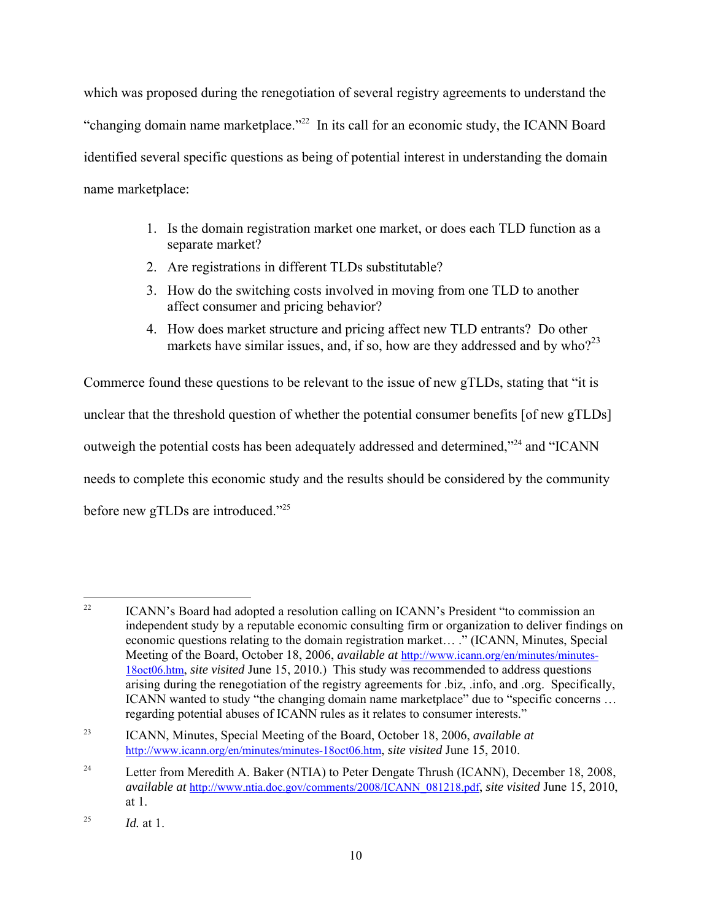which was proposed during the renegotiation of several registry agreements to understand the "changing domain name marketplace."[22] In its call for an economic study, the ICANN Board identified several specific questions as being of potential interest in understanding the domain name marketplace:

1. Is the domain registration market one market, or does each TLD function as a separate market?
2. Are registrations in different TLDs substitutable?
3. How do the switching costs involved in moving from one TLD to another affect consumer and pricing behavior?
4. How does market structure and pricing affect new TLD entrants? Do other markets have similar issues, and, if so, how are they addressed and by who?[23]

Commerce found these questions to be relevant to the issue of new gTLDs, stating that "it is unclear that the threshold question of whether the potential consumer benefits [of new gTLDs] outweigh the potential costs has been adequately addressed and determined,"[24] and "ICANN needs to complete this economic study and the results should be considered by the community before new gTLDs are introduced."[25]

---

[22] ICANN's Board had adopted a resolution calling on ICANN's President "to commission an independent study by a reputable economic consulting firm or organization to deliver findings on economic questions relating to the domain registration market… ." (ICANN, Minutes, Special Meeting of the Board, October 18, 2006, *available at* http://www.icann.org/en/minutes/minutes-18oct06.htm, *site visited* June 15, 2010.) This study was recommended to address questions arising during the renegotiation of the registry agreements for .biz, .info, and .org. Specifically, ICANN wanted to study "the changing domain name marketplace" due to "specific concerns … regarding potential abuses of ICANN rules as it relates to consumer interests."

[23] ICANN, Minutes, Special Meeting of the Board, October 18, 2006, *available at* http://www.icann.org/en/minutes/minutes-18oct06.htm, *site visited* June 15, 2010.

[24] Letter from Meredith A. Baker (NTIA) to Peter Dengate Thrush (ICANN), December 18, 2008, *available at* http://www.ntia.doc.gov/comments/2008/ICANN_081218.pdf, *site visited* June 15, 2010, at 1.

[25] *Id.* at 1.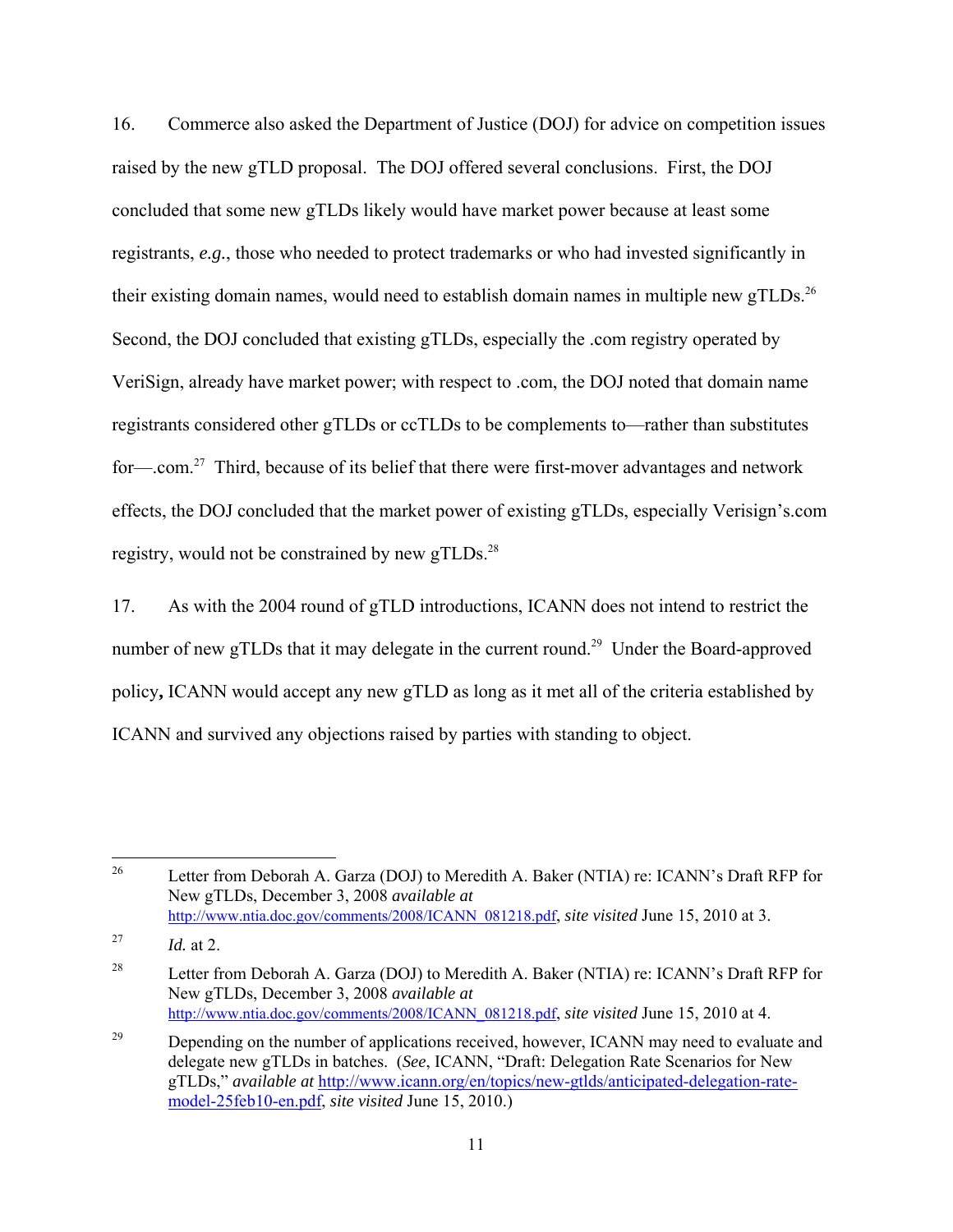16. Commerce also asked the Department of Justice (DOJ) for advice on competition issues raised by the new gTLD proposal. The DOJ offered several conclusions. First, the DOJ concluded that some new gTLDs likely would have market power because at least some registrants, *e.g.*, those who needed to protect trademarks or who had invested significantly in their existing domain names, would need to establish domain names in multiple new gTLDs.[26] Second, the DOJ concluded that existing gTLDs, especially the .com registry operated by VeriSign, already have market power; with respect to .com, the DOJ noted that domain name registrants considered other gTLDs or ccTLDs to be complements to—rather than substitutes for—.com.[27] Third, because of its belief that there were first-mover advantages and network effects, the DOJ concluded that the market power of existing gTLDs, especially Verisign's.com registry, would not be constrained by new gTLDs.[28]

17. As with the 2004 round of gTLD introductions, ICANN does not intend to restrict the number of new gTLDs that it may delegate in the current round.[29] Under the Board-approved policy**,** ICANN would accept any new gTLD as long as it met all of the criteria established by ICANN and survived any objections raised by parties with standing to object.

---

[26] Letter from Deborah A. Garza (DOJ) to Meredith A. Baker (NTIA) re: ICANN's Draft RFP for New gTLDs, December 3, 2008 *available at* http://www.ntia.doc.gov/comments/2008/ICANN_081218.pdf, *site visited* June 15, 2010 at 3.

[27] *Id.* at 2.

[28] Letter from Deborah A. Garza (DOJ) to Meredith A. Baker (NTIA) re: ICANN's Draft RFP for New gTLDs, December 3, 2008 *available at* http://www.ntia.doc.gov/comments/2008/ICANN_081218.pdf, *site visited* June 15, 2010 at 4.

[29] Depending on the number of applications received, however, ICANN may need to evaluate and delegate new gTLDs in batches. (*See*, ICANN, "Draft: Delegation Rate Scenarios for New gTLDs," *available at* http://www.icann.org/en/topics/new-gtlds/anticipated-delegation-rate-model-25feb10-en.pdf, *site visited* June 15, 2010.)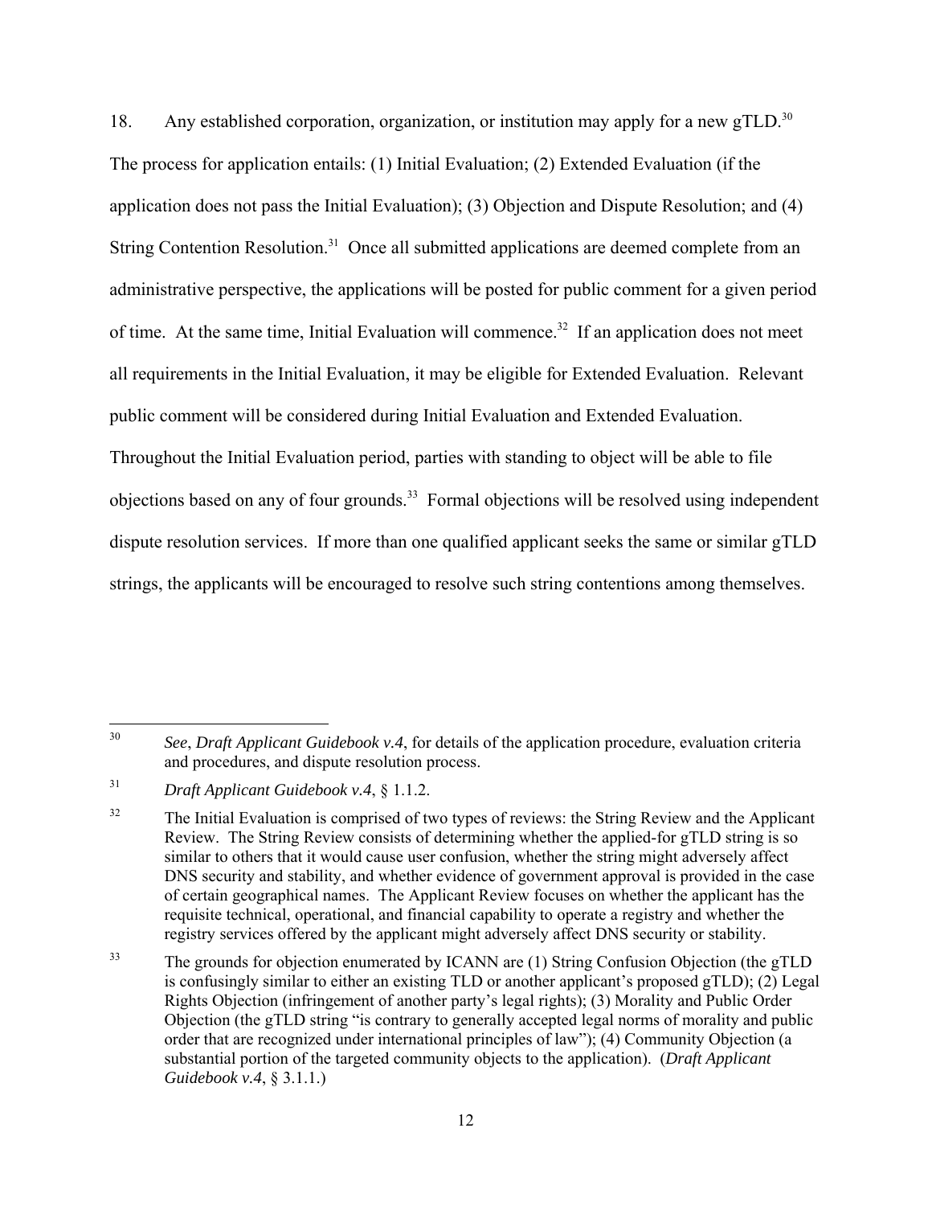18. Any established corporation, organization, or institution may apply for a new gTLD.[30] The process for application entails: (1) Initial Evaluation; (2) Extended Evaluation (if the application does not pass the Initial Evaluation); (3) Objection and Dispute Resolution; and (4) String Contention Resolution.[31] Once all submitted applications are deemed complete from an administrative perspective, the applications will be posted for public comment for a given period of time. At the same time, Initial Evaluation will commence.[32] If an application does not meet all requirements in the Initial Evaluation, it may be eligible for Extended Evaluation. Relevant public comment will be considered during Initial Evaluation and Extended Evaluation. Throughout the Initial Evaluation period, parties with standing to object will be able to file objections based on any of four grounds.[33] Formal objections will be resolved using independent dispute resolution services. If more than one qualified applicant seeks the same or similar gTLD strings, the applicants will be encouraged to resolve such string contentions among themselves.

---

[30] *See*, *Draft Applicant Guidebook v.4*, for details of the application procedure, evaluation criteria and procedures, and dispute resolution process.

[31] *Draft Applicant Guidebook v.4*, § 1.1.2.

[32] The Initial Evaluation is comprised of two types of reviews: the String Review and the Applicant Review. The String Review consists of determining whether the applied-for gTLD string is so similar to others that it would cause user confusion, whether the string might adversely affect DNS security and stability, and whether evidence of government approval is provided in the case of certain geographical names. The Applicant Review focuses on whether the applicant has the requisite technical, operational, and financial capability to operate a registry and whether the registry services offered by the applicant might adversely affect DNS security or stability.

[33] The grounds for objection enumerated by ICANN are (1) String Confusion Objection (the gTLD is confusingly similar to either an existing TLD or another applicant's proposed gTLD); (2) Legal Rights Objection (infringement of another party's legal rights); (3) Morality and Public Order Objection (the gTLD string "is contrary to generally accepted legal norms of morality and public order that are recognized under international principles of law"); (4) Community Objection (a substantial portion of the targeted community objects to the application). (*Draft Applicant Guidebook v.4*, § 3.1.1.)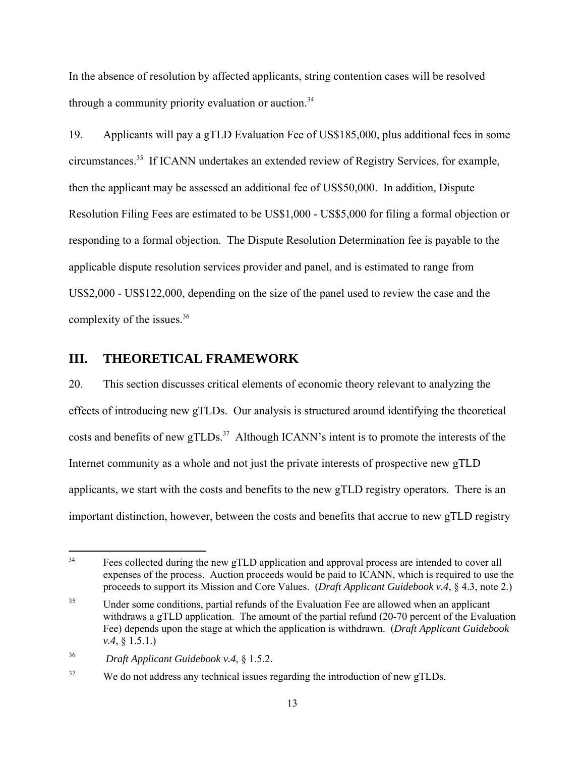In the absence of resolution by affected applicants, string contention cases will be resolved through a community priority evaluation or auction.[34]

19. Applicants will pay a gTLD Evaluation Fee of US$185,000, plus additional fees in some circumstances.[35] If ICANN undertakes an extended review of Registry Services, for example, then the applicant may be assessed an additional fee of US$50,000. In addition, Dispute Resolution Filing Fees are estimated to be US$1,000 - US$5,000 for filing a formal objection or responding to a formal objection. The Dispute Resolution Determination fee is payable to the applicable dispute resolution services provider and panel, and is estimated to range from US$2,000 - US$122,000, depending on the size of the panel used to review the case and the complexity of the issues.[36]

## III. THEORETICAL FRAMEWORK

20. This section discusses critical elements of economic theory relevant to analyzing the effects of introducing new gTLDs. Our analysis is structured around identifying the theoretical costs and benefits of new gTLDs.[37] Although ICANN's intent is to promote the interests of the Internet community as a whole and not just the private interests of prospective new gTLD applicants, we start with the costs and benefits to the new gTLD registry operators. There is an important distinction, however, between the costs and benefits that accrue to new gTLD registry

---

[34] Fees collected during the new gTLD application and approval process are intended to cover all expenses of the process. Auction proceeds would be paid to ICANN, which is required to use the proceeds to support its Mission and Core Values. (*Draft Applicant Guidebook v.4*, § 4.3, note 2.)

[35] Under some conditions, partial refunds of the Evaluation Fee are allowed when an applicant withdraws a gTLD application. The amount of the partial refund (20-70 percent of the Evaluation Fee) depends upon the stage at which the application is withdrawn. (*Draft Applicant Guidebook v.4*, § 1.5.1.)

[36] *Draft Applicant Guidebook v.4*, § 1.5.2.

[37] We do not address any technical issues regarding the introduction of new gTLDs.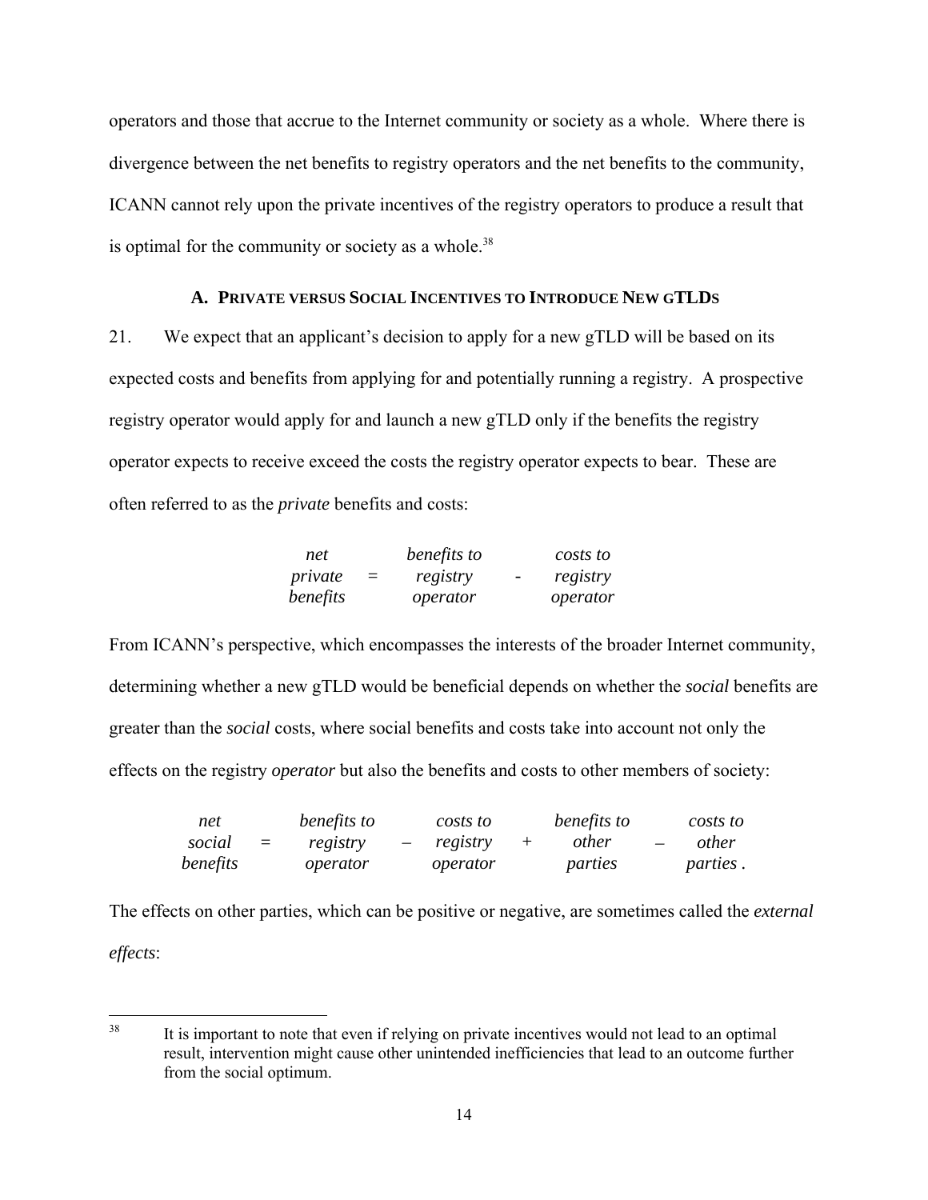operators and those that accrue to the Internet community or society as a whole. Where there is divergence between the net benefits to registry operators and the net benefits to the community, ICANN cannot rely upon the private incentives of the registry operators to produce a result that is optimal for the community or society as a whole.[38]

### A. Private versus Social Incentives to Introduce New gTLDs

21. We expect that an applicant's decision to apply for a new gTLD will be based on its expected costs and benefits from applying for and potentially running a registry. A prospective registry operator would apply for and launch a new gTLD only if the benefits the registry operator expects to receive exceed the costs the registry operator expects to bear. These are often referred to as the *private* benefits and costs:

$$\textit{net private benefits} = \textit{benefits to registry operator} - \textit{costs to registry operator}$$

From ICANN's perspective, which encompasses the interests of the broader Internet community, determining whether a new gTLD would be beneficial depends on whether the *social* benefits are greater than the *social* costs, where social benefits and costs take into account not only the effects on the registry *operator* but also the benefits and costs to other members of society:

$$\textit{net social benefits} = \textit{benefits to registry operator} - \textit{costs to registry operator} + \textit{benefits to other parties} - \textit{costs to other parties}.$$

The effects on other parties, which can be positive or negative, are sometimes called the *external effects*:

[38] It is important to note that even if relying on private incentives would not lead to an optimal result, intervention might cause other unintended inefficiencies that lead to an outcome further from the social optimum.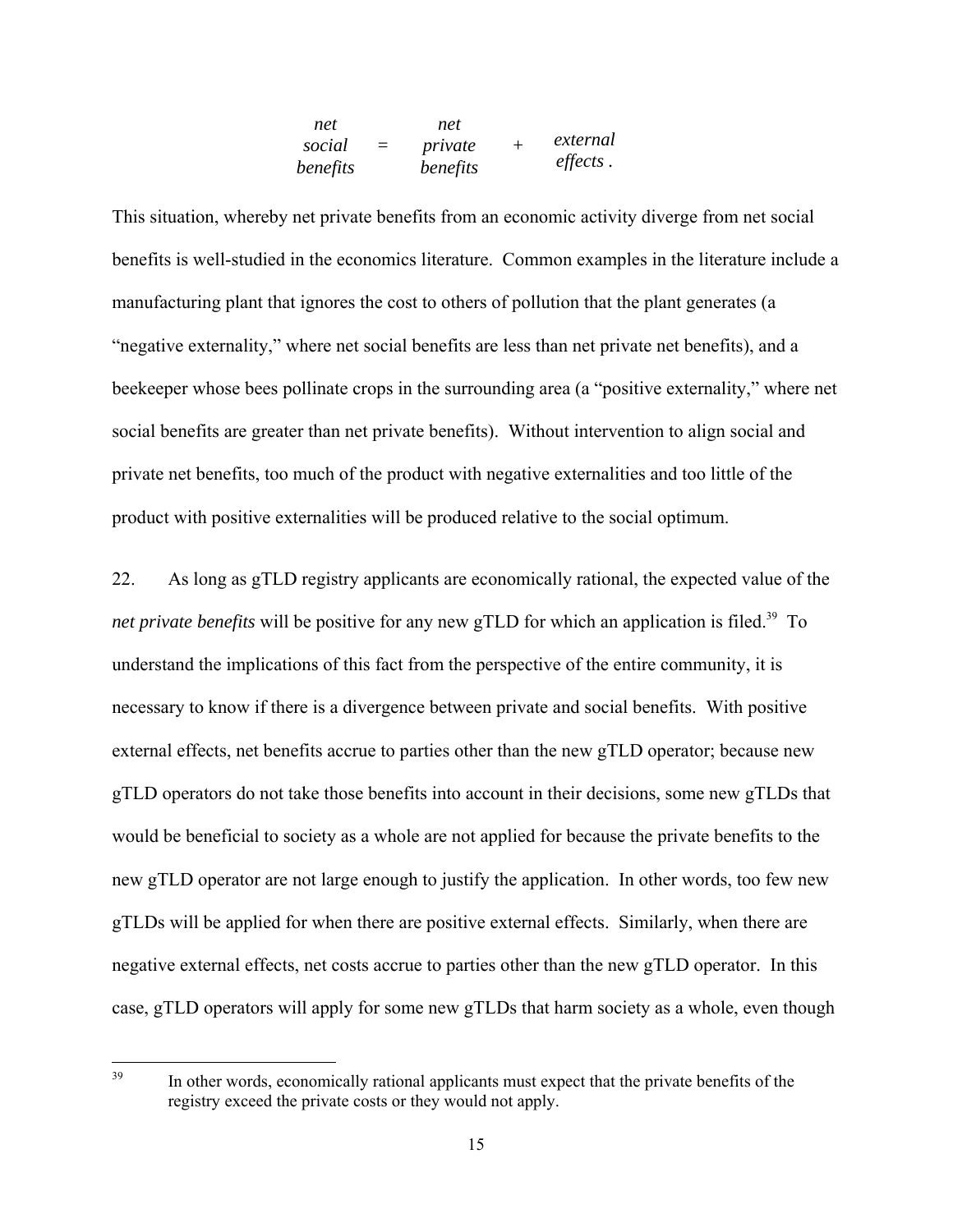$$\begin{matrix} \textit{net} \\ \textit{social} \\ \textit{benefits} \end{matrix} = \begin{matrix} \textit{net} \\ \textit{private} \\ \textit{benefits} \end{matrix} + \begin{matrix} \textit{external} \\ \textit{effects} \end{matrix}.$$

This situation, whereby net private benefits from an economic activity diverge from net social benefits is well-studied in the economics literature. Common examples in the literature include a manufacturing plant that ignores the cost to others of pollution that the plant generates (a "negative externality," where net social benefits are less than net private net benefits), and a beekeeper whose bees pollinate crops in the surrounding area (a "positive externality," where net social benefits are greater than net private benefits). Without intervention to align social and private net benefits, too much of the product with negative externalities and too little of the product with positive externalities will be produced relative to the social optimum.

22. As long as gTLD registry applicants are economically rational, the expected value of the *net private benefits* will be positive for any new gTLD for which an application is filed.[39] To understand the implications of this fact from the perspective of the entire community, it is necessary to know if there is a divergence between private and social benefits. With positive external effects, net benefits accrue to parties other than the new gTLD operator; because new gTLD operators do not take those benefits into account in their decisions, some new gTLDs that would be beneficial to society as a whole are not applied for because the private benefits to the new gTLD operator are not large enough to justify the application. In other words, too few new gTLDs will be applied for when there are positive external effects. Similarly, when there are negative external effects, net costs accrue to parties other than the new gTLD operator. In this case, gTLD operators will apply for some new gTLDs that harm society as a whole, even though

[39] In other words, economically rational applicants must expect that the private benefits of the registry exceed the private costs or they would not apply.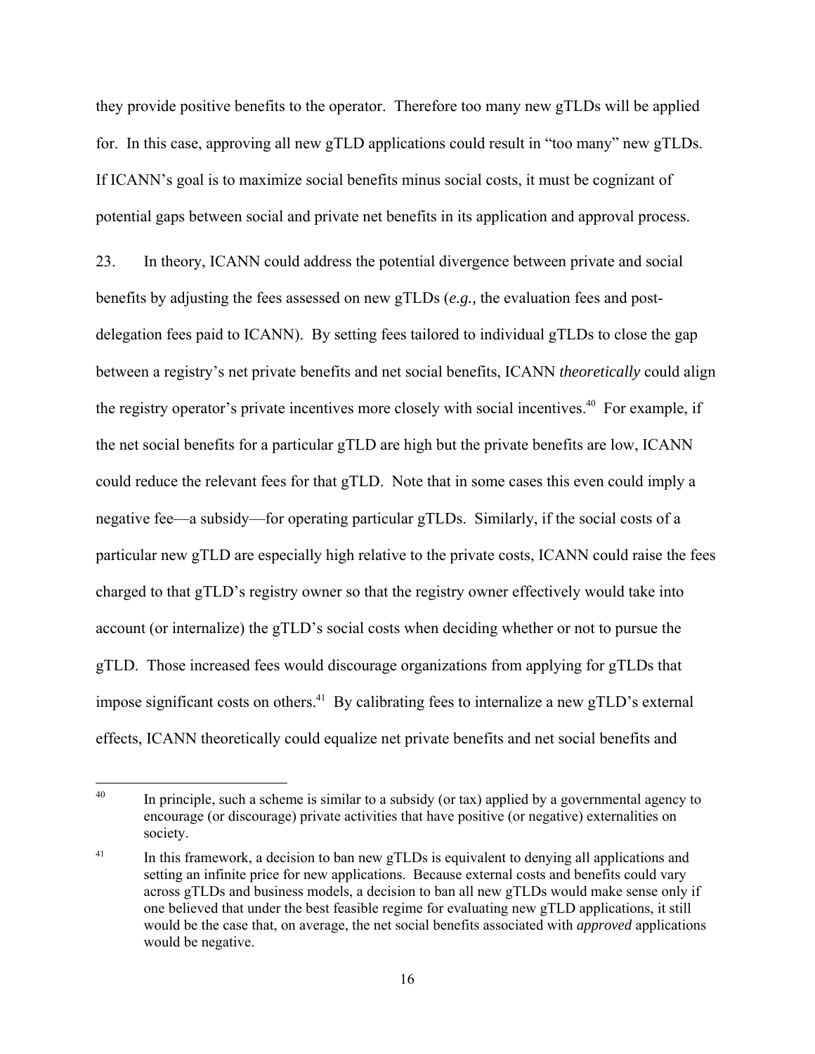they provide positive benefits to the operator. Therefore too many new gTLDs will be applied for. In this case, approving all new gTLD applications could result in "too many" new gTLDs. If ICANN's goal is to maximize social benefits minus social costs, it must be cognizant of potential gaps between social and private net benefits in its application and approval process.

23. In theory, ICANN could address the potential divergence between private and social benefits by adjusting the fees assessed on new gTLDs (*e.g.,* the evaluation fees and post-delegation fees paid to ICANN). By setting fees tailored to individual gTLDs to close the gap between a registry's net private benefits and net social benefits, ICANN *theoretically* could align the registry operator's private incentives more closely with social incentives.[40] For example, if the net social benefits for a particular gTLD are high but the private benefits are low, ICANN could reduce the relevant fees for that gTLD. Note that in some cases this even could imply a negative fee—a subsidy—for operating particular gTLDs. Similarly, if the social costs of a particular new gTLD are especially high relative to the private costs, ICANN could raise the fees charged to that gTLD's registry owner so that the registry owner effectively would take into account (or internalize) the gTLD's social costs when deciding whether or not to pursue the gTLD. Those increased fees would discourage organizations from applying for gTLDs that impose significant costs on others.[41] By calibrating fees to internalize a new gTLD's external effects, ICANN theoretically could equalize net private benefits and net social benefits and

---

[40] In principle, such a scheme is similar to a subsidy (or tax) applied by a governmental agency to encourage (or discourage) private activities that have positive (or negative) externalities on society.

[41] In this framework, a decision to ban new gTLDs is equivalent to denying all applications and setting an infinite price for new applications. Because external costs and benefits could vary across gTLDs and business models, a decision to ban all new gTLDs would make sense only if one believed that under the best feasible regime for evaluating new gTLD applications, it still would be the case that, on average, the net social benefits associated with *approved* applications would be negative.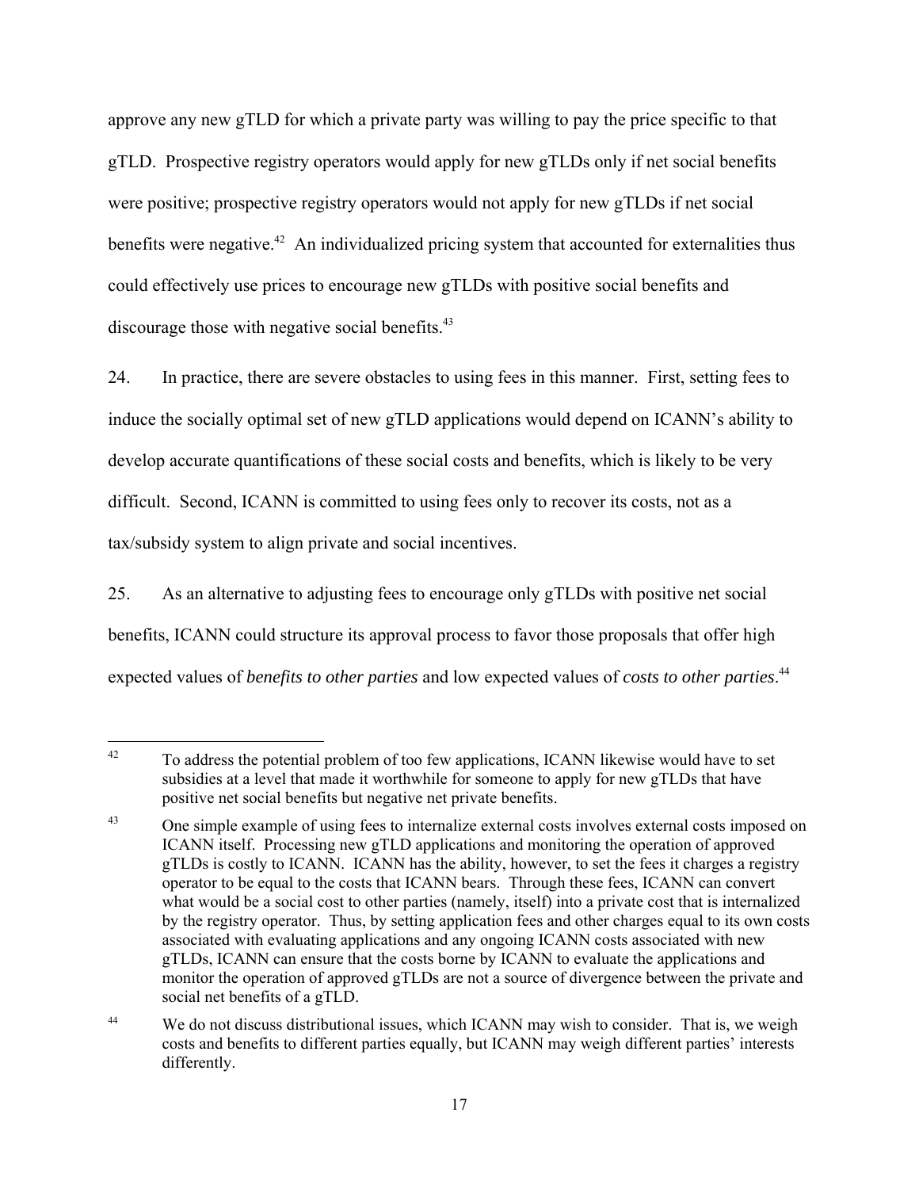approve any new gTLD for which a private party was willing to pay the price specific to that gTLD. Prospective registry operators would apply for new gTLDs only if net social benefits were positive; prospective registry operators would not apply for new gTLDs if net social benefits were negative.[42] An individualized pricing system that accounted for externalities thus could effectively use prices to encourage new gTLDs with positive social benefits and discourage those with negative social benefits.[43]

24. In practice, there are severe obstacles to using fees in this manner. First, setting fees to induce the socially optimal set of new gTLD applications would depend on ICANN's ability to develop accurate quantifications of these social costs and benefits, which is likely to be very difficult. Second, ICANN is committed to using fees only to recover its costs, not as a tax/subsidy system to align private and social incentives.

25. As an alternative to adjusting fees to encourage only gTLDs with positive net social benefits, ICANN could structure its approval process to favor those proposals that offer high expected values of *benefits to other parties* and low expected values of *costs to other parties*.[44]

---

[42] To address the potential problem of too few applications, ICANN likewise would have to set subsidies at a level that made it worthwhile for someone to apply for new gTLDs that have positive net social benefits but negative net private benefits.

[43] One simple example of using fees to internalize external costs involves external costs imposed on ICANN itself. Processing new gTLD applications and monitoring the operation of approved gTLDs is costly to ICANN. ICANN has the ability, however, to set the fees it charges a registry operator to be equal to the costs that ICANN bears. Through these fees, ICANN can convert what would be a social cost to other parties (namely, itself) into a private cost that is internalized by the registry operator. Thus, by setting application fees and other charges equal to its own costs associated with evaluating applications and any ongoing ICANN costs associated with new gTLDs, ICANN can ensure that the costs borne by ICANN to evaluate the applications and monitor the operation of approved gTLDs are not a source of divergence between the private and social net benefits of a gTLD.

[44] We do not discuss distributional issues, which ICANN may wish to consider. That is, we weigh costs and benefits to different parties equally, but ICANN may weigh different parties' interests differently.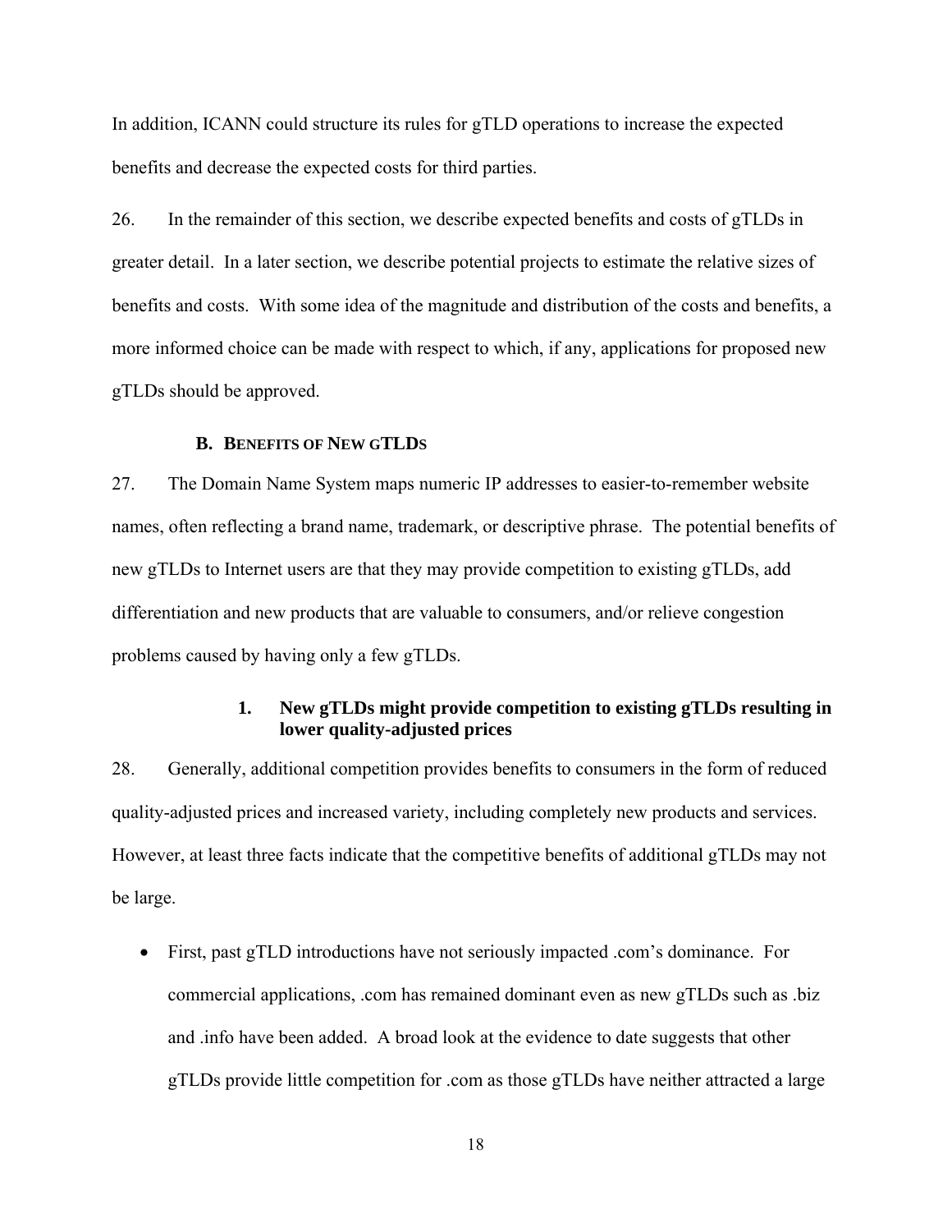In addition, ICANN could structure its rules for gTLD operations to increase the expected benefits and decrease the expected costs for third parties.

26. In the remainder of this section, we describe expected benefits and costs of gTLDs in greater detail. In a later section, we describe potential projects to estimate the relative sizes of benefits and costs. With some idea of the magnitude and distribution of the costs and benefits, a more informed choice can be made with respect to which, if any, applications for proposed new gTLDs should be approved.

### B. BENEFITS OF NEW GTLDS

27. The Domain Name System maps numeric IP addresses to easier-to-remember website names, often reflecting a brand name, trademark, or descriptive phrase. The potential benefits of new gTLDs to Internet users are that they may provide competition to existing gTLDs, add differentiation and new products that are valuable to consumers, and/or relieve congestion problems caused by having only a few gTLDs.

#### 1. New gTLDs might provide competition to existing gTLDs resulting in lower quality-adjusted prices

28. Generally, additional competition provides benefits to consumers in the form of reduced quality-adjusted prices and increased variety, including completely new products and services. However, at least three facts indicate that the competitive benefits of additional gTLDs may not be large.

- First, past gTLD introductions have not seriously impacted .com's dominance. For commercial applications, .com has remained dominant even as new gTLDs such as .biz and .info have been added. A broad look at the evidence to date suggests that other gTLDs provide little competition for .com as those gTLDs have neither attracted a large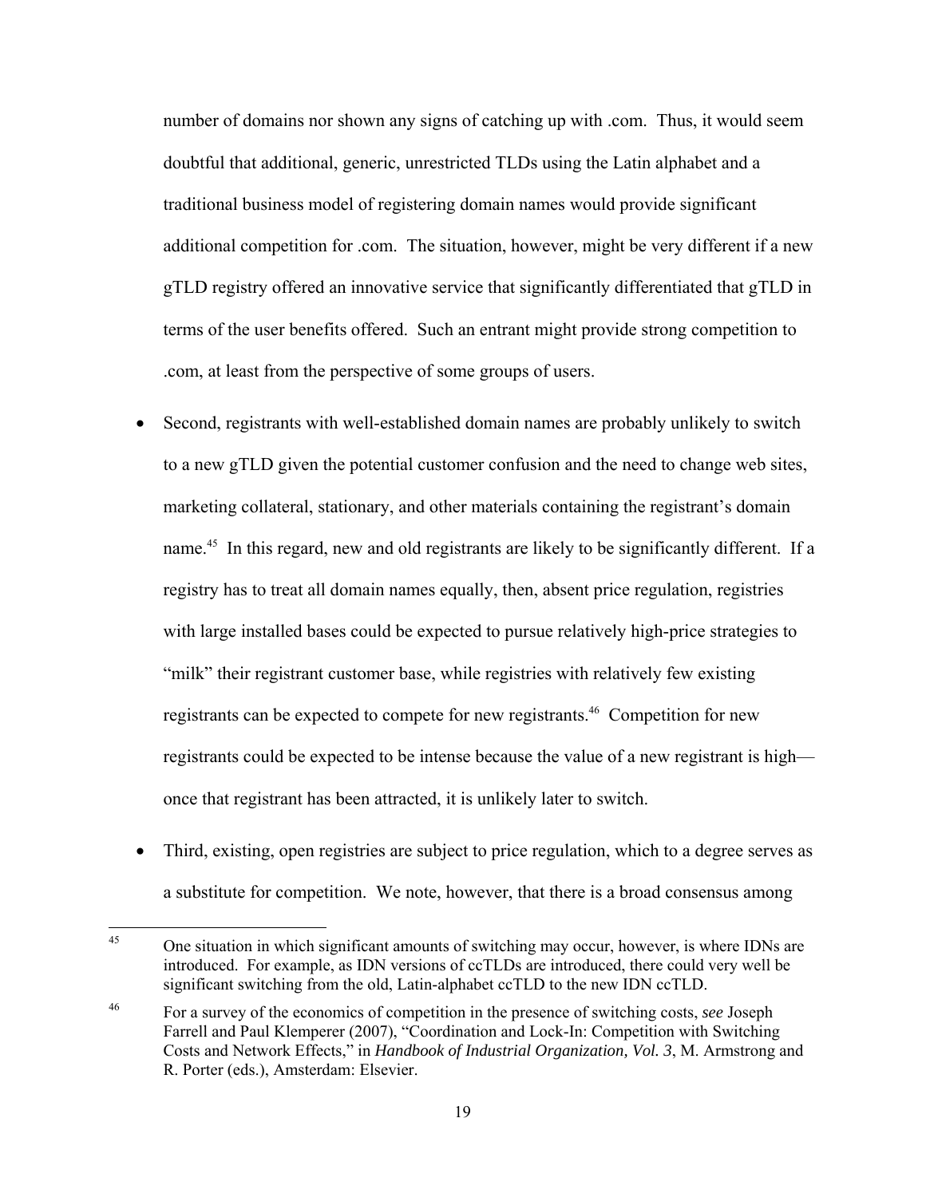number of domains nor shown any signs of catching up with .com. Thus, it would seem doubtful that additional, generic, unrestricted TLDs using the Latin alphabet and a traditional business model of registering domain names would provide significant additional competition for .com. The situation, however, might be very different if a new gTLD registry offered an innovative service that significantly differentiated that gTLD in terms of the user benefits offered. Such an entrant might provide strong competition to .com, at least from the perspective of some groups of users.

- Second, registrants with well-established domain names are probably unlikely to switch to a new gTLD given the potential customer confusion and the need to change web sites, marketing collateral, stationary, and other materials containing the registrant's domain name.[45] In this regard, new and old registrants are likely to be significantly different. If a registry has to treat all domain names equally, then, absent price regulation, registries with large installed bases could be expected to pursue relatively high-price strategies to "milk" their registrant customer base, while registries with relatively few existing registrants can be expected to compete for new registrants.[46] Competition for new registrants could be expected to be intense because the value of a new registrant is high—once that registrant has been attracted, it is unlikely later to switch.

- Third, existing, open registries are subject to price regulation, which to a degree serves as a substitute for competition. We note, however, that there is a broad consensus among

---

[45] One situation in which significant amounts of switching may occur, however, is where IDNs are introduced. For example, as IDN versions of ccTLDs are introduced, there could very well be significant switching from the old, Latin-alphabet ccTLD to the new IDN ccTLD.

[46] For a survey of the economics of competition in the presence of switching costs, *see* Joseph Farrell and Paul Klemperer (2007), "Coordination and Lock-In: Competition with Switching Costs and Network Effects," in *Handbook of Industrial Organization, Vol. 3*, M. Armstrong and R. Porter (eds.), Amsterdam: Elsevier.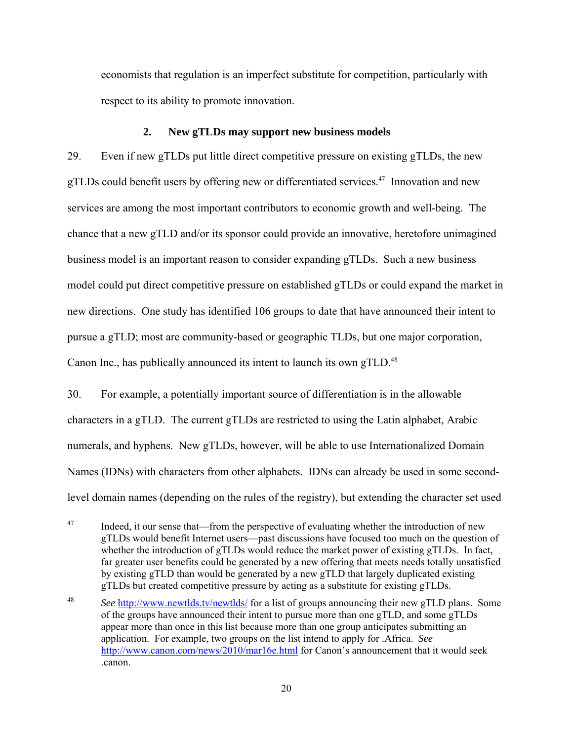economists that regulation is an imperfect substitute for competition, particularly with respect to its ability to promote innovation.

### 2. New gTLDs may support new business models

29. Even if new gTLDs put little direct competitive pressure on existing gTLDs, the new gTLDs could benefit users by offering new or differentiated services.[47] Innovation and new services are among the most important contributors to economic growth and well-being. The chance that a new gTLD and/or its sponsor could provide an innovative, heretofore unimagined business model is an important reason to consider expanding gTLDs. Such a new business model could put direct competitive pressure on established gTLDs or could expand the market in new directions. One study has identified 106 groups to date that have announced their intent to pursue a gTLD; most are community-based or geographic TLDs, but one major corporation, Canon Inc., has publically announced its intent to launch its own gTLD.[48]

30. For example, a potentially important source of differentiation is in the allowable characters in a gTLD. The current gTLDs are restricted to using the Latin alphabet, Arabic numerals, and hyphens. New gTLDs, however, will be able to use Internationalized Domain Names (IDNs) with characters from other alphabets. IDNs can already be used in some second-level domain names (depending on the rules of the registry), but extending the character set used

---

[47] Indeed, it our sense that—from the perspective of evaluating whether the introduction of new gTLDs would benefit Internet users—past discussions have focused too much on the question of whether the introduction of gTLDs would reduce the market power of existing gTLDs. In fact, far greater user benefits could be generated by a new offering that meets needs totally unsatisfied by existing gTLD than would be generated by a new gTLD that largely duplicated existing gTLDs but created competitive pressure by acting as a substitute for existing gTLDs.

[48] *See* http://www.newtlds.tv/newtlds/ for a list of groups announcing their new gTLD plans. Some of the groups have announced their intent to pursue more than one gTLD, and some gTLDs appear more than once in this list because more than one group anticipates submitting an application. For example, two groups on the list intend to apply for .Africa. *See* http://www.canon.com/news/2010/mar16e.html for Canon's announcement that it would seek .canon.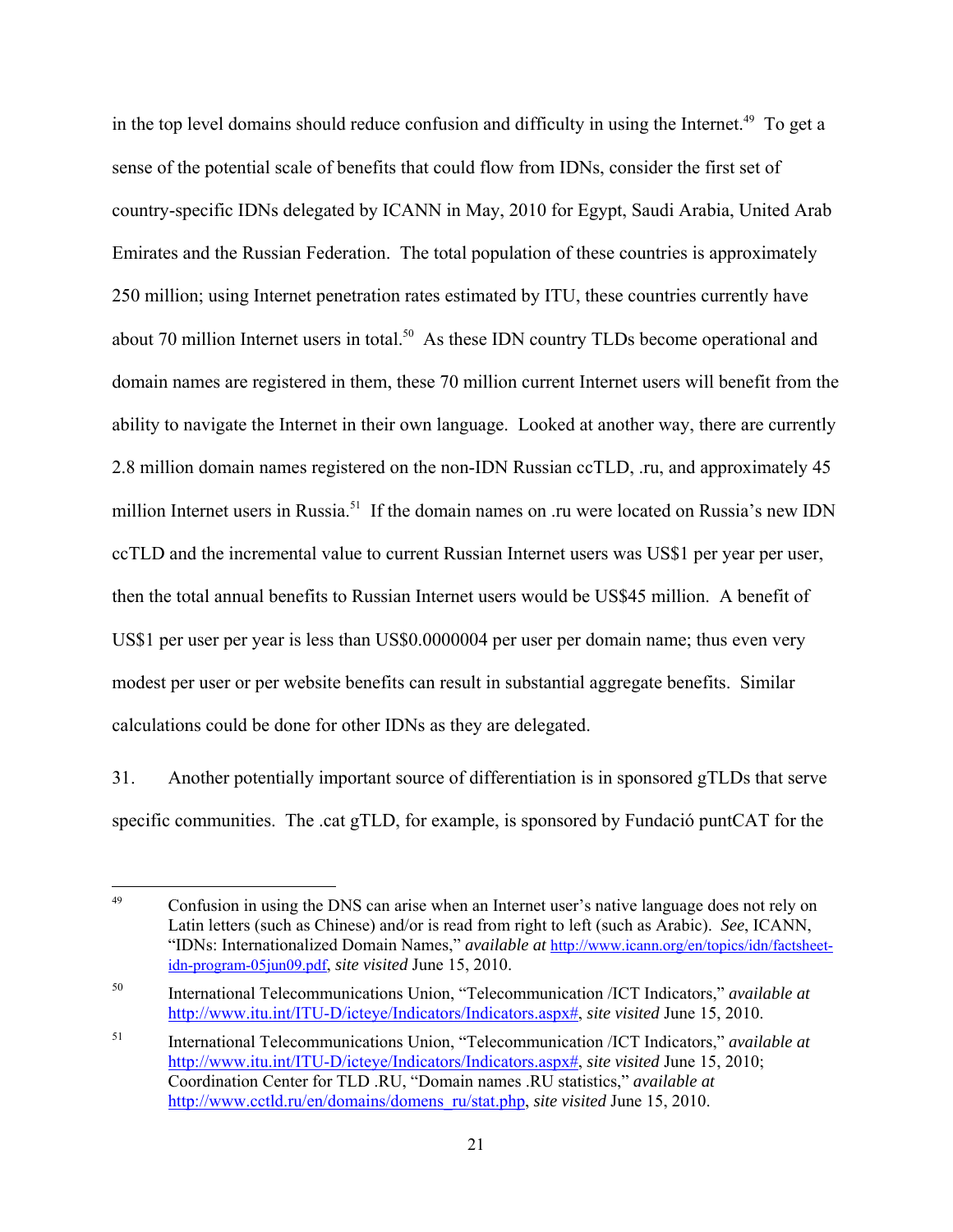in the top level domains should reduce confusion and difficulty in using the Internet.[49] To get a sense of the potential scale of benefits that could flow from IDNs, consider the first set of country-specific IDNs delegated by ICANN in May, 2010 for Egypt, Saudi Arabia, United Arab Emirates and the Russian Federation. The total population of these countries is approximately 250 million; using Internet penetration rates estimated by ITU, these countries currently have about 70 million Internet users in total.[50] As these IDN country TLDs become operational and domain names are registered in them, these 70 million current Internet users will benefit from the ability to navigate the Internet in their own language. Looked at another way, there are currently 2.8 million domain names registered on the non-IDN Russian ccTLD, .ru, and approximately 45 million Internet users in Russia.[51] If the domain names on .ru were located on Russia's new IDN ccTLD and the incremental value to current Russian Internet users was US$1 per year per user, then the total annual benefits to Russian Internet users would be US$45 million. A benefit of US$1 per user per year is less than US$0.0000004 per user per domain name; thus even very modest per user or per website benefits can result in substantial aggregate benefits. Similar calculations could be done for other IDNs as they are delegated.

31. Another potentially important source of differentiation is in sponsored gTLDs that serve specific communities. The .cat gTLD, for example, is sponsored by Fundació puntCAT for the

---

[49] Confusion in using the DNS can arise when an Internet user's native language does not rely on Latin letters (such as Chinese) and/or is read from right to left (such as Arabic). *See*, ICANN, "IDNs: Internationalized Domain Names," *available at* http://www.icann.org/en/topics/idn/factsheet-idn-program-05jun09.pdf, *site visited* June 15, 2010.

[50] International Telecommunications Union, "Telecommunication /ICT Indicators," *available at* http://www.itu.int/ITU-D/icteye/Indicators/Indicators.aspx#, *site visited* June 15, 2010.

[51] International Telecommunications Union, "Telecommunication /ICT Indicators," *available at* http://www.itu.int/ITU-D/icteye/Indicators/Indicators.aspx#, *site visited* June 15, 2010; Coordination Center for TLD .RU, "Domain names .RU statistics," *available at* http://www.cctld.ru/en/domains/domens_ru/stat.php, *site visited* June 15, 2010.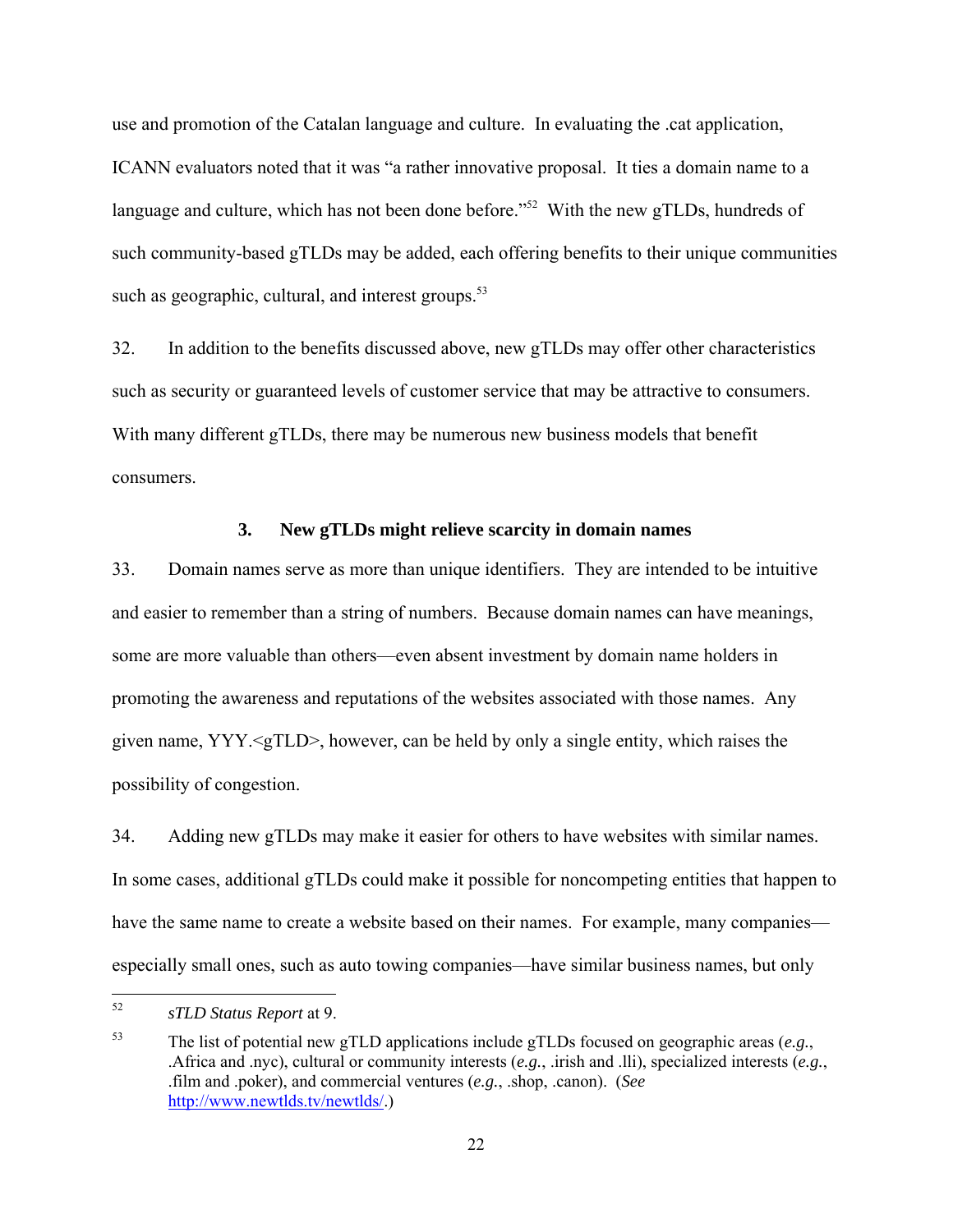use and promotion of the Catalan language and culture. In evaluating the .cat application, ICANN evaluators noted that it was "a rather innovative proposal. It ties a domain name to a language and culture, which has not been done before."[52] With the new gTLDs, hundreds of such community-based gTLDs may be added, each offering benefits to their unique communities such as geographic, cultural, and interest groups.[53]

32. In addition to the benefits discussed above, new gTLDs may offer other characteristics such as security or guaranteed levels of customer service that may be attractive to consumers. With many different gTLDs, there may be numerous new business models that benefit consumers.

### 3. New gTLDs might relieve scarcity in domain names

33. Domain names serve as more than unique identifiers. They are intended to be intuitive and easier to remember than a string of numbers. Because domain names can have meanings, some are more valuable than others—even absent investment by domain name holders in promoting the awareness and reputations of the websites associated with those names. Any given name, YYY.<gTLD>, however, can be held by only a single entity, which raises the possibility of congestion.

34. Adding new gTLDs may make it easier for others to have websites with similar names. In some cases, additional gTLDs could make it possible for noncompeting entities that happen to have the same name to create a website based on their names. For example, many companies—especially small ones, such as auto towing companies—have similar business names, but only

---

52 *sTLD Status Report* at 9.

53 The list of potential new gTLD applications include gTLDs focused on geographic areas (*e.g.*, .Africa and .nyc), cultural or community interests (*e.g.*, .irish and .lli), specialized interests (*e.g.*, .film and .poker), and commercial ventures (*e.g.*, .shop, .canon). (*See* http://www.newtlds.tv/newtlds/.)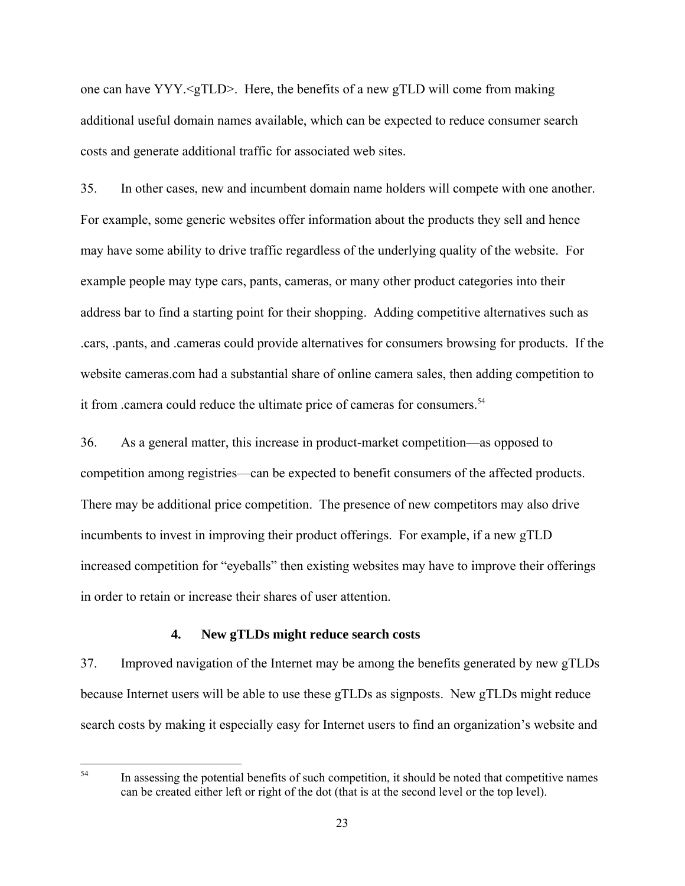one can have YYY.<gTLD>. Here, the benefits of a new gTLD will come from making additional useful domain names available, which can be expected to reduce consumer search costs and generate additional traffic for associated web sites.

35. In other cases, new and incumbent domain name holders will compete with one another. For example, some generic websites offer information about the products they sell and hence may have some ability to drive traffic regardless of the underlying quality of the website. For example people may type cars, pants, cameras, or many other product categories into their address bar to find a starting point for their shopping. Adding competitive alternatives such as .cars, .pants, and .cameras could provide alternatives for consumers browsing for products. If the website cameras.com had a substantial share of online camera sales, then adding competition to it from .camera could reduce the ultimate price of cameras for consumers.[54]

36. As a general matter, this increase in product-market competition—as opposed to competition among registries—can be expected to benefit consumers of the affected products. There may be additional price competition. The presence of new competitors may also drive incumbents to invest in improving their product offerings. For example, if a new gTLD increased competition for "eyeballs" then existing websites may have to improve their offerings in order to retain or increase their shares of user attention.

#### 4. New gTLDs might reduce search costs

37. Improved navigation of the Internet may be among the benefits generated by new gTLDs because Internet users will be able to use these gTLDs as signposts. New gTLDs might reduce search costs by making it especially easy for Internet users to find an organization's website and

---

[54] In assessing the potential benefits of such competition, it should be noted that competitive names can be created either left or right of the dot (that is at the second level or the top level).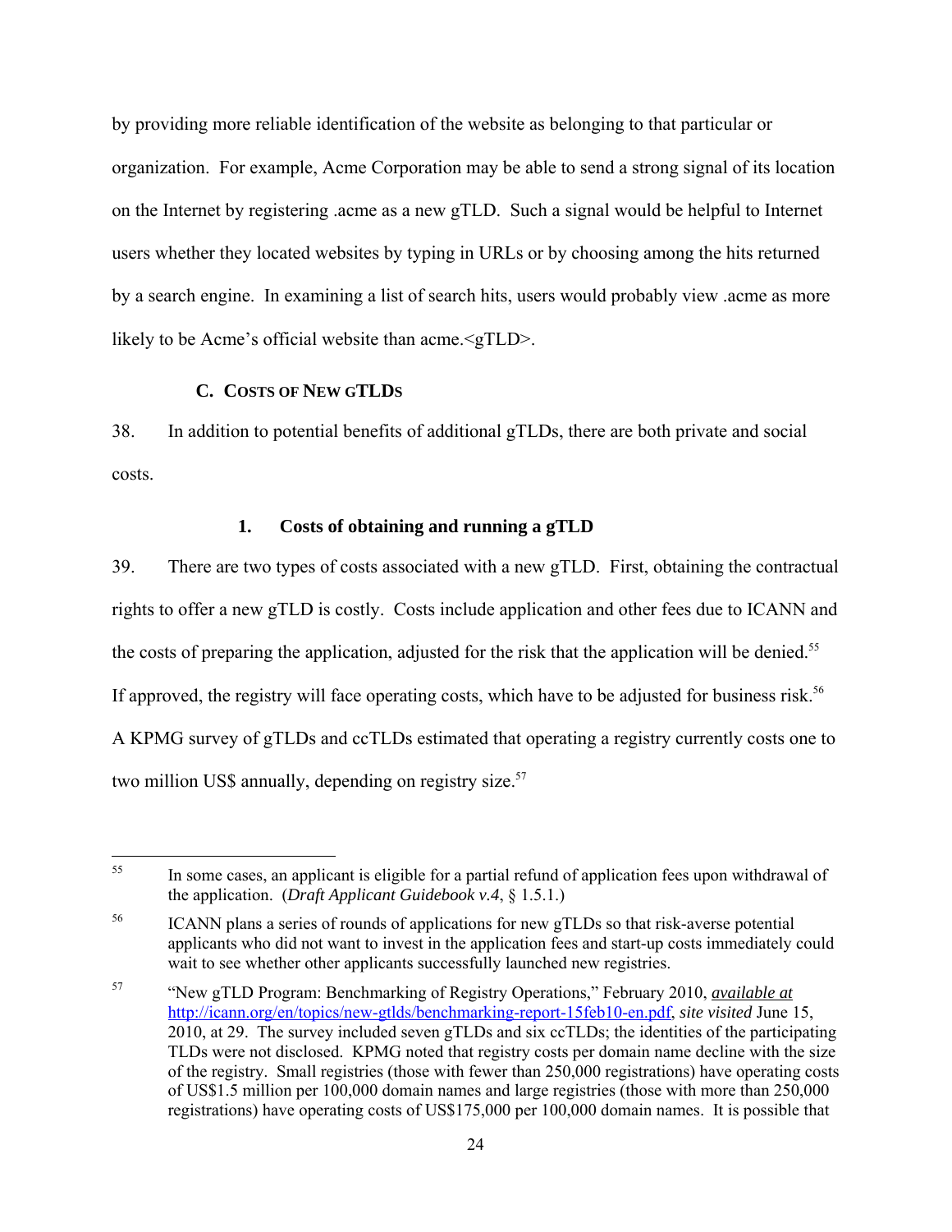by providing more reliable identification of the website as belonging to that particular or organization. For example, Acme Corporation may be able to send a strong signal of its location on the Internet by registering .acme as a new gTLD. Such a signal would be helpful to Internet users whether they located websites by typing in URLs or by choosing among the hits returned by a search engine. In examining a list of search hits, users would probably view .acme as more likely to be Acme's official website than acme.<gTLD>.

### C. COSTS OF NEW gTLDS

38. In addition to potential benefits of additional gTLDs, there are both private and social costs.

#### 1. Costs of obtaining and running a gTLD

39. There are two types of costs associated with a new gTLD. First, obtaining the contractual rights to offer a new gTLD is costly. Costs include application and other fees due to ICANN and the costs of preparing the application, adjusted for the risk that the application will be denied.[55] If approved, the registry will face operating costs, which have to be adjusted for business risk.[56] A KPMG survey of gTLDs and ccTLDs estimated that operating a registry currently costs one to two million US$ annually, depending on registry size.[57]

---

[55] In some cases, an applicant is eligible for a partial refund of application fees upon withdrawal of the application. (*Draft Applicant Guidebook v.4*, § 1.5.1.)

[56] ICANN plans a series of rounds of applications for new gTLDs so that risk-averse potential applicants who did not want to invest in the application fees and start-up costs immediately could wait to see whether other applicants successfully launched new registries.

[57] "New gTLD Program: Benchmarking of Registry Operations," February 2010, ***available at*** http://icann.org/en/topics/new-gtlds/benchmarking-report-15feb10-en.pdf, *site visited* June 15, 2010, at 29. The survey included seven gTLDs and six ccTLDs; the identities of the participating TLDs were not disclosed. KPMG noted that registry costs per domain name decline with the size of the registry. Small registries (those with fewer than 250,000 registrations) have operating costs of US$1.5 million per 100,000 domain names and large registries (those with more than 250,000 registrations) have operating costs of US$175,000 per 100,000 domain names. It is possible that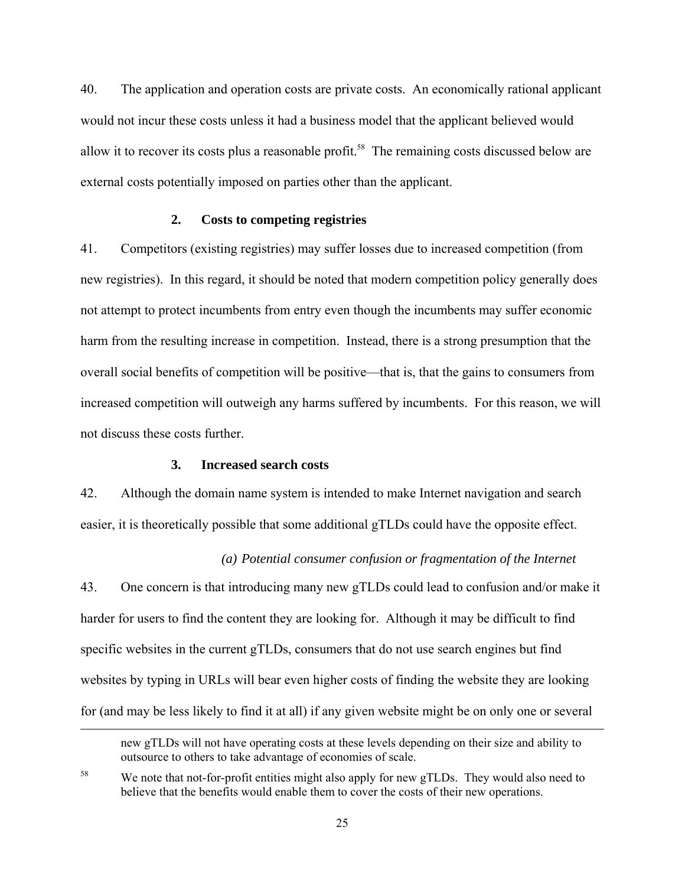40. The application and operation costs are private costs. An economically rational applicant would not incur these costs unless it had a business model that the applicant believed would allow it to recover its costs plus a reasonable profit.[58] The remaining costs discussed below are external costs potentially imposed on parties other than the applicant.

#### 2. Costs to competing registries

41. Competitors (existing registries) may suffer losses due to increased competition (from new registries). In this regard, it should be noted that modern competition policy generally does not attempt to protect incumbents from entry even though the incumbents may suffer economic harm from the resulting increase in competition. Instead, there is a strong presumption that the overall social benefits of competition will be positive—that is, that the gains to consumers from increased competition will outweigh any harms suffered by incumbents. For this reason, we will not discuss these costs further.

#### 3. Increased search costs

42. Although the domain name system is intended to make Internet navigation and search easier, it is theoretically possible that some additional gTLDs could have the opposite effect.

*(a) Potential consumer confusion or fragmentation of the Internet*

43. One concern is that introducing many new gTLDs could lead to confusion and/or make it harder for users to find the content they are looking for. Although it may be difficult to find specific websites in the current gTLDs, consumers that do not use search engines but find websites by typing in URLs will bear even higher costs of finding the website they are looking for (and may be less likely to find it at all) if any given website might be on only one or several

---

new gTLDs will not have operating costs at these levels depending on their size and ability to outsource to others to take advantage of economies of scale.

[58] We note that not-for-profit entities might also apply for new gTLDs. They would also need to believe that the benefits would enable them to cover the costs of their new operations.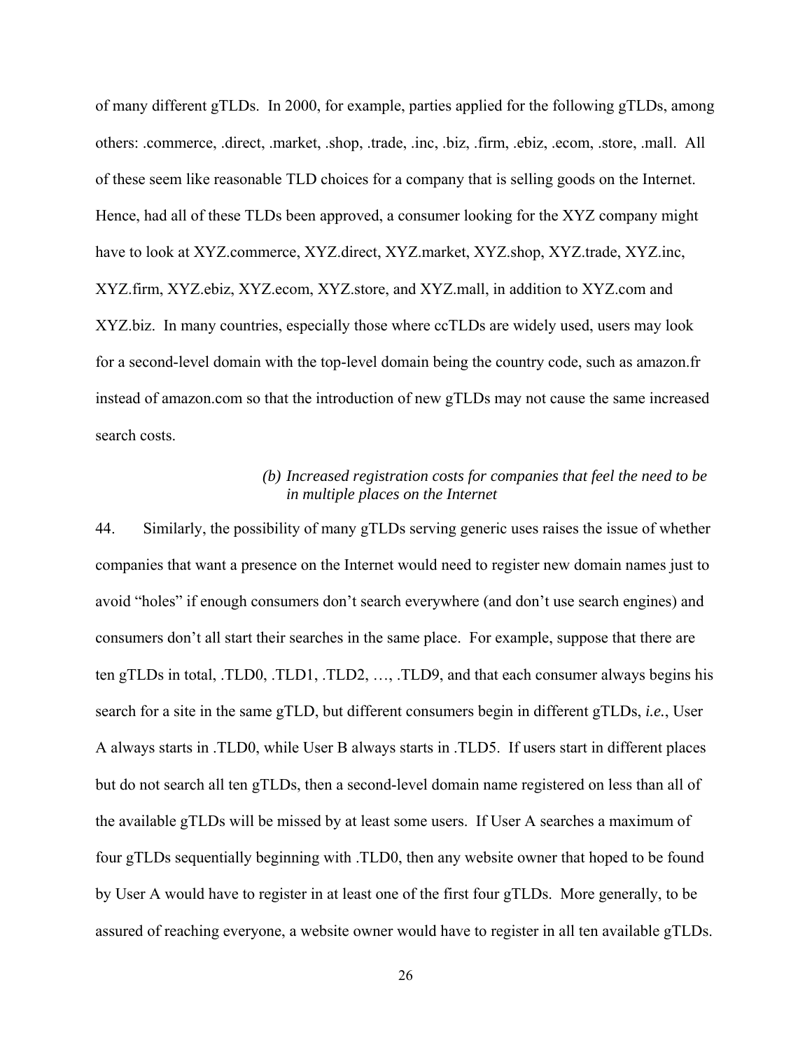of many different gTLDs. In 2000, for example, parties applied for the following gTLDs, among others: .commerce, .direct, .market, .shop, .trade, .inc, .biz, .firm, .ebiz, .ecom, .store, .mall. All of these seem like reasonable TLD choices for a company that is selling goods on the Internet. Hence, had all of these TLDs been approved, a consumer looking for the XYZ company might have to look at XYZ.commerce, XYZ.direct, XYZ.market, XYZ.shop, XYZ.trade, XYZ.inc, XYZ.firm, XYZ.ebiz, XYZ.ecom, XYZ.store, and XYZ.mall, in addition to XYZ.com and XYZ.biz. In many countries, especially those where ccTLDs are widely used, users may look for a second-level domain with the top-level domain being the country code, such as amazon.fr instead of amazon.com so that the introduction of new gTLDs may not cause the same increased search costs.

*(b) Increased registration costs for companies that feel the need to be in multiple places on the Internet*

44. Similarly, the possibility of many gTLDs serving generic uses raises the issue of whether companies that want a presence on the Internet would need to register new domain names just to avoid "holes" if enough consumers don't search everywhere (and don't use search engines) and consumers don't all start their searches in the same place. For example, suppose that there are ten gTLDs in total, .TLD0, .TLD1, .TLD2, …, .TLD9, and that each consumer always begins his search for a site in the same gTLD, but different consumers begin in different gTLDs, *i.e.*, User A always starts in .TLD0, while User B always starts in .TLD5. If users start in different places but do not search all ten gTLDs, then a second-level domain name registered on less than all of the available gTLDs will be missed by at least some users. If User A searches a maximum of four gTLDs sequentially beginning with .TLD0, then any website owner that hoped to be found by User A would have to register in at least one of the first four gTLDs. More generally, to be assured of reaching everyone, a website owner would have to register in all ten available gTLDs.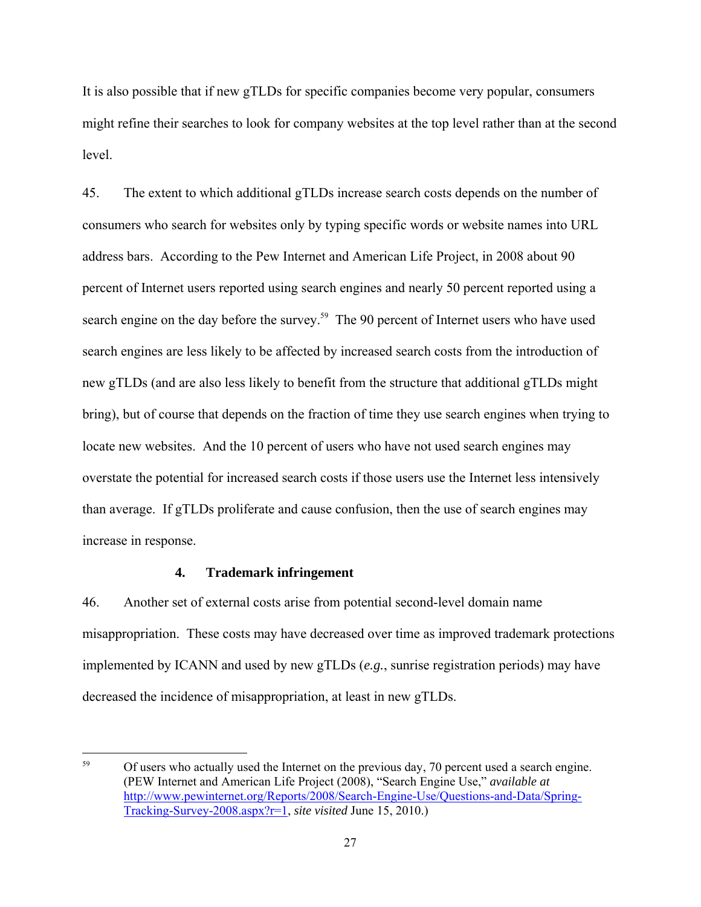It is also possible that if new gTLDs for specific companies become very popular, consumers might refine their searches to look for company websites at the top level rather than at the second level.

45. The extent to which additional gTLDs increase search costs depends on the number of consumers who search for websites only by typing specific words or website names into URL address bars. According to the Pew Internet and American Life Project, in 2008 about 90 percent of Internet users reported using search engines and nearly 50 percent reported using a search engine on the day before the survey.[59] The 90 percent of Internet users who have used search engines are less likely to be affected by increased search costs from the introduction of new gTLDs (and are also less likely to benefit from the structure that additional gTLDs might bring), but of course that depends on the fraction of time they use search engines when trying to locate new websites. And the 10 percent of users who have not used search engines may overstate the potential for increased search costs if those users use the Internet less intensively than average. If gTLDs proliferate and cause confusion, then the use of search engines may increase in response.

### 4. Trademark infringement

46. Another set of external costs arise from potential second-level domain name misappropriation. These costs may have decreased over time as improved trademark protections implemented by ICANN and used by new gTLDs (*e.g.*, sunrise registration periods) may have decreased the incidence of misappropriation, at least in new gTLDs.

---

[59] Of users who actually used the Internet on the previous day, 70 percent used a search engine. (PEW Internet and American Life Project (2008), "Search Engine Use," *available at* http://www.pewinternet.org/Reports/2008/Search-Engine-Use/Questions-and-Data/Spring-Tracking-Survey-2008.aspx?r=1, *site visited* June 15, 2010.)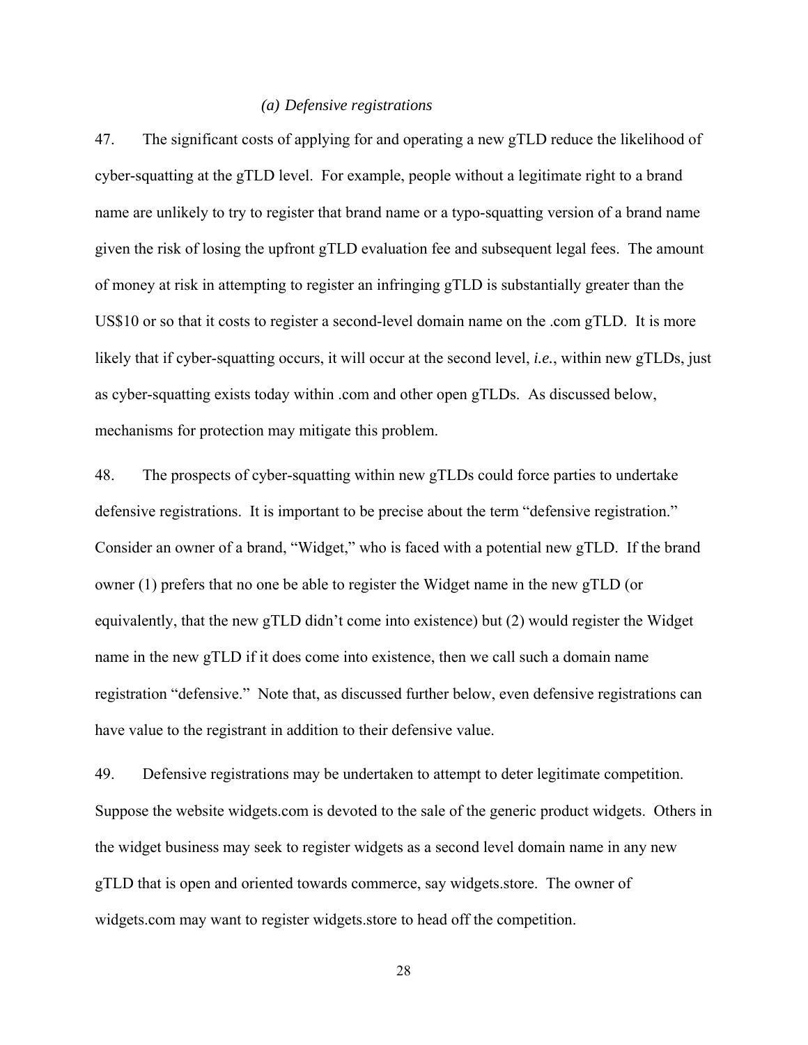### *(a) Defensive registrations*

47. The significant costs of applying for and operating a new gTLD reduce the likelihood of cyber-squatting at the gTLD level. For example, people without a legitimate right to a brand name are unlikely to try to register that brand name or a typo-squatting version of a brand name given the risk of losing the upfront gTLD evaluation fee and subsequent legal fees. The amount of money at risk in attempting to register an infringing gTLD is substantially greater than the US$10 or so that it costs to register a second-level domain name on the .com gTLD. It is more likely that if cyber-squatting occurs, it will occur at the second level, *i.e.*, within new gTLDs, just as cyber-squatting exists today within .com and other open gTLDs. As discussed below, mechanisms for protection may mitigate this problem.

48. The prospects of cyber-squatting within new gTLDs could force parties to undertake defensive registrations. It is important to be precise about the term "defensive registration." Consider an owner of a brand, "Widget," who is faced with a potential new gTLD. If the brand owner (1) prefers that no one be able to register the Widget name in the new gTLD (or equivalently, that the new gTLD didn't come into existence) but (2) would register the Widget name in the new gTLD if it does come into existence, then we call such a domain name registration "defensive." Note that, as discussed further below, even defensive registrations can have value to the registrant in addition to their defensive value.

49. Defensive registrations may be undertaken to attempt to deter legitimate competition. Suppose the website widgets.com is devoted to the sale of the generic product widgets. Others in the widget business may seek to register widgets as a second level domain name in any new gTLD that is open and oriented towards commerce, say widgets.store. The owner of widgets.com may want to register widgets.store to head off the competition.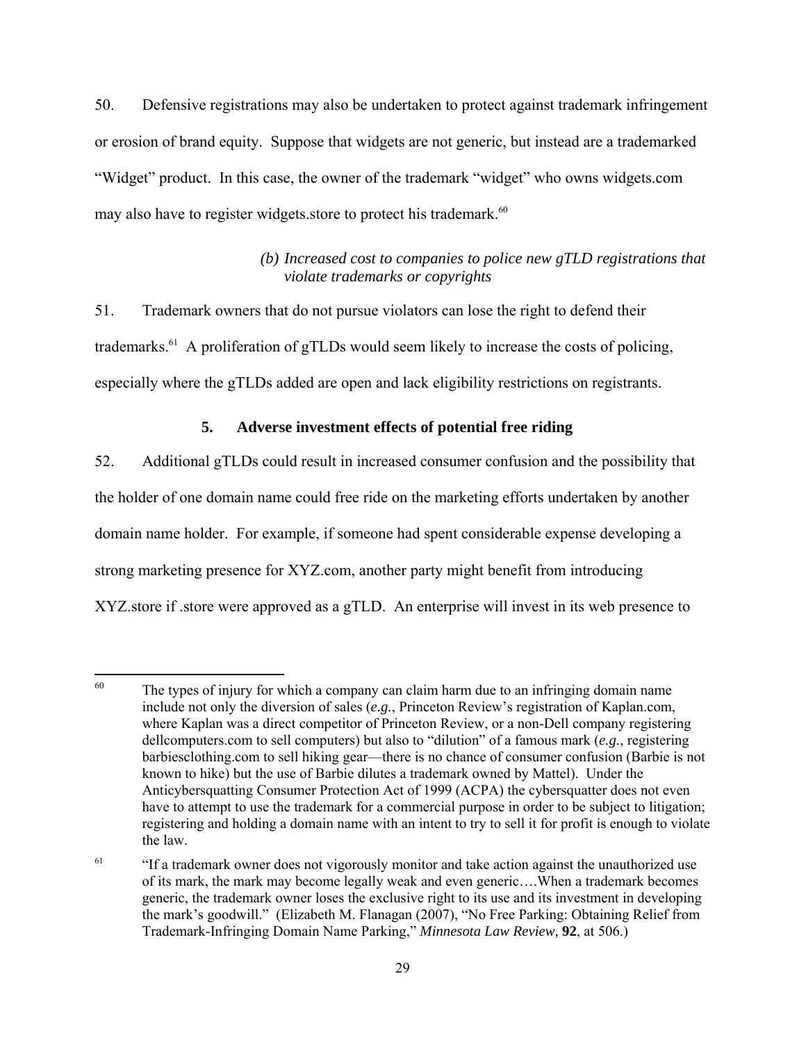50. Defensive registrations may also be undertaken to protect against trademark infringement or erosion of brand equity. Suppose that widgets are not generic, but instead are a trademarked "Widget" product. In this case, the owner of the trademark "widget" who owns widgets.com may also have to register widgets.store to protect his trademark.[60]

*(b) Increased cost to companies to police new gTLD registrations that violate trademarks or copyrights*

51. Trademark owners that do not pursue violators can lose the right to defend their trademarks.[61] A proliferation of gTLDs would seem likely to increase the costs of policing, especially where the gTLDs added are open and lack eligibility restrictions on registrants.

### 5. Adverse investment effects of potential free riding

52. Additional gTLDs could result in increased consumer confusion and the possibility that the holder of one domain name could free ride on the marketing efforts undertaken by another domain name holder. For example, if someone had spent considerable expense developing a strong marketing presence for XYZ.com, another party might benefit from introducing XYZ.store if .store were approved as a gTLD. An enterprise will invest in its web presence to

---

[60] The types of injury for which a company can claim harm due to an infringing domain name include not only the diversion of sales (*e.g.*, Princeton Review's registration of Kaplan.com, where Kaplan was a direct competitor of Princeton Review, or a non-Dell company registering dellcomputers.com to sell computers) but also to "dilution" of a famous mark (*e.g.*, registering barbiesclothing.com to sell hiking gear—there is no chance of consumer confusion (Barbie is not known to hike) but the use of Barbie dilutes a trademark owned by Mattel). Under the Anticybersquatting Consumer Protection Act of 1999 (ACPA) the cybersquatter does not even have to attempt to use the trademark for a commercial purpose in order to be subject to litigation; registering and holding a domain name with an intent to try to sell it for profit is enough to violate the law.

[61] "If a trademark owner does not vigorously monitor and take action against the unauthorized use of its mark, the mark may become legally weak and even generic….When a trademark becomes generic, the trademark owner loses the exclusive right to its use and its investment in developing the mark's goodwill." (Elizabeth M. Flanagan (2007), "No Free Parking: Obtaining Relief from Trademark-Infringing Domain Name Parking," *Minnesota Law Review,* **92**, at 506.)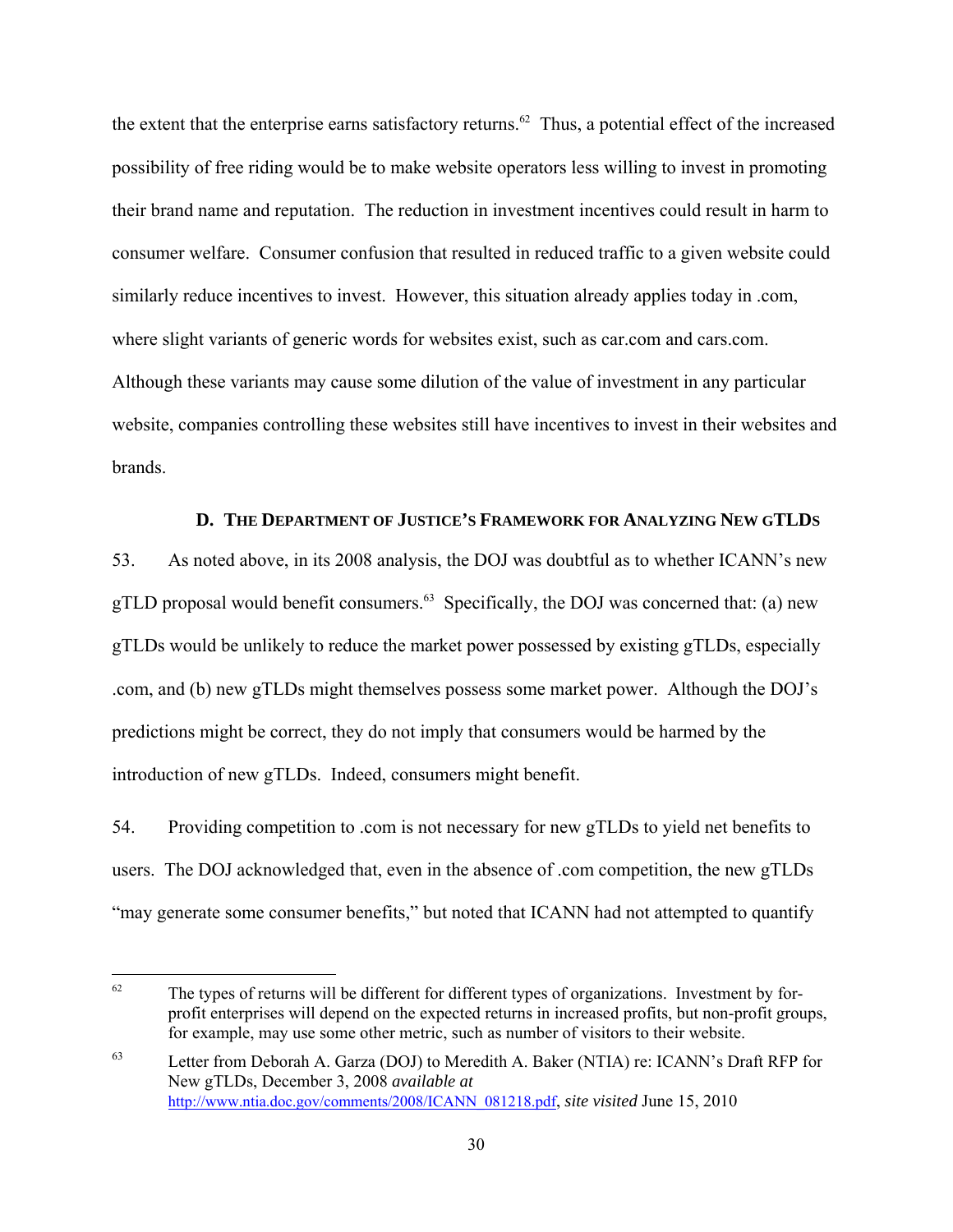the extent that the enterprise earns satisfactory returns.[62] Thus, a potential effect of the increased possibility of free riding would be to make website operators less willing to invest in promoting their brand name and reputation. The reduction in investment incentives could result in harm to consumer welfare. Consumer confusion that resulted in reduced traffic to a given website could similarly reduce incentives to invest. However, this situation already applies today in .com, where slight variants of generic words for websites exist, such as car.com and cars.com. Although these variants may cause some dilution of the value of investment in any particular website, companies controlling these websites still have incentives to invest in their websites and brands.

### D. The Department of Justice's Framework for Analyzing New gTLDs

53. As noted above, in its 2008 analysis, the DOJ was doubtful as to whether ICANN's new gTLD proposal would benefit consumers.[63] Specifically, the DOJ was concerned that: (a) new gTLDs would be unlikely to reduce the market power possessed by existing gTLDs, especially .com, and (b) new gTLDs might themselves possess some market power. Although the DOJ's predictions might be correct, they do not imply that consumers would be harmed by the introduction of new gTLDs. Indeed, consumers might benefit.

54. Providing competition to .com is not necessary for new gTLDs to yield net benefits to users. The DOJ acknowledged that, even in the absence of .com competition, the new gTLDs "may generate some consumer benefits," but noted that ICANN had not attempted to quantify

---

[62] The types of returns will be different for different types of organizations. Investment by for-profit enterprises will depend on the expected returns in increased profits, but non-profit groups, for example, may use some other metric, such as number of visitors to their website.

[63] Letter from Deborah A. Garza (DOJ) to Meredith A. Baker (NTIA) re: ICANN's Draft RFP for New gTLDs, December 3, 2008 *available at* http://www.ntia.doc.gov/comments/2008/ICANN_081218.pdf, *site visited* June 15, 2010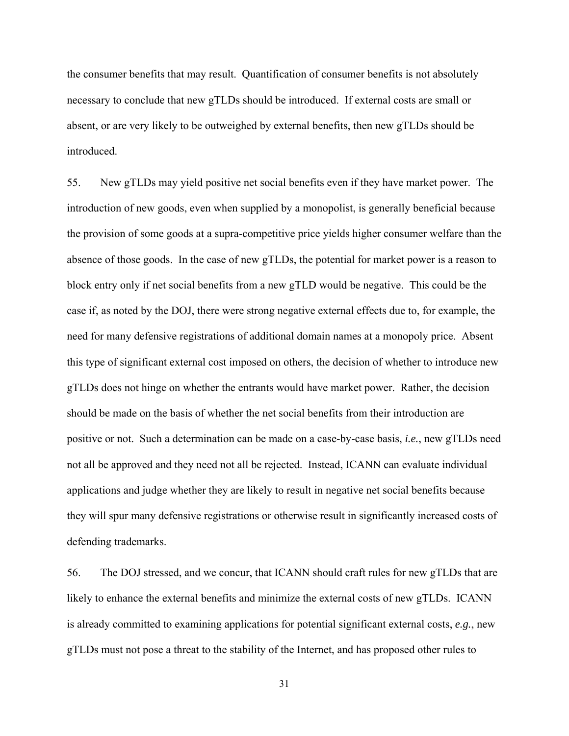the consumer benefits that may result. Quantification of consumer benefits is not absolutely necessary to conclude that new gTLDs should be introduced. If external costs are small or absent, or are very likely to be outweighed by external benefits, then new gTLDs should be introduced.

55. New gTLDs may yield positive net social benefits even if they have market power. The introduction of new goods, even when supplied by a monopolist, is generally beneficial because the provision of some goods at a supra-competitive price yields higher consumer welfare than the absence of those goods. In the case of new gTLDs, the potential for market power is a reason to block entry only if net social benefits from a new gTLD would be negative. This could be the case if, as noted by the DOJ, there were strong negative external effects due to, for example, the need for many defensive registrations of additional domain names at a monopoly price. Absent this type of significant external cost imposed on others, the decision of whether to introduce new gTLDs does not hinge on whether the entrants would have market power. Rather, the decision should be made on the basis of whether the net social benefits from their introduction are positive or not. Such a determination can be made on a case-by-case basis, *i.e.*, new gTLDs need not all be approved and they need not all be rejected. Instead, ICANN can evaluate individual applications and judge whether they are likely to result in negative net social benefits because they will spur many defensive registrations or otherwise result in significantly increased costs of defending trademarks.

56. The DOJ stressed, and we concur, that ICANN should craft rules for new gTLDs that are likely to enhance the external benefits and minimize the external costs of new gTLDs. ICANN is already committed to examining applications for potential significant external costs, *e.g.*, new gTLDs must not pose a threat to the stability of the Internet, and has proposed other rules to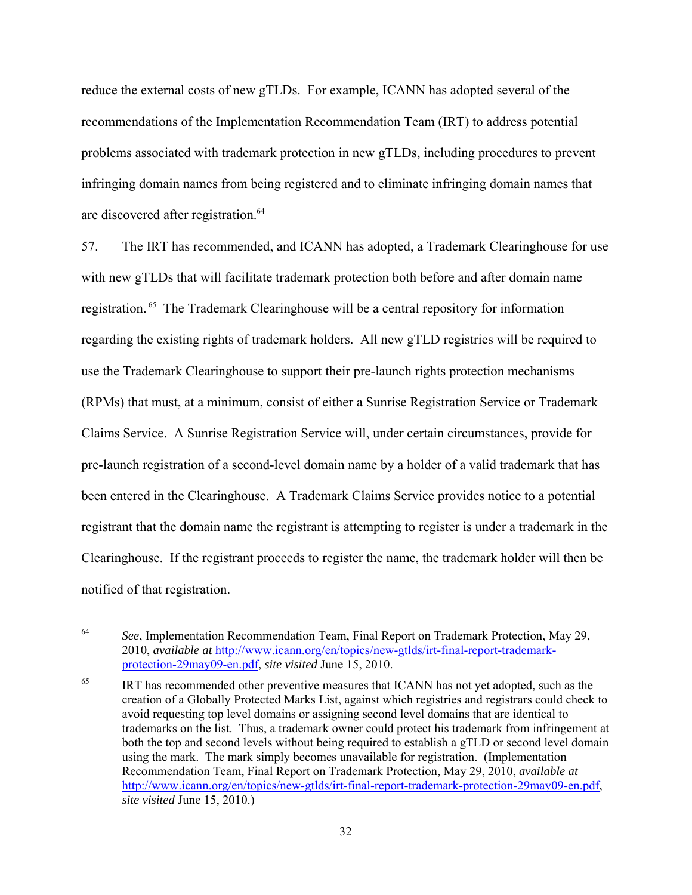reduce the external costs of new gTLDs. For example, ICANN has adopted several of the recommendations of the Implementation Recommendation Team (IRT) to address potential problems associated with trademark protection in new gTLDs, including procedures to prevent infringing domain names from being registered and to eliminate infringing domain names that are discovered after registration.[64]

57. The IRT has recommended, and ICANN has adopted, a Trademark Clearinghouse for use with new gTLDs that will facilitate trademark protection both before and after domain name registration.[65] The Trademark Clearinghouse will be a central repository for information regarding the existing rights of trademark holders. All new gTLD registries will be required to use the Trademark Clearinghouse to support their pre-launch rights protection mechanisms (RPMs) that must, at a minimum, consist of either a Sunrise Registration Service or Trademark Claims Service. A Sunrise Registration Service will, under certain circumstances, provide for pre-launch registration of a second-level domain name by a holder of a valid trademark that has been entered in the Clearinghouse. A Trademark Claims Service provides notice to a potential registrant that the domain name the registrant is attempting to register is under a trademark in the Clearinghouse. If the registrant proceeds to register the name, the trademark holder will then be notified of that registration.

---

[64] *See*, Implementation Recommendation Team, Final Report on Trademark Protection, May 29, 2010, *available at* http://www.icann.org/en/topics/new-gtlds/irt-final-report-trademark-protection-29may09-en.pdf, *site visited* June 15, 2010.

[65] IRT has recommended other preventive measures that ICANN has not yet adopted, such as the creation of a Globally Protected Marks List, against which registries and registrars could check to avoid requesting top level domains or assigning second level domains that are identical to trademarks on the list. Thus, a trademark owner could protect his trademark from infringement at both the top and second levels without being required to establish a gTLD or second level domain using the mark. The mark simply becomes unavailable for registration. (Implementation Recommendation Team, Final Report on Trademark Protection, May 29, 2010, *available at* http://www.icann.org/en/topics/new-gtlds/irt-final-report-trademark-protection-29may09-en.pdf, *site visited* June 15, 2010.)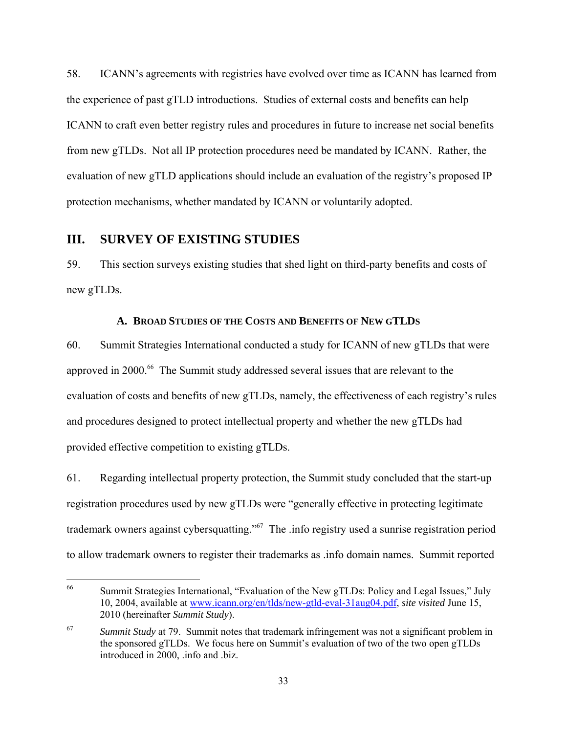58. ICANN's agreements with registries have evolved over time as ICANN has learned from the experience of past gTLD introductions. Studies of external costs and benefits can help ICANN to craft even better registry rules and procedures in future to increase net social benefits from new gTLDs. Not all IP protection procedures need be mandated by ICANN. Rather, the evaluation of new gTLD applications should include an evaluation of the registry's proposed IP protection mechanisms, whether mandated by ICANN or voluntarily adopted.

## III. SURVEY OF EXISTING STUDIES

59. This section surveys existing studies that shed light on third-party benefits and costs of new gTLDs.

### A. BROAD STUDIES OF THE COSTS AND BENEFITS OF NEW GTLDS

60. Summit Strategies International conducted a study for ICANN of new gTLDs that were approved in 2000.[66] The Summit study addressed several issues that are relevant to the evaluation of costs and benefits of new gTLDs, namely, the effectiveness of each registry's rules and procedures designed to protect intellectual property and whether the new gTLDs had provided effective competition to existing gTLDs.

61. Regarding intellectual property protection, the Summit study concluded that the start-up registration procedures used by new gTLDs were "generally effective in protecting legitimate trademark owners against cybersquatting."[67] The .info registry used a sunrise registration period to allow trademark owners to register their trademarks as .info domain names. Summit reported

---

[66] Summit Strategies International, "Evaluation of the New gTLDs: Policy and Legal Issues," July 10, 2004, available at www.icann.org/en/tlds/new-gtld-eval-31aug04.pdf, *site visited* June 15, 2010 (hereinafter *Summit Study*).

[67] *Summit Study* at 79. Summit notes that trademark infringement was not a significant problem in the sponsored gTLDs. We focus here on Summit's evaluation of two of the two open gTLDs introduced in 2000, .info and .biz.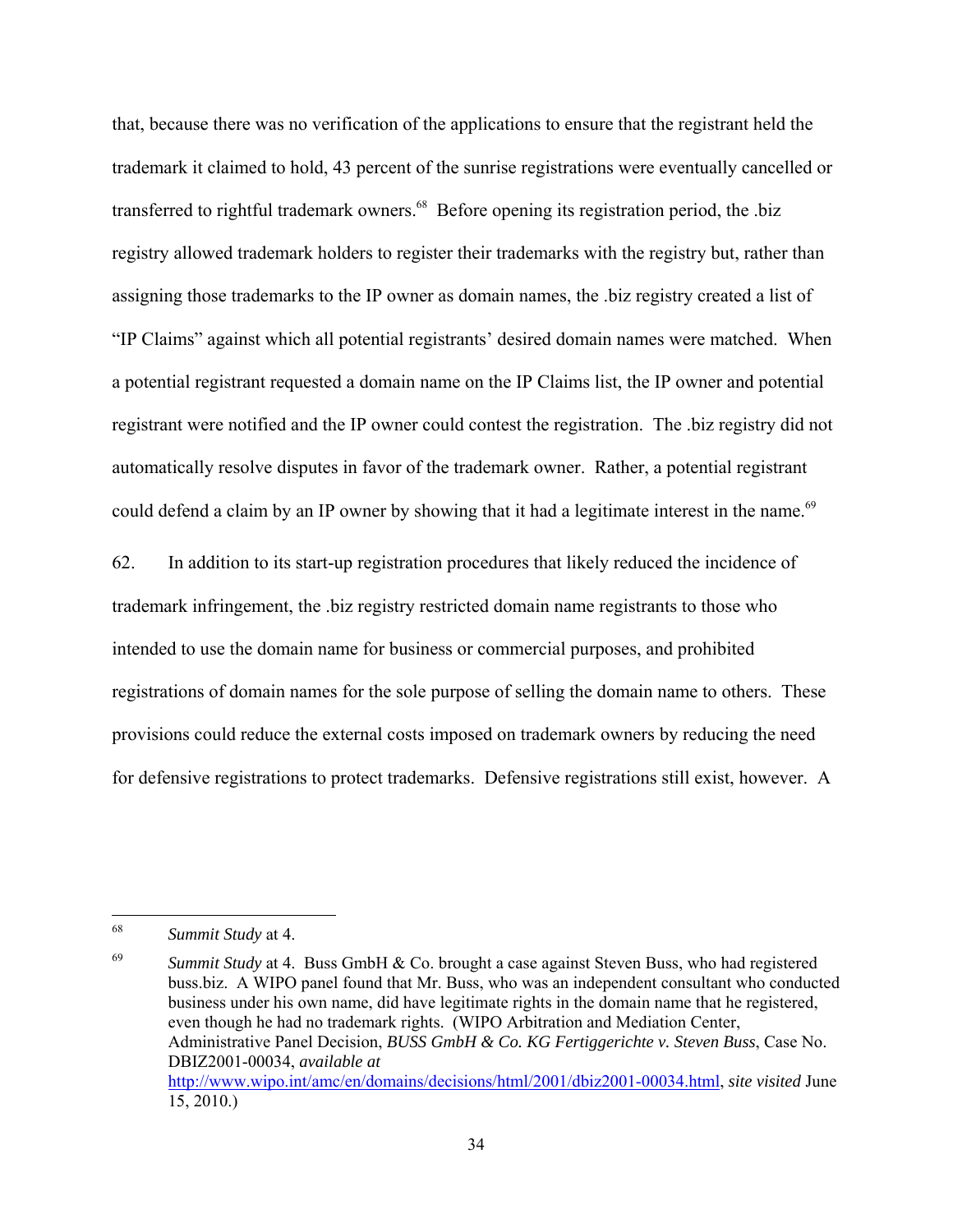that, because there was no verification of the applications to ensure that the registrant held the trademark it claimed to hold, 43 percent of the sunrise registrations were eventually cancelled or transferred to rightful trademark owners.[68] Before opening its registration period, the .biz registry allowed trademark holders to register their trademarks with the registry but, rather than assigning those trademarks to the IP owner as domain names, the .biz registry created a list of "IP Claims" against which all potential registrants' desired domain names were matched. When a potential registrant requested a domain name on the IP Claims list, the IP owner and potential registrant were notified and the IP owner could contest the registration. The .biz registry did not automatically resolve disputes in favor of the trademark owner. Rather, a potential registrant could defend a claim by an IP owner by showing that it had a legitimate interest in the name.[69]

62. In addition to its start-up registration procedures that likely reduced the incidence of trademark infringement, the .biz registry restricted domain name registrants to those who intended to use the domain name for business or commercial purposes, and prohibited registrations of domain names for the sole purpose of selling the domain name to others. These provisions could reduce the external costs imposed on trademark owners by reducing the need for defensive registrations to protect trademarks. Defensive registrations still exist, however. A

---

[68] *Summit Study* at 4.

[69] *Summit Study* at 4. Buss GmbH & Co. brought a case against Steven Buss, who had registered buss.biz. A WIPO panel found that Mr. Buss, who was an independent consultant who conducted business under his own name, did have legitimate rights in the domain name that he registered, even though he had no trademark rights. (WIPO Arbitration and Mediation Center, Administrative Panel Decision, *BUSS GmbH & Co. KG Fertiggerichte v. Steven Buss*, Case No. DBIZ2001-00034, *available at* http://www.wipo.int/amc/en/domains/decisions/html/2001/dbiz2001-00034.html, *site visited* June 15, 2010.)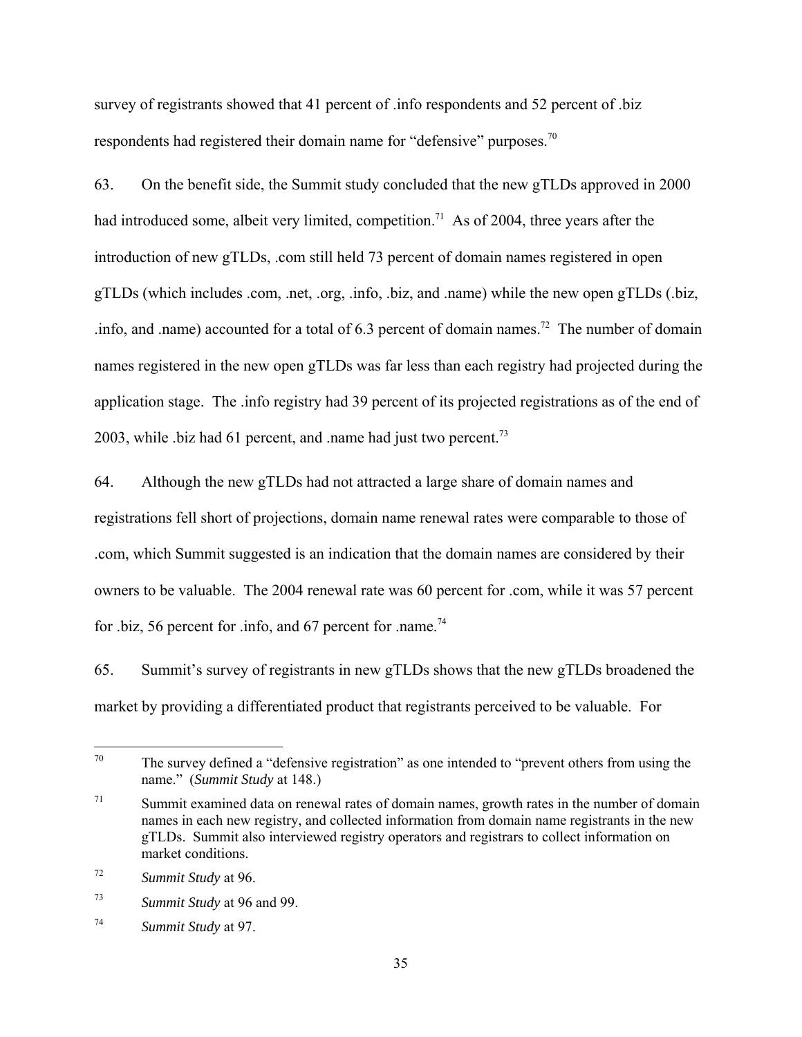survey of registrants showed that 41 percent of .info respondents and 52 percent of .biz respondents had registered their domain name for "defensive" purposes.[70]

63. On the benefit side, the Summit study concluded that the new gTLDs approved in 2000 had introduced some, albeit very limited, competition.[71] As of 2004, three years after the introduction of new gTLDs, .com still held 73 percent of domain names registered in open gTLDs (which includes .com, .net, .org, .info, .biz, and .name) while the new open gTLDs (.biz, .info, and .name) accounted for a total of 6.3 percent of domain names.[72] The number of domain names registered in the new open gTLDs was far less than each registry had projected during the application stage. The .info registry had 39 percent of its projected registrations as of the end of 2003, while .biz had 61 percent, and .name had just two percent.[73]

64. Although the new gTLDs had not attracted a large share of domain names and registrations fell short of projections, domain name renewal rates were comparable to those of .com, which Summit suggested is an indication that the domain names are considered by their owners to be valuable. The 2004 renewal rate was 60 percent for .com, while it was 57 percent for .biz, 56 percent for .info, and 67 percent for .name.[74]

65. Summit's survey of registrants in new gTLDs shows that the new gTLDs broadened the market by providing a differentiated product that registrants perceived to be valuable. For

---

[70] The survey defined a "defensive registration" as one intended to "prevent others from using the name." (*Summit Study* at 148.)

[71] Summit examined data on renewal rates of domain names, growth rates in the number of domain names in each new registry, and collected information from domain name registrants in the new gTLDs. Summit also interviewed registry operators and registrars to collect information on market conditions.

[72] *Summit Study* at 96.

[73] *Summit Study* at 96 and 99.

[74] *Summit Study* at 97.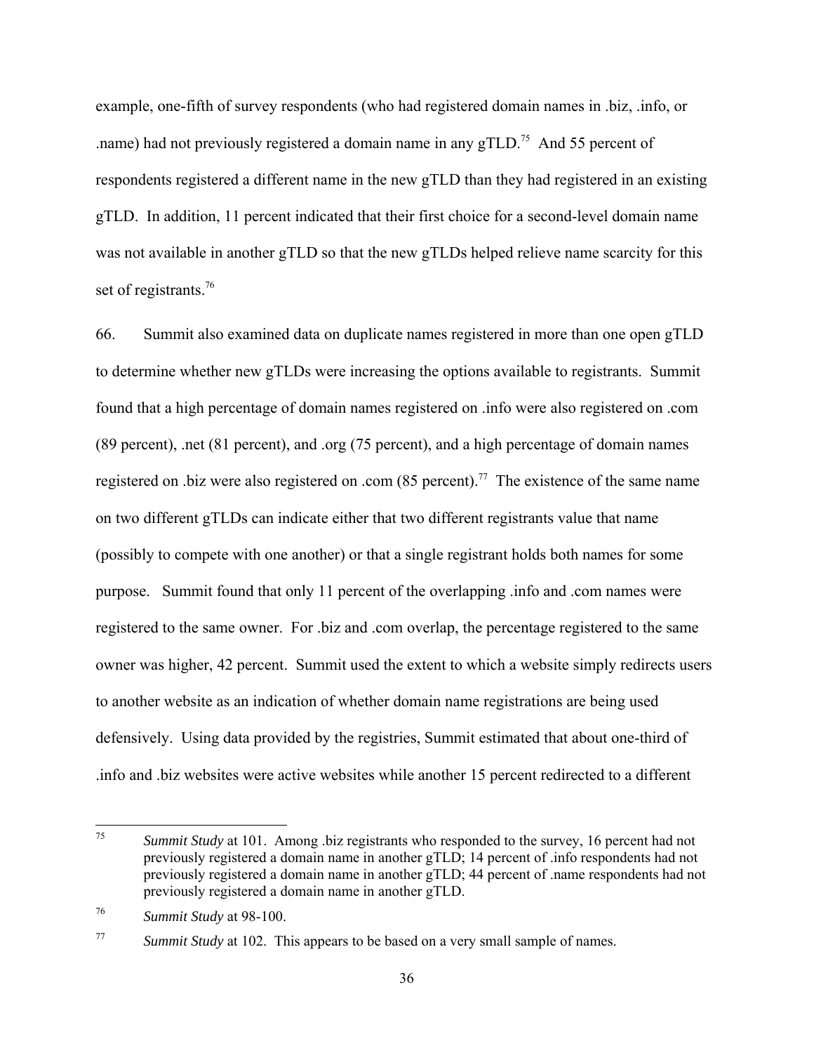example, one-fifth of survey respondents (who had registered domain names in .biz, .info, or .name) had not previously registered a domain name in any gTLD.[75] And 55 percent of respondents registered a different name in the new gTLD than they had registered in an existing gTLD. In addition, 11 percent indicated that their first choice for a second-level domain name was not available in another gTLD so that the new gTLDs helped relieve name scarcity for this set of registrants.[76]

66. Summit also examined data on duplicate names registered in more than one open gTLD to determine whether new gTLDs were increasing the options available to registrants. Summit found that a high percentage of domain names registered on .info were also registered on .com (89 percent), .net (81 percent), and .org (75 percent), and a high percentage of domain names registered on .biz were also registered on .com (85 percent).[77] The existence of the same name on two different gTLDs can indicate either that two different registrants value that name (possibly to compete with one another) or that a single registrant holds both names for some purpose. Summit found that only 11 percent of the overlapping .info and .com names were registered to the same owner. For .biz and .com overlap, the percentage registered to the same owner was higher, 42 percent. Summit used the extent to which a website simply redirects users to another website as an indication of whether domain name registrations are being used defensively. Using data provided by the registries, Summit estimated that about one-third of .info and .biz websites were active websites while another 15 percent redirected to a different

---

[75] *Summit Study* at 101. Among .biz registrants who responded to the survey, 16 percent had not previously registered a domain name in another gTLD; 14 percent of .info respondents had not previously registered a domain name in another gTLD; 44 percent of .name respondents had not previously registered a domain name in another gTLD.

[76] *Summit Study* at 98-100.

[77] *Summit Study* at 102. This appears to be based on a very small sample of names.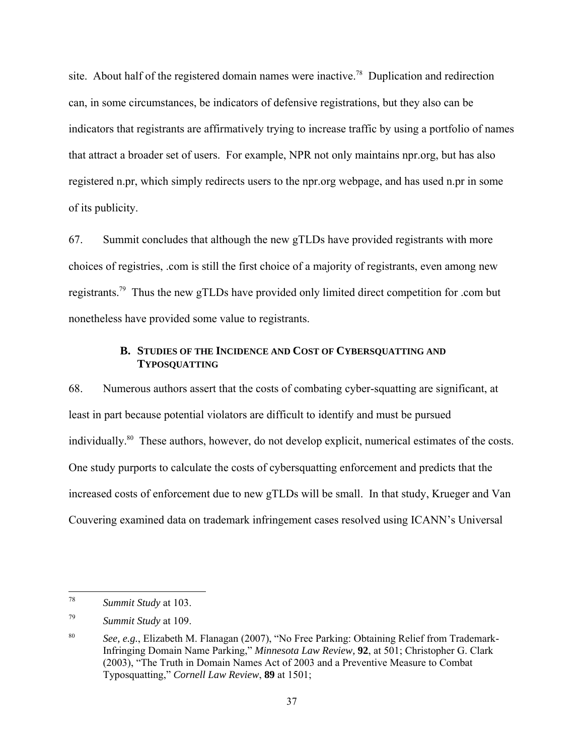site. About half of the registered domain names were inactive.[78] Duplication and redirection can, in some circumstances, be indicators of defensive registrations, but they also can be indicators that registrants are affirmatively trying to increase traffic by using a portfolio of names that attract a broader set of users. For example, NPR not only maintains npr.org, but has also registered n.pr, which simply redirects users to the npr.org webpage, and has used n.pr in some of its publicity.

67. Summit concludes that although the new gTLDs have provided registrants with more choices of registries, .com is still the first choice of a majority of registrants, even among new registrants.[79] Thus the new gTLDs have provided only limited direct competition for .com but nonetheless have provided some value to registrants.

### B. Studies of the Incidence and Cost of Cybersquatting and Typosquatting

68. Numerous authors assert that the costs of combating cyber-squatting are significant, at least in part because potential violators are difficult to identify and must be pursued individually.[80] These authors, however, do not develop explicit, numerical estimates of the costs. One study purports to calculate the costs of cybersquatting enforcement and predicts that the increased costs of enforcement due to new gTLDs will be small. In that study, Krueger and Van Couvering examined data on trademark infringement cases resolved using ICANN's Universal

---

[78] *Summit Study* at 103.

[79] *Summit Study* at 109.

[80] *See, e.g.*, Elizabeth M. Flanagan (2007), "No Free Parking: Obtaining Relief from Trademark-Infringing Domain Name Parking," *Minnesota Law Review*, **92**, at 501; Christopher G. Clark (2003), "The Truth in Domain Names Act of 2003 and a Preventive Measure to Combat Typosquatting," *Cornell Law Review*, **89** at 1501;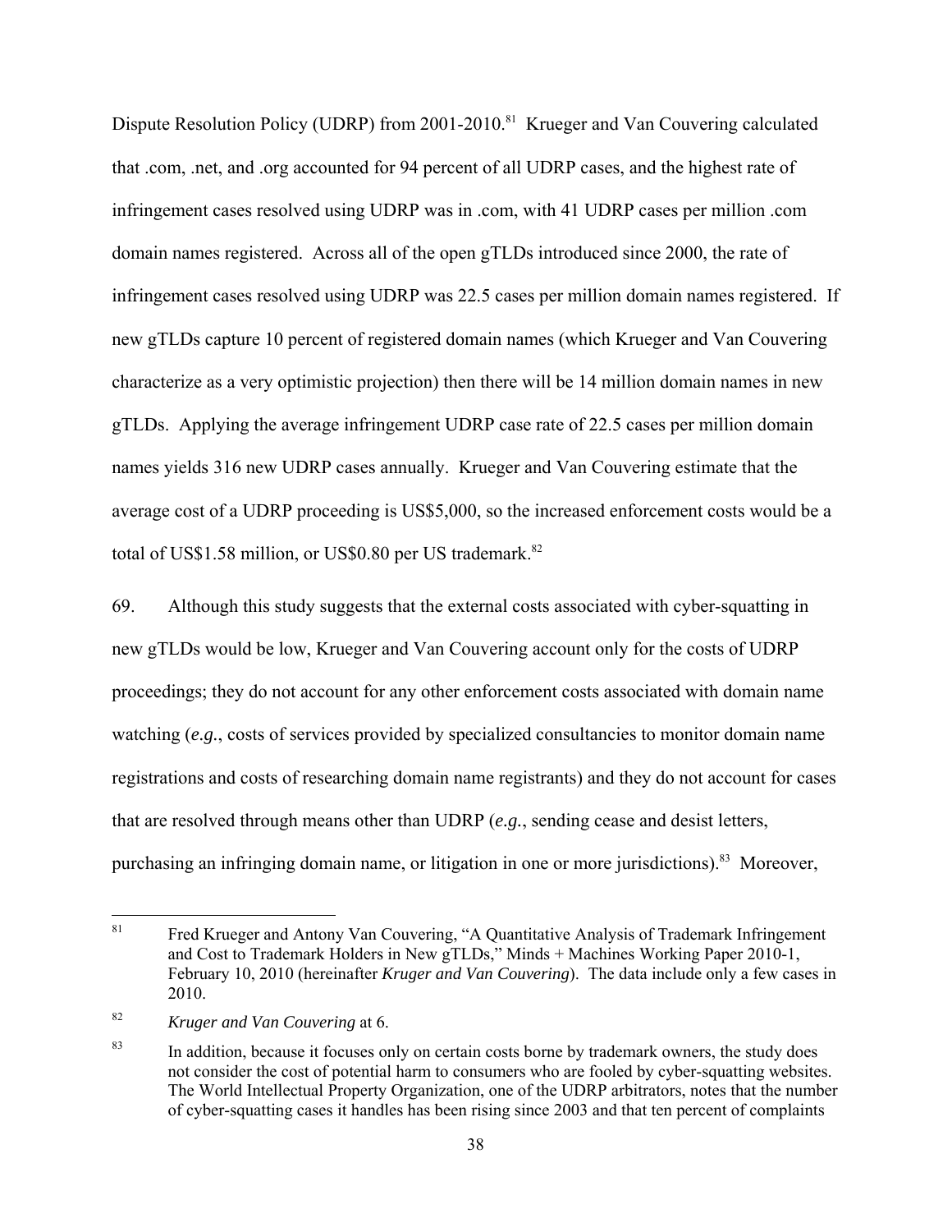Dispute Resolution Policy (UDRP) from 2001-2010.[81] Krueger and Van Couvering calculated that .com, .net, and .org accounted for 94 percent of all UDRP cases, and the highest rate of infringement cases resolved using UDRP was in .com, with 41 UDRP cases per million .com domain names registered. Across all of the open gTLDs introduced since 2000, the rate of infringement cases resolved using UDRP was 22.5 cases per million domain names registered. If new gTLDs capture 10 percent of registered domain names (which Krueger and Van Couvering characterize as a very optimistic projection) then there will be 14 million domain names in new gTLDs. Applying the average infringement UDRP case rate of 22.5 cases per million domain names yields 316 new UDRP cases annually. Krueger and Van Couvering estimate that the average cost of a UDRP proceeding is US$5,000, so the increased enforcement costs would be a total of US$1.58 million, or US$0.80 per US trademark.[82]

69. Although this study suggests that the external costs associated with cyber-squatting in new gTLDs would be low, Krueger and Van Couvering account only for the costs of UDRP proceedings; they do not account for any other enforcement costs associated with domain name watching (*e.g.*, costs of services provided by specialized consultancies to monitor domain name registrations and costs of researching domain name registrants) and they do not account for cases that are resolved through means other than UDRP (*e.g.*, sending cease and desist letters, purchasing an infringing domain name, or litigation in one or more jurisdictions).[83] Moreover,

---

[81] Fred Krueger and Antony Van Couvering, "A Quantitative Analysis of Trademark Infringement and Cost to Trademark Holders in New gTLDs," Minds + Machines Working Paper 2010-1, February 10, 2010 (hereinafter *Kruger and Van Couvering*). The data include only a few cases in 2010.

[82] *Kruger and Van Couvering* at 6.

[83] In addition, because it focuses only on certain costs borne by trademark owners, the study does not consider the cost of potential harm to consumers who are fooled by cyber-squatting websites. The World Intellectual Property Organization, one of the UDRP arbitrators, notes that the number of cyber-squatting cases it handles has been rising since 2003 and that ten percent of complaints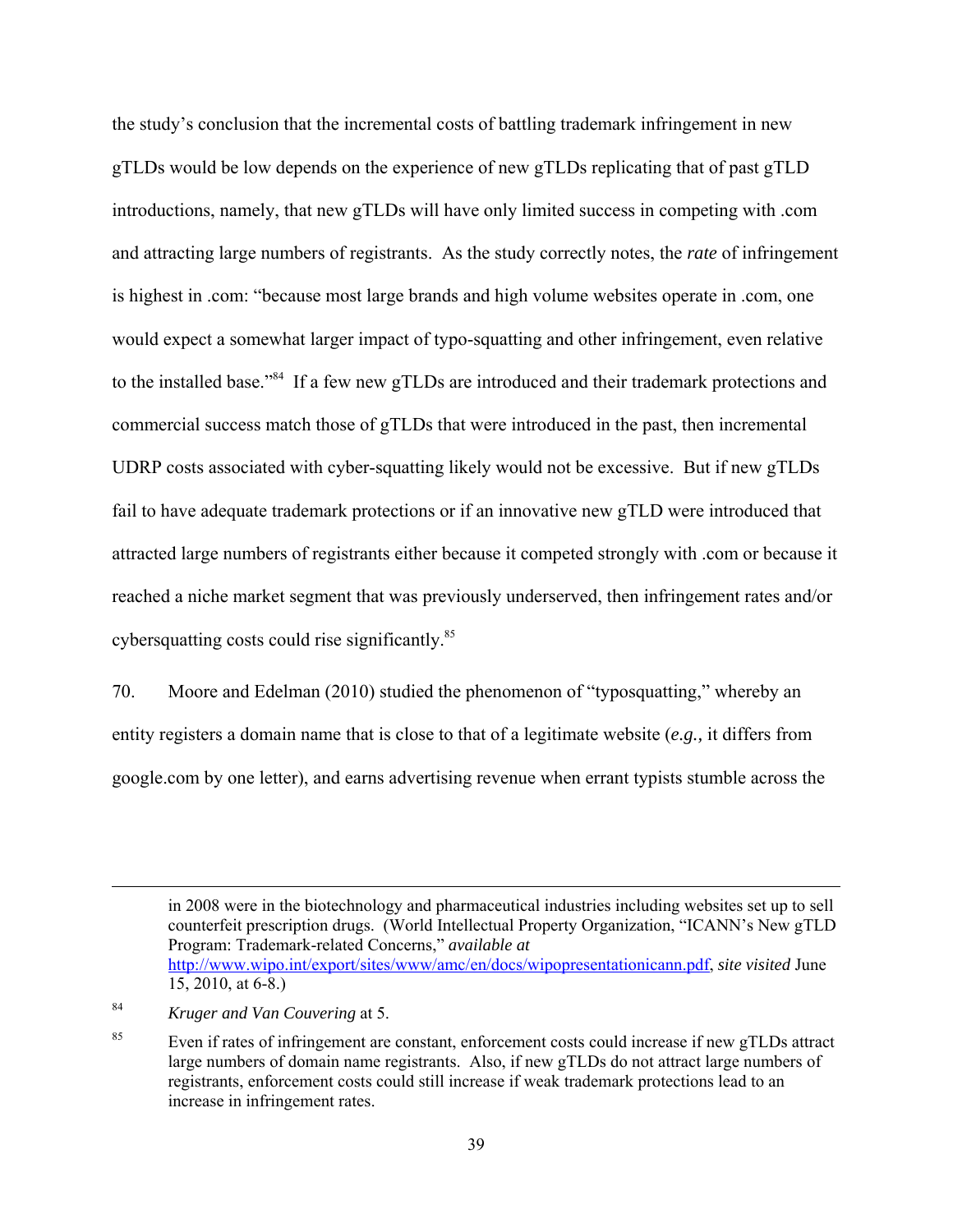the study's conclusion that the incremental costs of battling trademark infringement in new gTLDs would be low depends on the experience of new gTLDs replicating that of past gTLD introductions, namely, that new gTLDs will have only limited success in competing with .com and attracting large numbers of registrants. As the study correctly notes, the *rate* of infringement is highest in .com: "because most large brands and high volume websites operate in .com, one would expect a somewhat larger impact of typo-squatting and other infringement, even relative to the installed base."[84] If a few new gTLDs are introduced and their trademark protections and commercial success match those of gTLDs that were introduced in the past, then incremental UDRP costs associated with cyber-squatting likely would not be excessive. But if new gTLDs fail to have adequate trademark protections or if an innovative new gTLD were introduced that attracted large numbers of registrants either because it competed strongly with .com or because it reached a niche market segment that was previously underserved, then infringement rates and/or cybersquatting costs could rise significantly.[85]

70. Moore and Edelman (2010) studied the phenomenon of "typosquatting," whereby an entity registers a domain name that is close to that of a legitimate website (*e.g.,* it differs from google.com by one letter), and earns advertising revenue when errant typists stumble across the

---

in 2008 were in the biotechnology and pharmaceutical industries including websites set up to sell counterfeit prescription drugs. (World Intellectual Property Organization, "ICANN's New gTLD Program: Trademark-related Concerns," *available at* http://www.wipo.int/export/sites/www/amc/en/docs/wipopresentationicann.pdf, *site visited* June 15, 2010, at 6-8.)

[84] *Kruger and Van Couvering* at 5.

[85] Even if rates of infringement are constant, enforcement costs could increase if new gTLDs attract large numbers of domain name registrants. Also, if new gTLDs do not attract large numbers of registrants, enforcement costs could still increase if weak trademark protections lead to an increase in infringement rates.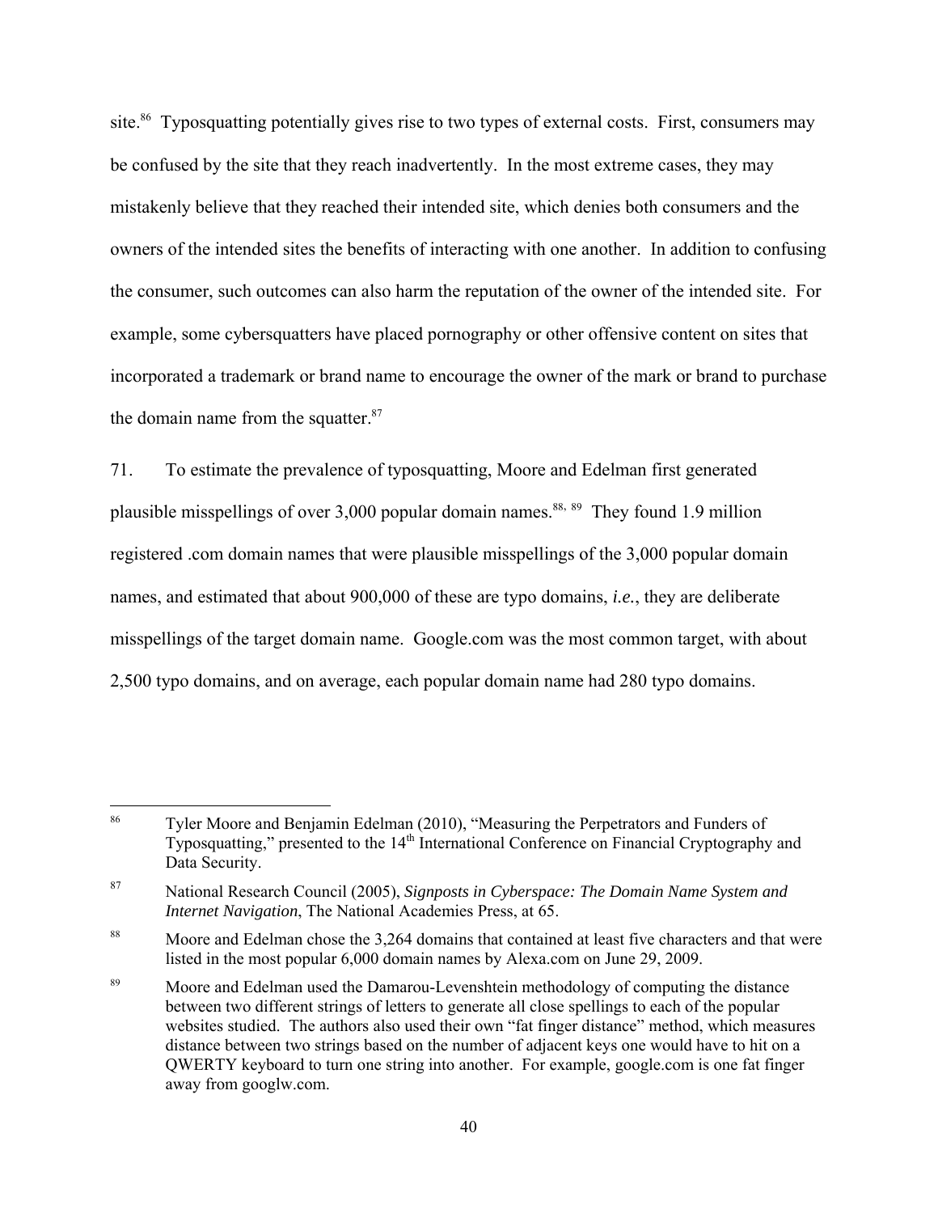site.[86] Typosquatting potentially gives rise to two types of external costs. First, consumers may be confused by the site that they reach inadvertently. In the most extreme cases, they may mistakenly believe that they reached their intended site, which denies both consumers and the owners of the intended sites the benefits of interacting with one another. In addition to confusing the consumer, such outcomes can also harm the reputation of the owner of the intended site. For example, some cybersquatters have placed pornography or other offensive content on sites that incorporated a trademark or brand name to encourage the owner of the mark or brand to purchase the domain name from the squatter.[87]

71. To estimate the prevalence of typosquatting, Moore and Edelman first generated plausible misspellings of over 3,000 popular domain names.[88, 89] They found 1.9 million registered .com domain names that were plausible misspellings of the 3,000 popular domain names, and estimated that about 900,000 of these are typo domains, *i.e.*, they are deliberate misspellings of the target domain name. Google.com was the most common target, with about 2,500 typo domains, and on average, each popular domain name had 280 typo domains.

---

[86] Tyler Moore and Benjamin Edelman (2010), "Measuring the Perpetrators and Funders of Typosquatting," presented to the 14th International Conference on Financial Cryptography and Data Security.

[87] National Research Council (2005), *Signposts in Cyberspace: The Domain Name System and Internet Navigation*, The National Academies Press, at 65.

[88] Moore and Edelman chose the 3,264 domains that contained at least five characters and that were listed in the most popular 6,000 domain names by Alexa.com on June 29, 2009.

[89] Moore and Edelman used the Damarou-Levenshtein methodology of computing the distance between two different strings of letters to generate all close spellings to each of the popular websites studied. The authors also used their own "fat finger distance" method, which measures distance between two strings based on the number of adjacent keys one would have to hit on a QWERTY keyboard to turn one string into another. For example, google.com is one fat finger away from googlw.com.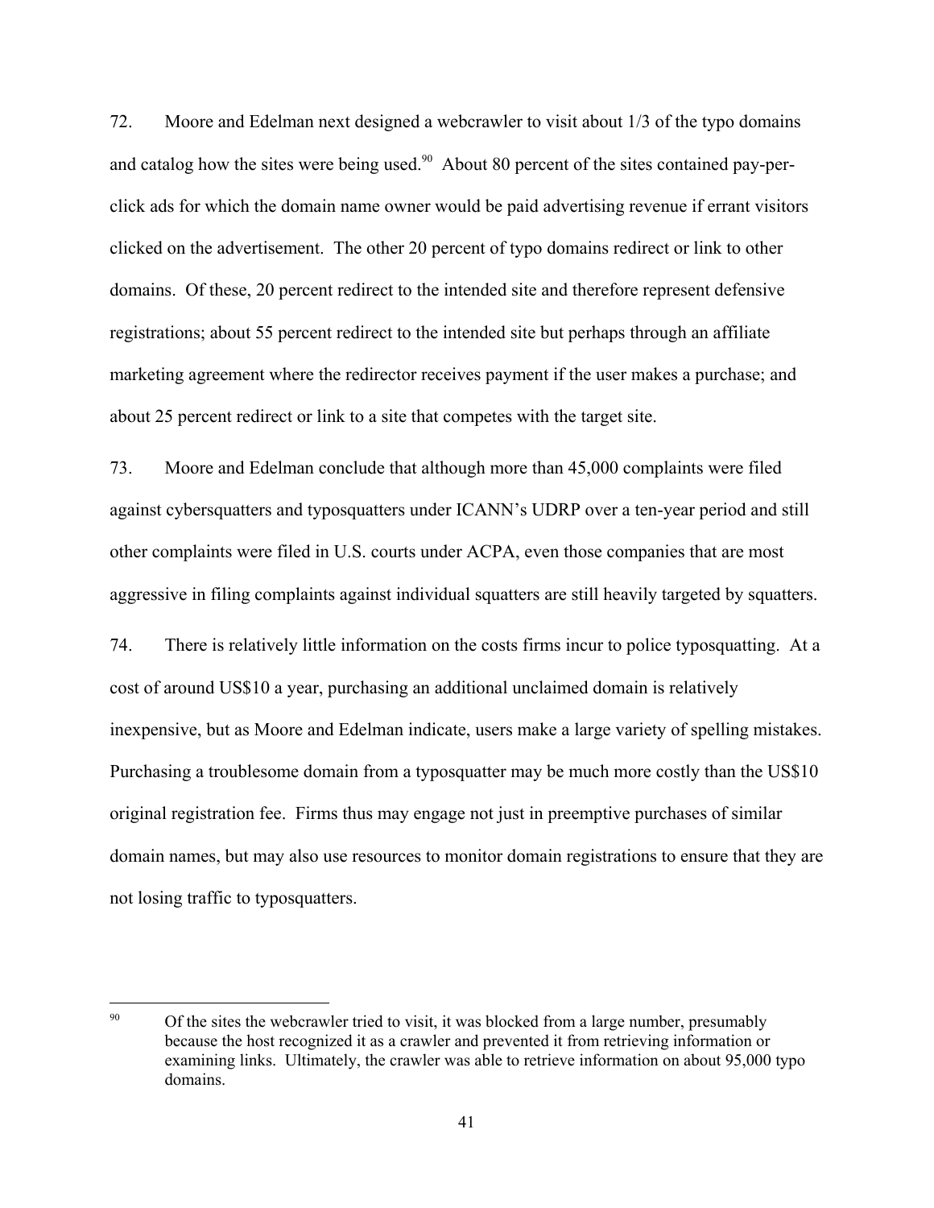72. Moore and Edelman next designed a webcrawler to visit about 1/3 of the typo domains and catalog how the sites were being used.[90] About 80 percent of the sites contained pay-per-click ads for which the domain name owner would be paid advertising revenue if errant visitors clicked on the advertisement. The other 20 percent of typo domains redirect or link to other domains. Of these, 20 percent redirect to the intended site and therefore represent defensive registrations; about 55 percent redirect to the intended site but perhaps through an affiliate marketing agreement where the redirector receives payment if the user makes a purchase; and about 25 percent redirect or link to a site that competes with the target site.

73. Moore and Edelman conclude that although more than 45,000 complaints were filed against cybersquatters and typosquatters under ICANN's UDRP over a ten-year period and still other complaints were filed in U.S. courts under ACPA, even those companies that are most aggressive in filing complaints against individual squatters are still heavily targeted by squatters.

74. There is relatively little information on the costs firms incur to police typosquatting. At a cost of around US$10 a year, purchasing an additional unclaimed domain is relatively inexpensive, but as Moore and Edelman indicate, users make a large variety of spelling mistakes. Purchasing a troublesome domain from a typosquatter may be much more costly than the US$10 original registration fee. Firms thus may engage not just in preemptive purchases of similar domain names, but may also use resources to monitor domain registrations to ensure that they are not losing traffic to typosquatters.

---

[90] Of the sites the webcrawler tried to visit, it was blocked from a large number, presumably because the host recognized it as a crawler and prevented it from retrieving information or examining links. Ultimately, the crawler was able to retrieve information on about 95,000 typo domains.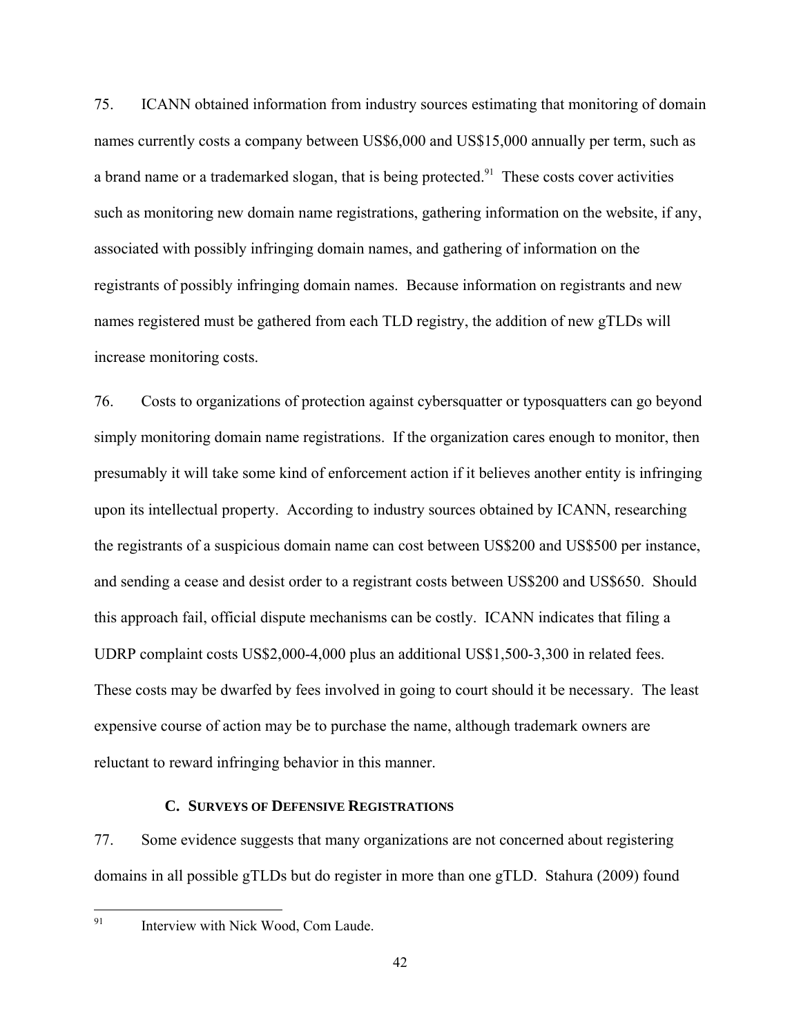75. ICANN obtained information from industry sources estimating that monitoring of domain names currently costs a company between US$6,000 and US$15,000 annually per term, such as a brand name or a trademarked slogan, that is being protected.[91] These costs cover activities such as monitoring new domain name registrations, gathering information on the website, if any, associated with possibly infringing domain names, and gathering of information on the registrants of possibly infringing domain names. Because information on registrants and new names registered must be gathered from each TLD registry, the addition of new gTLDs will increase monitoring costs.

76. Costs to organizations of protection against cybersquatter or typosquatters can go beyond simply monitoring domain name registrations. If the organization cares enough to monitor, then presumably it will take some kind of enforcement action if it believes another entity is infringing upon its intellectual property. According to industry sources obtained by ICANN, researching the registrants of a suspicious domain name can cost between US$200 and US$500 per instance, and sending a cease and desist order to a registrant costs between US$200 and US$650. Should this approach fail, official dispute mechanisms can be costly. ICANN indicates that filing a UDRP complaint costs US$2,000-4,000 plus an additional US$1,500-3,300 in related fees. These costs may be dwarfed by fees involved in going to court should it be necessary. The least expensive course of action may be to purchase the name, although trademark owners are reluctant to reward infringing behavior in this manner.

### C. SURVEYS OF DEFENSIVE REGISTRATIONS

77. Some evidence suggests that many organizations are not concerned about registering domains in all possible gTLDs but do register in more than one gTLD. Stahura (2009) found

[91] Interview with Nick Wood, Com Laude.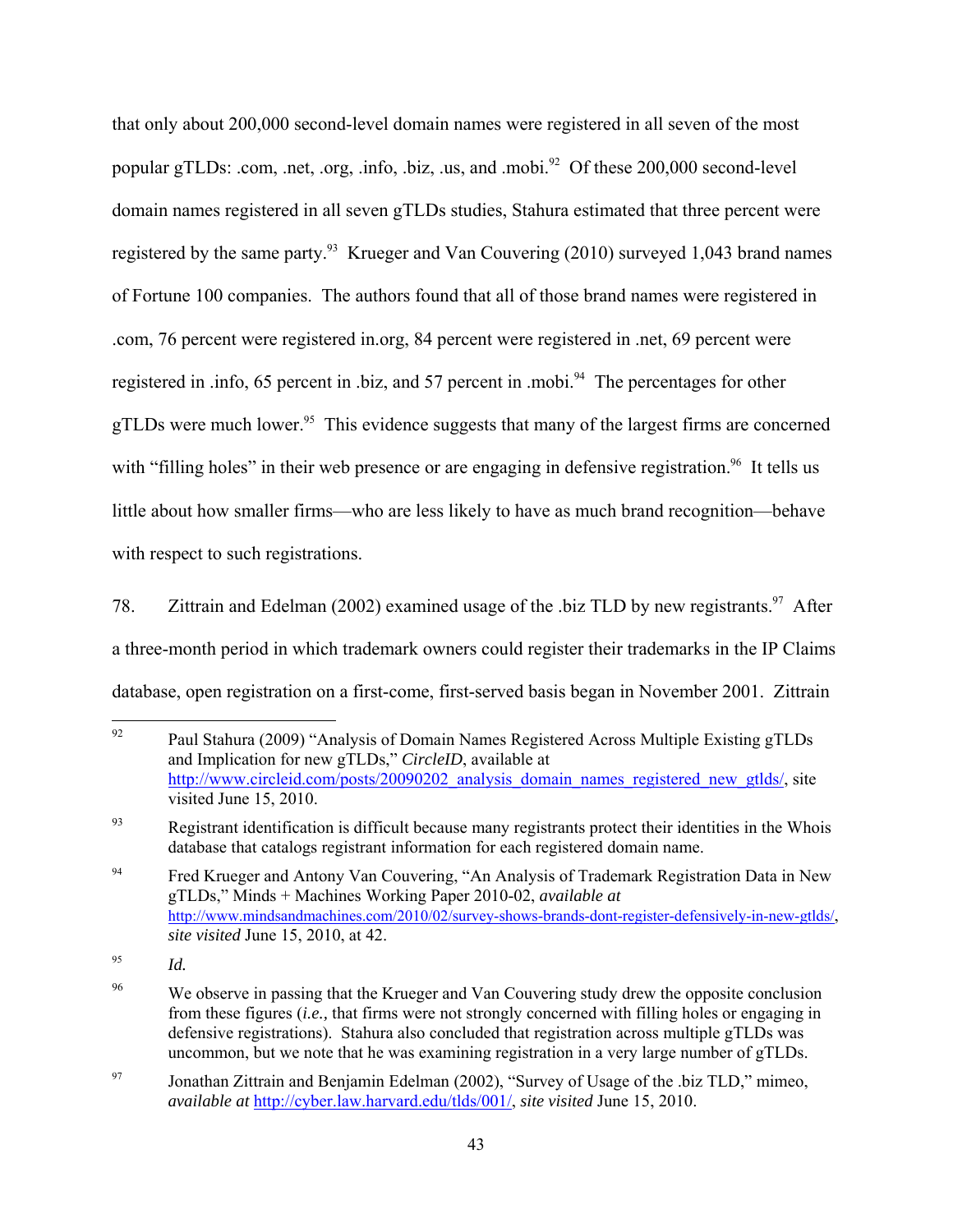that only about 200,000 second-level domain names were registered in all seven of the most popular gTLDs: .com, .net, .org, .info, .biz, .us, and .mobi.[92] Of these 200,000 second-level domain names registered in all seven gTLDs studies, Stahura estimated that three percent were registered by the same party.[93] Krueger and Van Couvering (2010) surveyed 1,043 brand names of Fortune 100 companies. The authors found that all of those brand names were registered in .com, 76 percent were registered in.org, 84 percent were registered in .net, 69 percent were registered in .info, 65 percent in .biz, and 57 percent in .mobi.[94] The percentages for other gTLDs were much lower.[95] This evidence suggests that many of the largest firms are concerned with "filling holes" in their web presence or are engaging in defensive registration.[96] It tells us little about how smaller firms—who are less likely to have as much brand recognition—behave with respect to such registrations.

78. Zittrain and Edelman (2002) examined usage of the .biz TLD by new registrants.[97] After a three-month period in which trademark owners could register their trademarks in the IP Claims database, open registration on a first-come, first-served basis began in November 2001. Zittrain

---

[92] Paul Stahura (2009) "Analysis of Domain Names Registered Across Multiple Existing gTLDs and Implication for new gTLDs," *CircleID*, available at http://www.circleid.com/posts/20090202_analysis_domain_names_registered_new_gtlds/, site visited June 15, 2010.

[93] Registrant identification is difficult because many registrants protect their identities in the Whois database that catalogs registrant information for each registered domain name.

[94] Fred Krueger and Antony Van Couvering, "An Analysis of Trademark Registration Data in New gTLDs," Minds + Machines Working Paper 2010-02, *available at* http://www.mindsandmachines.com/2010/02/survey-shows-brands-dont-register-defensively-in-new-gtlds/, *site visited* June 15, 2010, at 42.

[95] *Id.*

[96] We observe in passing that the Krueger and Van Couvering study drew the opposite conclusion from these figures (*i.e.,* that firms were not strongly concerned with filling holes or engaging in defensive registrations). Stahura also concluded that registration across multiple gTLDs was uncommon, but we note that he was examining registration in a very large number of gTLDs.

[97] Jonathan Zittrain and Benjamin Edelman (2002), "Survey of Usage of the .biz TLD," mimeo, *available at* http://cyber.law.harvard.edu/tlds/001/, *site visited* June 15, 2010.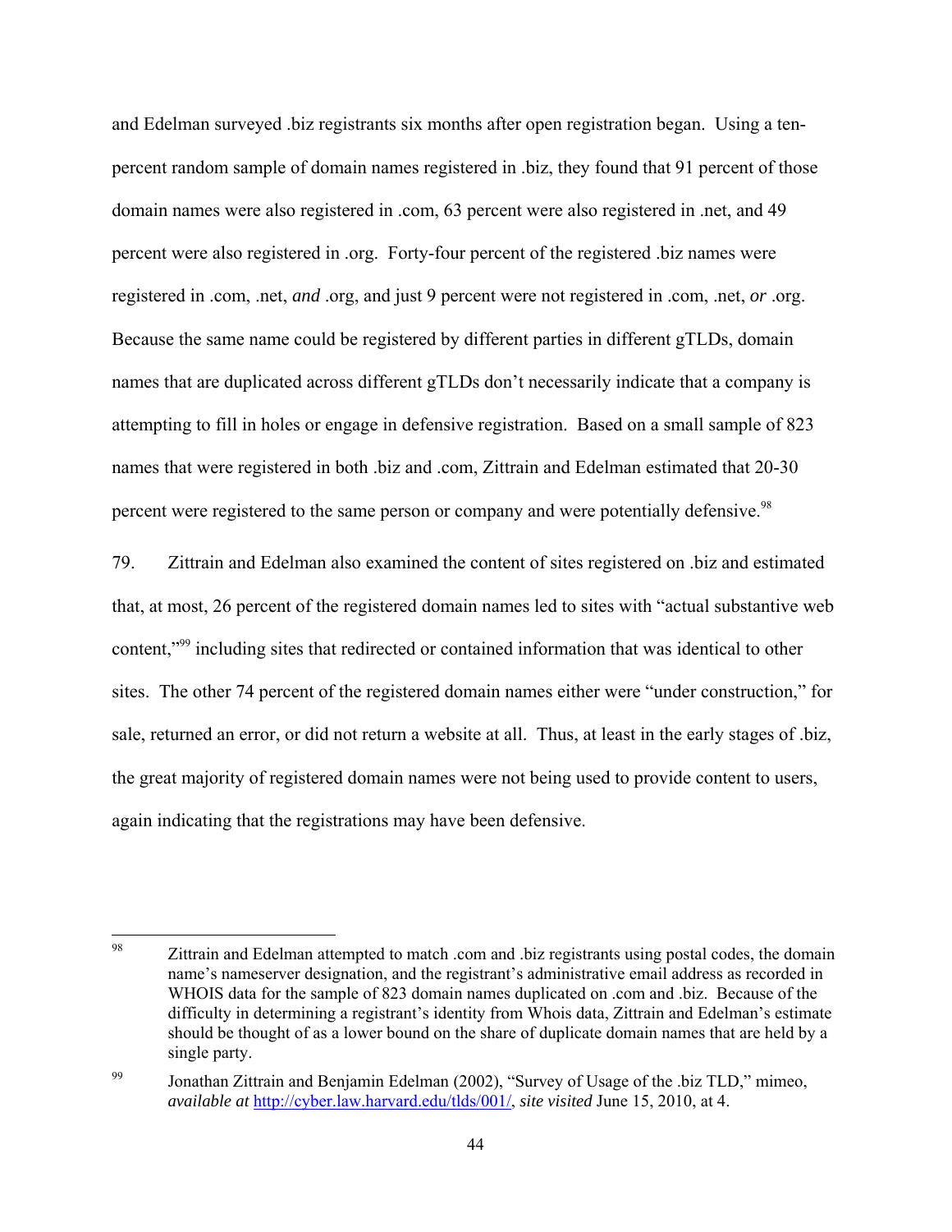and Edelman surveyed .biz registrants six months after open registration began. Using a ten-percent random sample of domain names registered in .biz, they found that 91 percent of those domain names were also registered in .com, 63 percent were also registered in .net, and 49 percent were also registered in .org. Forty-four percent of the registered .biz names were registered in .com, .net, *and* .org, and just 9 percent were not registered in .com, .net, *or* .org. Because the same name could be registered by different parties in different gTLDs, domain names that are duplicated across different gTLDs don't necessarily indicate that a company is attempting to fill in holes or engage in defensive registration. Based on a small sample of 823 names that were registered in both .biz and .com, Zittrain and Edelman estimated that 20-30 percent were registered to the same person or company and were potentially defensive.[98]

79. Zittrain and Edelman also examined the content of sites registered on .biz and estimated that, at most, 26 percent of the registered domain names led to sites with "actual substantive web content,"[99] including sites that redirected or contained information that was identical to other sites. The other 74 percent of the registered domain names either were "under construction," for sale, returned an error, or did not return a website at all. Thus, at least in the early stages of .biz, the great majority of registered domain names were not being used to provide content to users, again indicating that the registrations may have been defensive.

---

[98] Zittrain and Edelman attempted to match .com and .biz registrants using postal codes, the domain name's nameserver designation, and the registrant's administrative email address as recorded in WHOIS data for the sample of 823 domain names duplicated on .com and .biz. Because of the difficulty in determining a registrant's identity from Whois data, Zittrain and Edelman's estimate should be thought of as a lower bound on the share of duplicate domain names that are held by a single party.

[99] Jonathan Zittrain and Benjamin Edelman (2002), "Survey of Usage of the .biz TLD," mimeo, *available at* http://cyber.law.harvard.edu/tlds/001/, *site visited* June 15, 2010, at 4.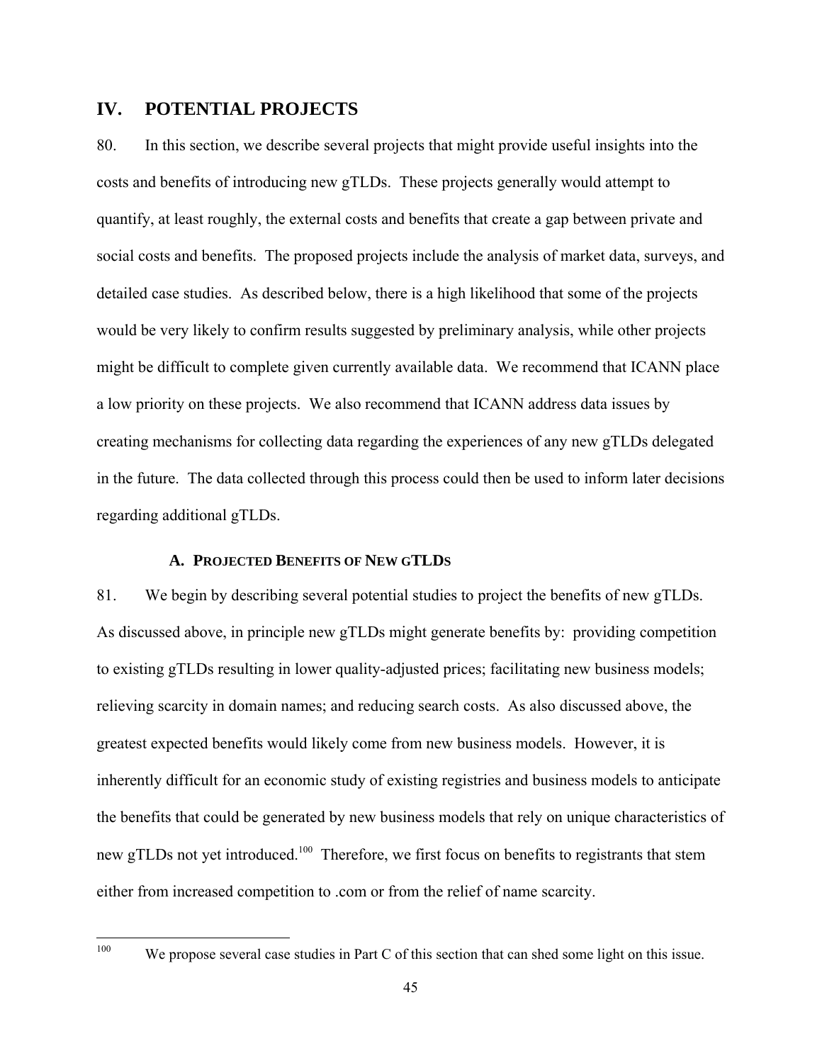## IV. POTENTIAL PROJECTS

80. In this section, we describe several projects that might provide useful insights into the costs and benefits of introducing new gTLDs. These projects generally would attempt to quantify, at least roughly, the external costs and benefits that create a gap between private and social costs and benefits. The proposed projects include the analysis of market data, surveys, and detailed case studies. As described below, there is a high likelihood that some of the projects would be very likely to confirm results suggested by preliminary analysis, while other projects might be difficult to complete given currently available data. We recommend that ICANN place a low priority on these projects. We also recommend that ICANN address data issues by creating mechanisms for collecting data regarding the experiences of any new gTLDs delegated in the future. The data collected through this process could then be used to inform later decisions regarding additional gTLDs.

### A. Projected Benefits of New gTLDs

81. We begin by describing several potential studies to project the benefits of new gTLDs. As discussed above, in principle new gTLDs might generate benefits by: providing competition to existing gTLDs resulting in lower quality-adjusted prices; facilitating new business models; relieving scarcity in domain names; and reducing search costs. As also discussed above, the greatest expected benefits would likely come from new business models. However, it is inherently difficult for an economic study of existing registries and business models to anticipate the benefits that could be generated by new business models that rely on unique characteristics of new gTLDs not yet introduced.[100] Therefore, we first focus on benefits to registrants that stem either from increased competition to .com or from the relief of name scarcity.

[100] We propose several case studies in Part C of this section that can shed some light on this issue.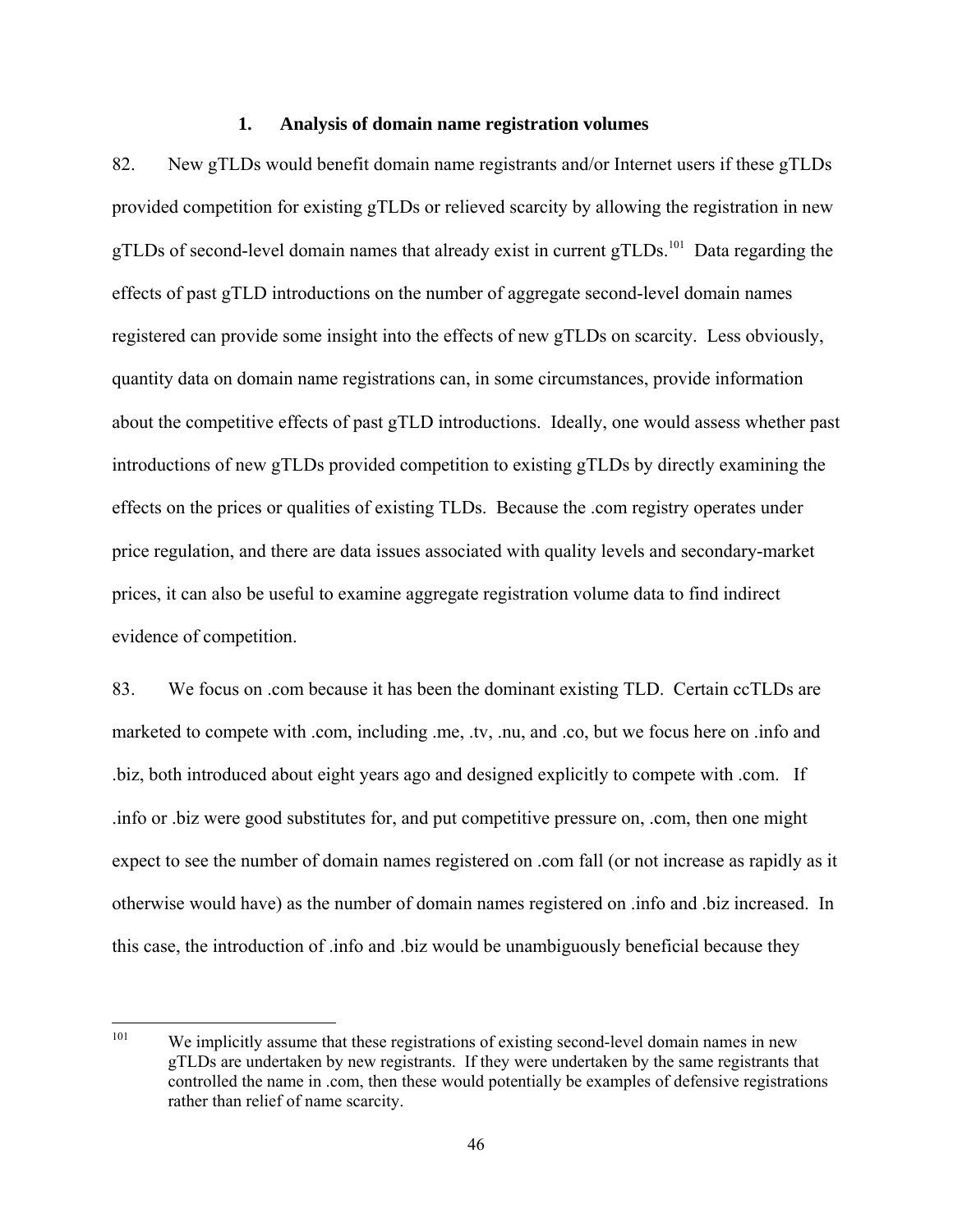### 1. Analysis of domain name registration volumes

82. New gTLDs would benefit domain name registrants and/or Internet users if these gTLDs provided competition for existing gTLDs or relieved scarcity by allowing the registration in new gTLDs of second-level domain names that already exist in current gTLDs.[101] Data regarding the effects of past gTLD introductions on the number of aggregate second-level domain names registered can provide some insight into the effects of new gTLDs on scarcity. Less obviously, quantity data on domain name registrations can, in some circumstances, provide information about the competitive effects of past gTLD introductions. Ideally, one would assess whether past introductions of new gTLDs provided competition to existing gTLDs by directly examining the effects on the prices or qualities of existing TLDs. Because the .com registry operates under price regulation, and there are data issues associated with quality levels and secondary-market prices, it can also be useful to examine aggregate registration volume data to find indirect evidence of competition.

83. We focus on .com because it has been the dominant existing TLD. Certain ccTLDs are marketed to compete with .com, including .me, .tv, .nu, and .co, but we focus here on .info and .biz, both introduced about eight years ago and designed explicitly to compete with .com. If .info or .biz were good substitutes for, and put competitive pressure on, .com, then one might expect to see the number of domain names registered on .com fall (or not increase as rapidly as it otherwise would have) as the number of domain names registered on .info and .biz increased. In this case, the introduction of .info and .biz would be unambiguously beneficial because they

---

[101] We implicitly assume that these registrations of existing second-level domain names in new gTLDs are undertaken by new registrants. If they were undertaken by the same registrants that controlled the name in .com, then these would potentially be examples of defensive registrations rather than relief of name scarcity.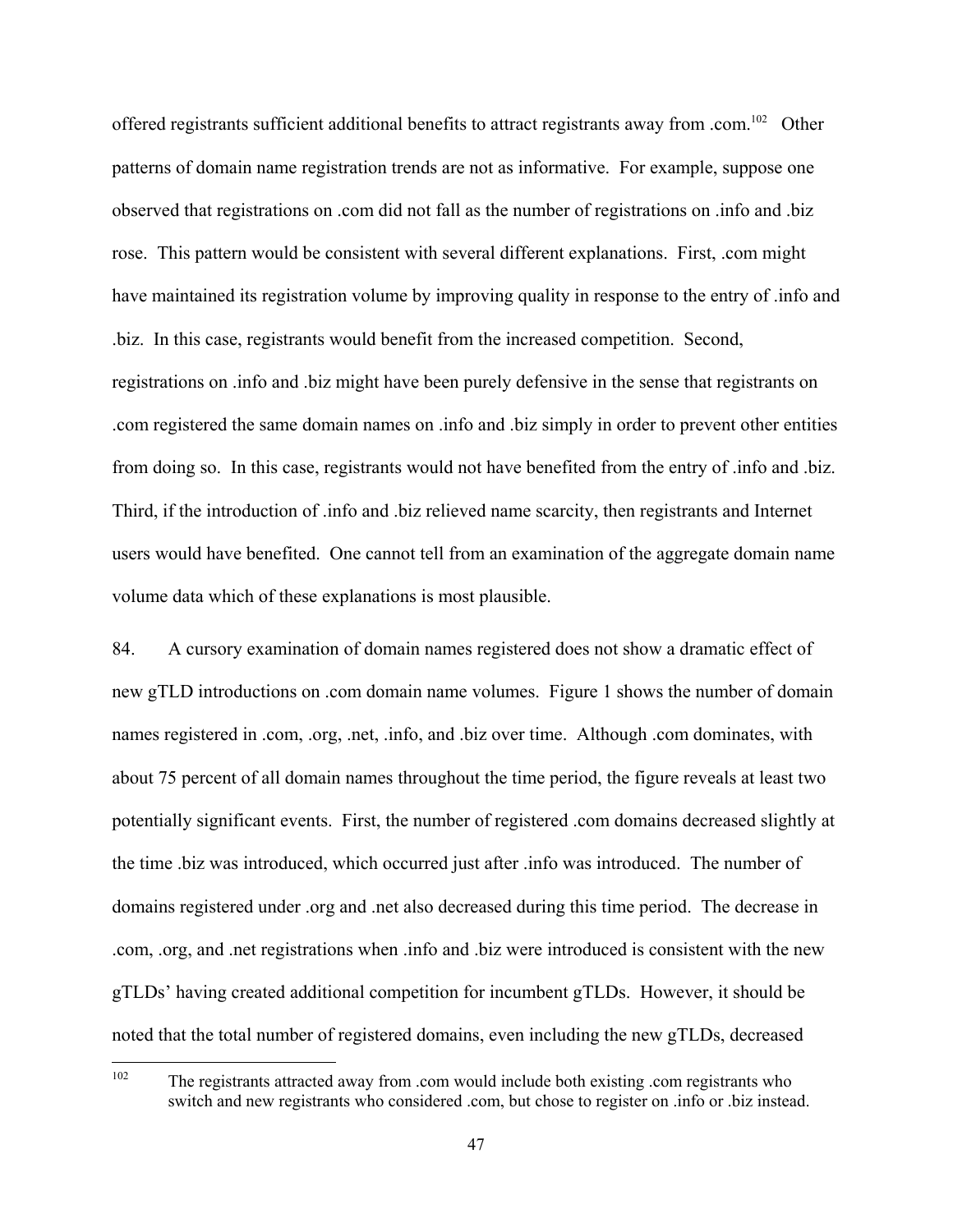offered registrants sufficient additional benefits to attract registrants away from .com.[102] Other patterns of domain name registration trends are not as informative. For example, suppose one observed that registrations on .com did not fall as the number of registrations on .info and .biz rose. This pattern would be consistent with several different explanations. First, .com might have maintained its registration volume by improving quality in response to the entry of .info and .biz. In this case, registrants would benefit from the increased competition. Second, registrations on .info and .biz might have been purely defensive in the sense that registrants on .com registered the same domain names on .info and .biz simply in order to prevent other entities from doing so. In this case, registrants would not have benefited from the entry of .info and .biz. Third, if the introduction of .info and .biz relieved name scarcity, then registrants and Internet users would have benefited. One cannot tell from an examination of the aggregate domain name volume data which of these explanations is most plausible.

84. A cursory examination of domain names registered does not show a dramatic effect of new gTLD introductions on .com domain name volumes. Figure 1 shows the number of domain names registered in .com, .org, .net, .info, and .biz over time. Although .com dominates, with about 75 percent of all domain names throughout the time period, the figure reveals at least two potentially significant events. First, the number of registered .com domains decreased slightly at the time .biz was introduced, which occurred just after .info was introduced. The number of domains registered under .org and .net also decreased during this time period. The decrease in .com, .org, and .net registrations when .info and .biz were introduced is consistent with the new gTLDs' having created additional competition for incumbent gTLDs. However, it should be noted that the total number of registered domains, even including the new gTLDs, decreased

[102] The registrants attracted away from .com would include both existing .com registrants who switch and new registrants who considered .com, but chose to register on .info or .biz instead.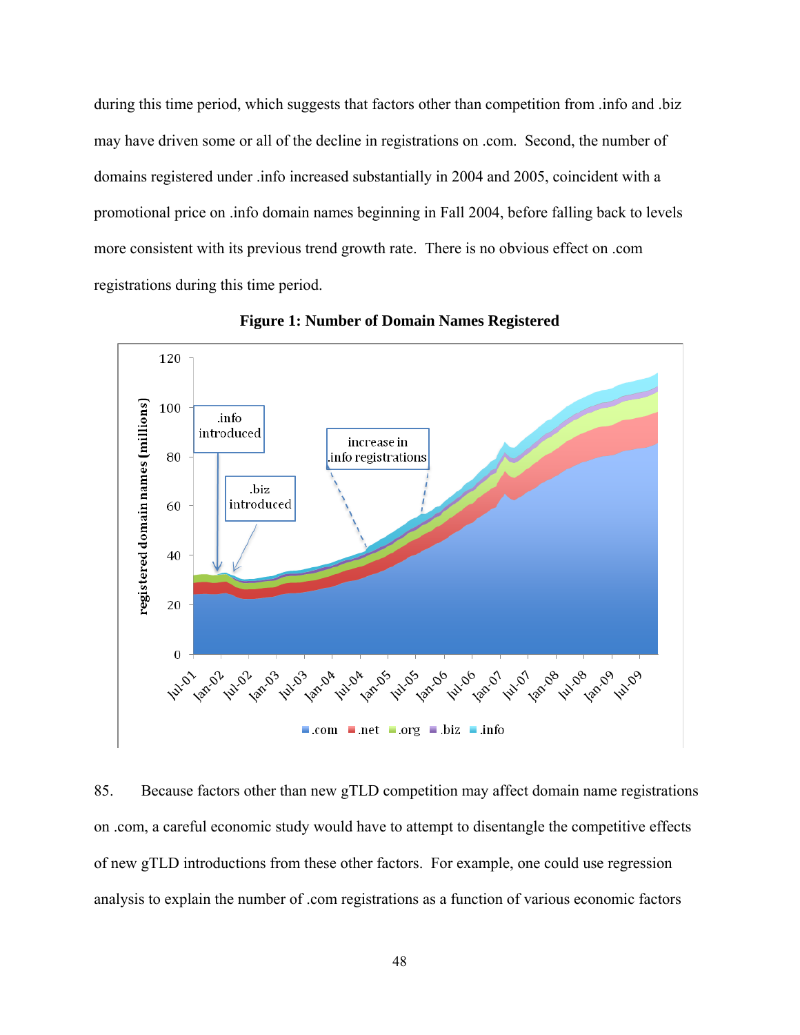during this time period, which suggests that factors other than competition from .info and .biz may have driven some or all of the decline in registrations on .com. Second, the number of domains registered under .info increased substantially in 2004 and 2005, coincident with a promotional price on .info domain names beginning in Fall 2004, before falling back to levels more consistent with its previous trend growth rate. There is no obvious effect on .com registrations during this time period.

**Figure 1: Number of Domain Names Registered**

85. Because factors other than new gTLD competition may affect domain name registrations on .com, a careful economic study would have to attempt to disentangle the competitive effects of new gTLD introductions from these other factors. For example, one could use regression analysis to explain the number of .com registrations as a function of various economic factors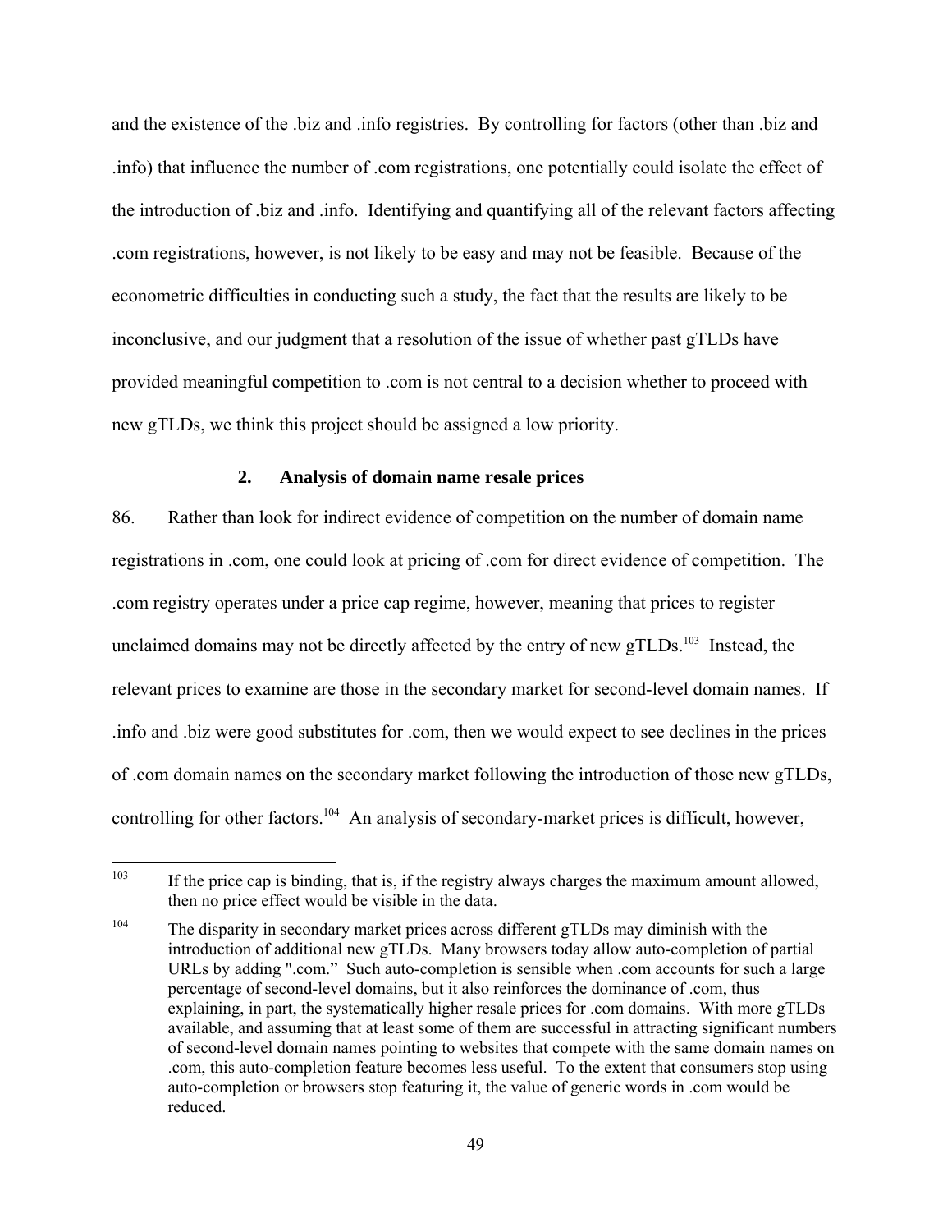and the existence of the .biz and .info registries. By controlling for factors (other than .biz and .info) that influence the number of .com registrations, one potentially could isolate the effect of the introduction of .biz and .info. Identifying and quantifying all of the relevant factors affecting .com registrations, however, is not likely to be easy and may not be feasible. Because of the econometric difficulties in conducting such a study, the fact that the results are likely to be inconclusive, and our judgment that a resolution of the issue of whether past gTLDs have provided meaningful competition to .com is not central to a decision whether to proceed with new gTLDs, we think this project should be assigned a low priority.

### 2. Analysis of domain name resale prices

86. Rather than look for indirect evidence of competition on the number of domain name registrations in .com, one could look at pricing of .com for direct evidence of competition. The .com registry operates under a price cap regime, however, meaning that prices to register unclaimed domains may not be directly affected by the entry of new gTLDs.[103] Instead, the relevant prices to examine are those in the secondary market for second-level domain names. If .info and .biz were good substitutes for .com, then we would expect to see declines in the prices of .com domain names on the secondary market following the introduction of those new gTLDs, controlling for other factors.[104] An analysis of secondary-market prices is difficult, however,

---

[103] If the price cap is binding, that is, if the registry always charges the maximum amount allowed, then no price effect would be visible in the data.

[104] The disparity in secondary market prices across different gTLDs may diminish with the introduction of additional new gTLDs. Many browsers today allow auto-completion of partial URLs by adding ".com." Such auto-completion is sensible when .com accounts for such a large percentage of second-level domains, but it also reinforces the dominance of .com, thus explaining, in part, the systematically higher resale prices for .com domains. With more gTLDs available, and assuming that at least some of them are successful in attracting significant numbers of second-level domain names pointing to websites that compete with the same domain names on .com, this auto-completion feature becomes less useful. To the extent that consumers stop using auto-completion or browsers stop featuring it, the value of generic words in .com would be reduced.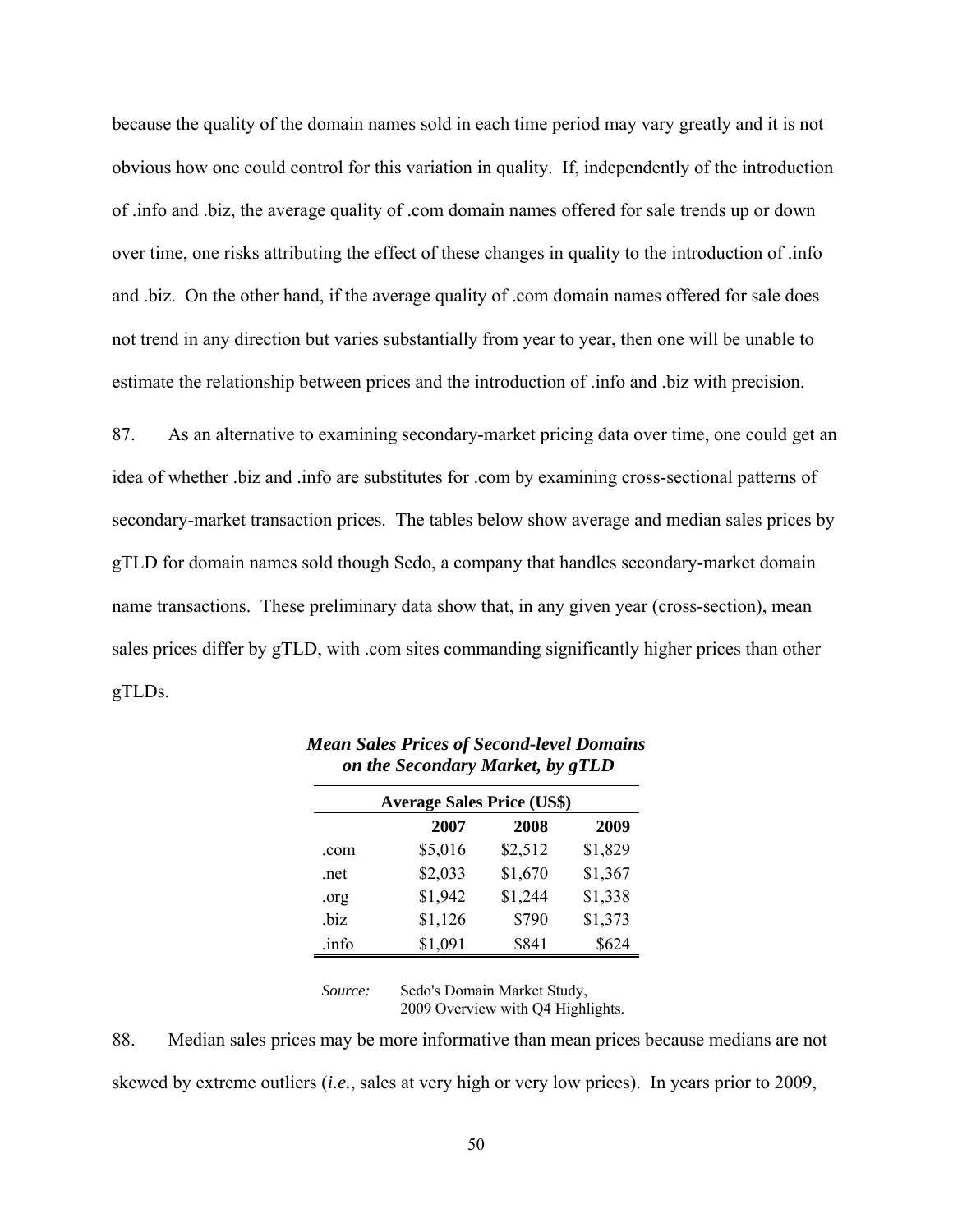because the quality of the domain names sold in each time period may vary greatly and it is not obvious how one could control for this variation in quality. If, independently of the introduction of .info and .biz, the average quality of .com domain names offered for sale trends up or down over time, one risks attributing the effect of these changes in quality to the introduction of .info and .biz. On the other hand, if the average quality of .com domain names offered for sale does not trend in any direction but varies substantially from year to year, then one will be unable to estimate the relationship between prices and the introduction of .info and .biz with precision.

87. As an alternative to examining secondary-market pricing data over time, one could get an idea of whether .biz and .info are substitutes for .com by examining cross-sectional patterns of secondary-market transaction prices. The tables below show average and median sales prices by gTLD for domain names sold though Sedo, a company that handles secondary-market domain name transactions. These preliminary data show that, in any given year (cross-section), mean sales prices differ by gTLD, with .com sites commanding significantly higher prices than other gTLDs.

***Mean Sales Prices of Second-level Domains on the Secondary Market, by gTLD***

| | **Average Sales Price (US$)** | | |
|---|---|---|---|
| | **2007** | **2008** | **2009** |
| .com | $5,016 | $2,512 | $1,829 |
| .net | $2,033 | $1,670 | $1,367 |
| .org | $1,942 | $1,244 | $1,338 |
| .biz | $1,126 | $790 | $1,373 |
| .info | $1,091 | $841 | $624 |

*Source:* Sedo's Domain Market Study, 2009 Overview with Q4 Highlights.

88. Median sales prices may be more informative than mean prices because medians are not skewed by extreme outliers (*i.e.*, sales at very high or very low prices). In years prior to 2009,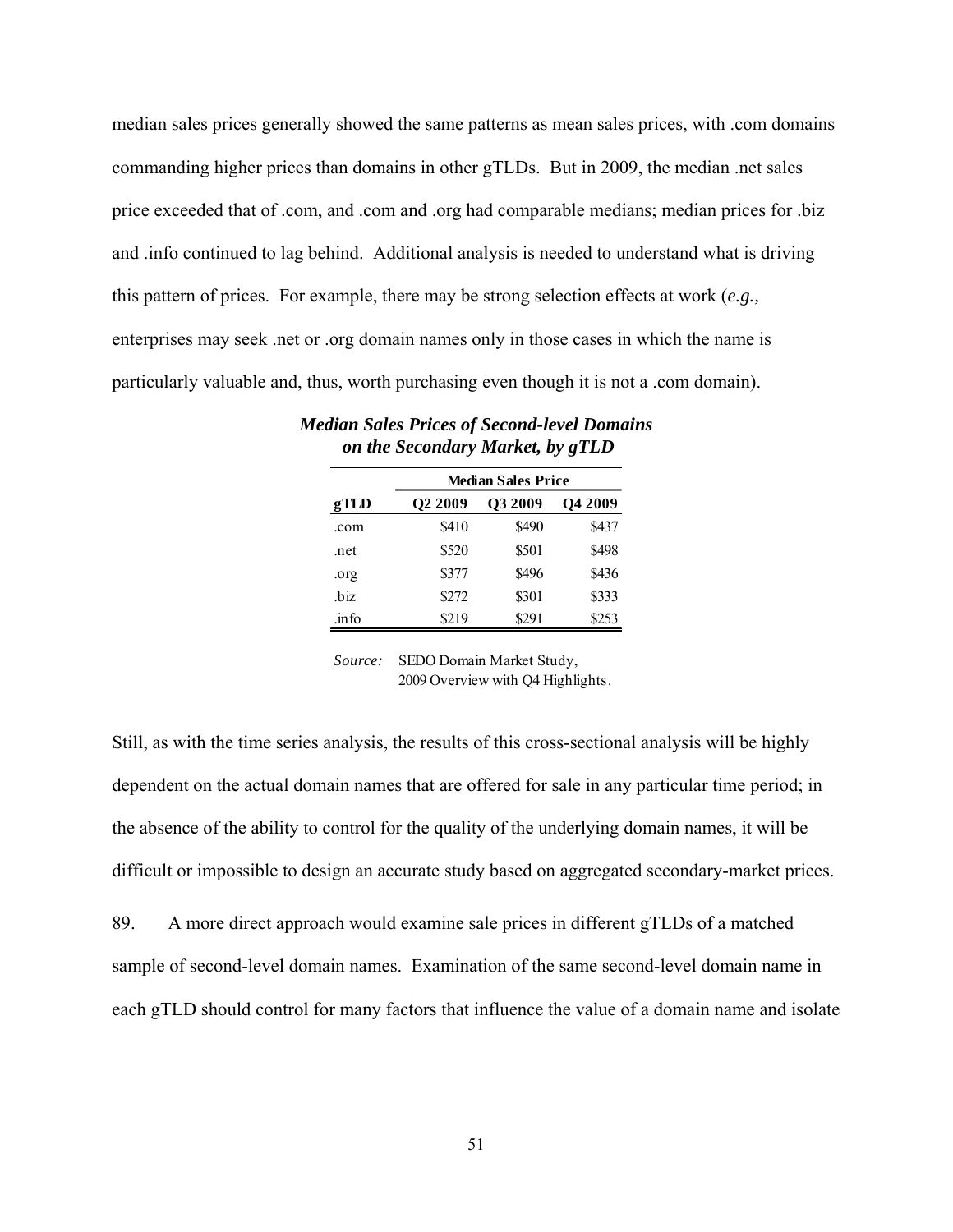median sales prices generally showed the same patterns as mean sales prices, with .com domains commanding higher prices than domains in other gTLDs. But in 2009, the median .net sales price exceeded that of .com, and .com and .org had comparable medians; median prices for .biz and .info continued to lag behind. Additional analysis is needed to understand what is driving this pattern of prices. For example, there may be strong selection effects at work (*e.g.,* enterprises may seek .net or .org domain names only in those cases in which the name is particularly valuable and, thus, worth purchasing even though it is not a .com domain).

***Median Sales Prices of Second-level Domains on the Secondary Market, by gTLD***

| | **Median Sales Price** | | |
|---|---|---|---|
| **gTLD** | **Q2 2009** | **Q3 2009** | **Q4 2009** |
| .com | $410 | $490 | $437 |
| .net | $520 | $501 | $498 |
| .org | $377 | $496 | $436 |
| .biz | $272 | $301 | $333 |
| .info | $219 | $291 | $253 |

*Source:* SEDO Domain Market Study, 2009 Overview with Q4 Highlights.

Still, as with the time series analysis, the results of this cross-sectional analysis will be highly dependent on the actual domain names that are offered for sale in any particular time period; in the absence of the ability to control for the quality of the underlying domain names, it will be difficult or impossible to design an accurate study based on aggregated secondary-market prices.

89. A more direct approach would examine sale prices in different gTLDs of a matched sample of second-level domain names. Examination of the same second-level domain name in each gTLD should control for many factors that influence the value of a domain name and isolate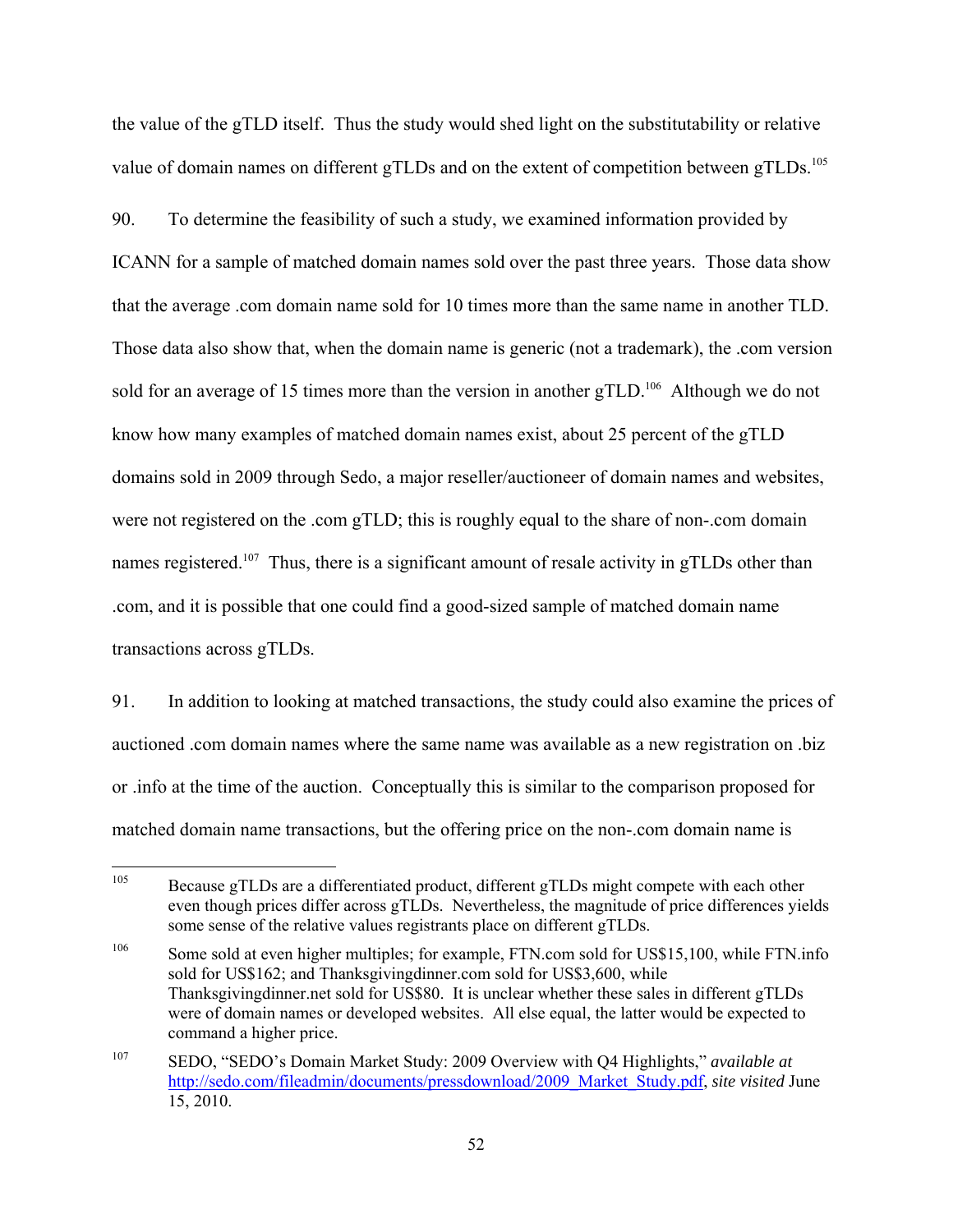the value of the gTLD itself. Thus the study would shed light on the substitutability or relative value of domain names on different gTLDs and on the extent of competition between gTLDs.[105]

90. To determine the feasibility of such a study, we examined information provided by ICANN for a sample of matched domain names sold over the past three years. Those data show that the average .com domain name sold for 10 times more than the same name in another TLD. Those data also show that, when the domain name is generic (not a trademark), the .com version sold for an average of 15 times more than the version in another gTLD.[106] Although we do not know how many examples of matched domain names exist, about 25 percent of the gTLD domains sold in 2009 through Sedo, a major reseller/auctioneer of domain names and websites, were not registered on the .com gTLD; this is roughly equal to the share of non-.com domain names registered.[107] Thus, there is a significant amount of resale activity in gTLDs other than .com, and it is possible that one could find a good-sized sample of matched domain name transactions across gTLDs.

91. In addition to looking at matched transactions, the study could also examine the prices of auctioned .com domain names where the same name was available as a new registration on .biz or .info at the time of the auction. Conceptually this is similar to the comparison proposed for matched domain name transactions, but the offering price on the non-.com domain name is

---

[105] Because gTLDs are a differentiated product, different gTLDs might compete with each other even though prices differ across gTLDs. Nevertheless, the magnitude of price differences yields some sense of the relative values registrants place on different gTLDs.

[106] Some sold at even higher multiples; for example, FTN.com sold for US$15,100, while FTN.info sold for US$162; and Thanksgivingdinner.com sold for US$3,600, while Thanksgivingdinner.net sold for US$80. It is unclear whether these sales in different gTLDs were of domain names or developed websites. All else equal, the latter would be expected to command a higher price.

[107] SEDO, "SEDO's Domain Market Study: 2009 Overview with Q4 Highlights," *available at* http://sedo.com/fileadmin/documents/pressdownload/2009_Market_Study.pdf, *site visited* June 15, 2010.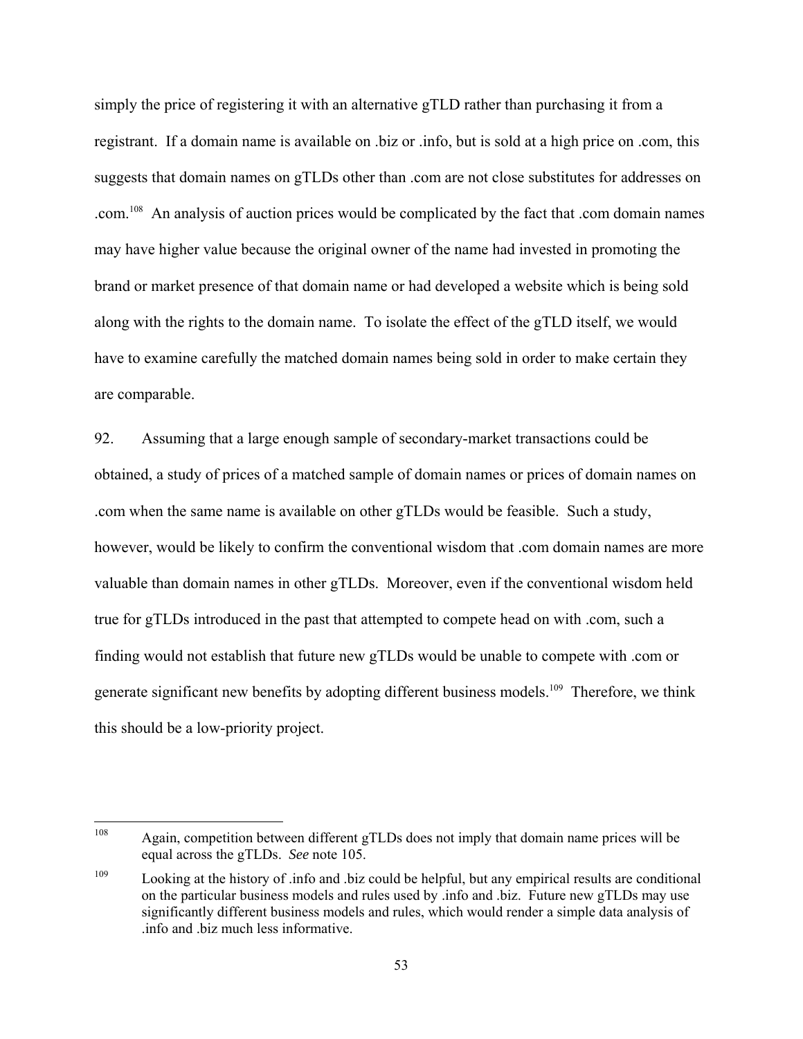simply the price of registering it with an alternative gTLD rather than purchasing it from a registrant. If a domain name is available on .biz or .info, but is sold at a high price on .com, this suggests that domain names on gTLDs other than .com are not close substitutes for addresses on .com.[108] An analysis of auction prices would be complicated by the fact that .com domain names may have higher value because the original owner of the name had invested in promoting the brand or market presence of that domain name or had developed a website which is being sold along with the rights to the domain name. To isolate the effect of the gTLD itself, we would have to examine carefully the matched domain names being sold in order to make certain they are comparable.

92. Assuming that a large enough sample of secondary-market transactions could be obtained, a study of prices of a matched sample of domain names or prices of domain names on .com when the same name is available on other gTLDs would be feasible. Such a study, however, would be likely to confirm the conventional wisdom that .com domain names are more valuable than domain names in other gTLDs. Moreover, even if the conventional wisdom held true for gTLDs introduced in the past that attempted to compete head on with .com, such a finding would not establish that future new gTLDs would be unable to compete with .com or generate significant new benefits by adopting different business models.[109] Therefore, we think this should be a low-priority project.

---

[108] Again, competition between different gTLDs does not imply that domain name prices will be equal across the gTLDs. *See* note 105.

[109] Looking at the history of .info and .biz could be helpful, but any empirical results are conditional on the particular business models and rules used by .info and .biz. Future new gTLDs may use significantly different business models and rules, which would render a simple data analysis of .info and .biz much less informative.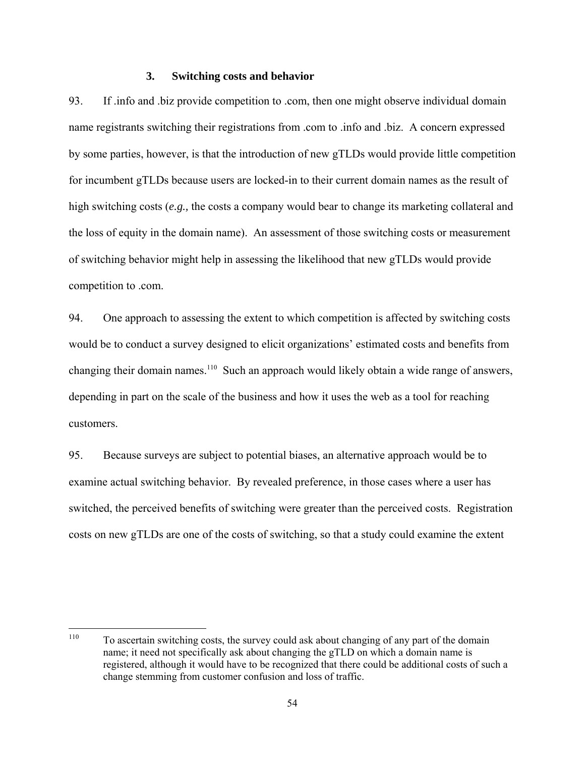### 3. Switching costs and behavior

93. If .info and .biz provide competition to .com, then one might observe individual domain name registrants switching their registrations from .com to .info and .biz. A concern expressed by some parties, however, is that the introduction of new gTLDs would provide little competition for incumbent gTLDs because users are locked-in to their current domain names as the result of high switching costs (*e.g.,* the costs a company would bear to change its marketing collateral and the loss of equity in the domain name). An assessment of those switching costs or measurement of switching behavior might help in assessing the likelihood that new gTLDs would provide competition to .com.

94. One approach to assessing the extent to which competition is affected by switching costs would be to conduct a survey designed to elicit organizations' estimated costs and benefits from changing their domain names.[110] Such an approach would likely obtain a wide range of answers, depending in part on the scale of the business and how it uses the web as a tool for reaching customers.

95. Because surveys are subject to potential biases, an alternative approach would be to examine actual switching behavior. By revealed preference, in those cases where a user has switched, the perceived benefits of switching were greater than the perceived costs. Registration costs on new gTLDs are one of the costs of switching, so that a study could examine the extent

---

[110] To ascertain switching costs, the survey could ask about changing of any part of the domain name; it need not specifically ask about changing the gTLD on which a domain name is registered, although it would have to be recognized that there could be additional costs of such a change stemming from customer confusion and loss of traffic.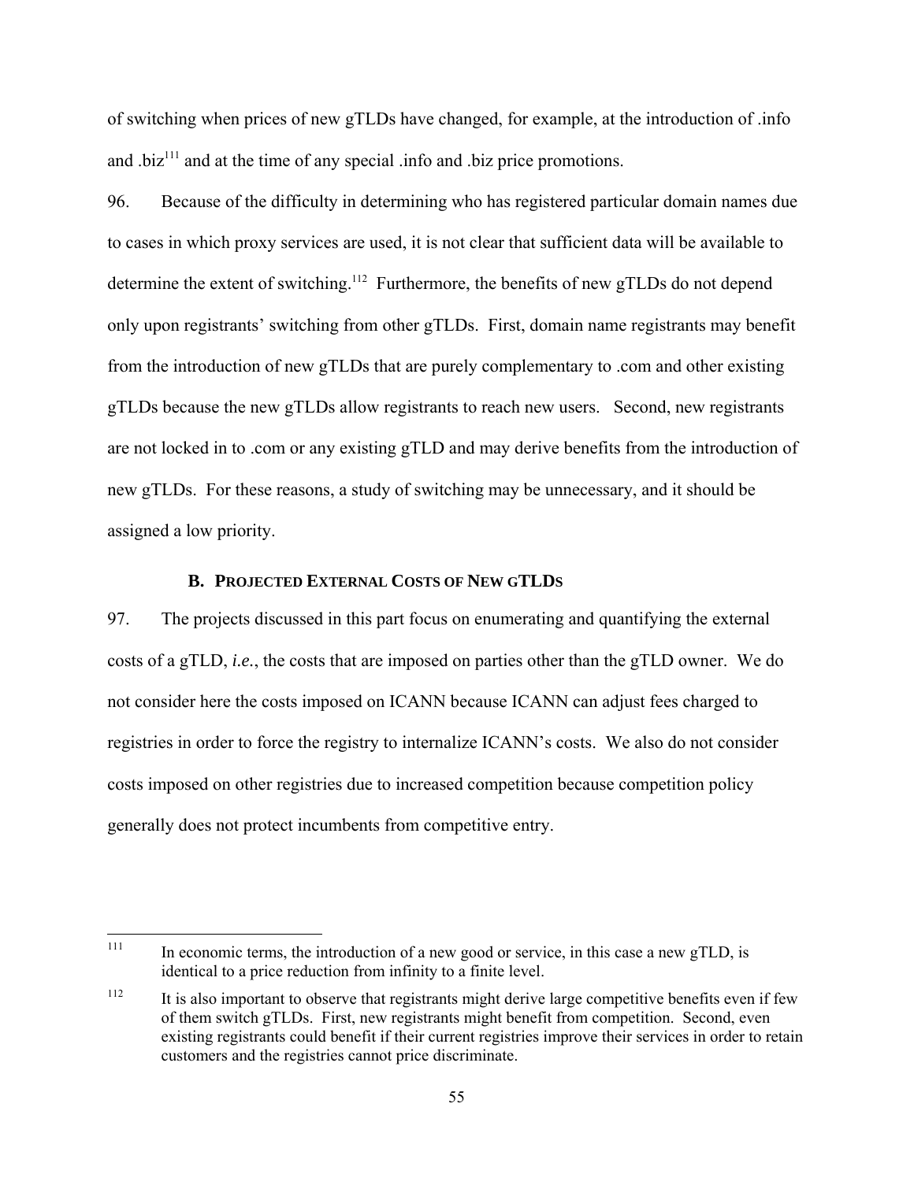of switching when prices of new gTLDs have changed, for example, at the introduction of .info and .biz[111] and at the time of any special .info and .biz price promotions.

96. Because of the difficulty in determining who has registered particular domain names due to cases in which proxy services are used, it is not clear that sufficient data will be available to determine the extent of switching.[112] Furthermore, the benefits of new gTLDs do not depend only upon registrants' switching from other gTLDs. First, domain name registrants may benefit from the introduction of new gTLDs that are purely complementary to .com and other existing gTLDs because the new gTLDs allow registrants to reach new users. Second, new registrants are not locked in to .com or any existing gTLD and may derive benefits from the introduction of new gTLDs. For these reasons, a study of switching may be unnecessary, and it should be assigned a low priority.

### B. Projected External Costs of New gTLDs

97. The projects discussed in this part focus on enumerating and quantifying the external costs of a gTLD, *i.e.*, the costs that are imposed on parties other than the gTLD owner. We do not consider here the costs imposed on ICANN because ICANN can adjust fees charged to registries in order to force the registry to internalize ICANN's costs. We also do not consider costs imposed on other registries due to increased competition because competition policy generally does not protect incumbents from competitive entry.

---

[111] In economic terms, the introduction of a new good or service, in this case a new gTLD, is identical to a price reduction from infinity to a finite level.

[112] It is also important to observe that registrants might derive large competitive benefits even if few of them switch gTLDs. First, new registrants might benefit from competition. Second, even existing registrants could benefit if their current registries improve their services in order to retain customers and the registries cannot price discriminate.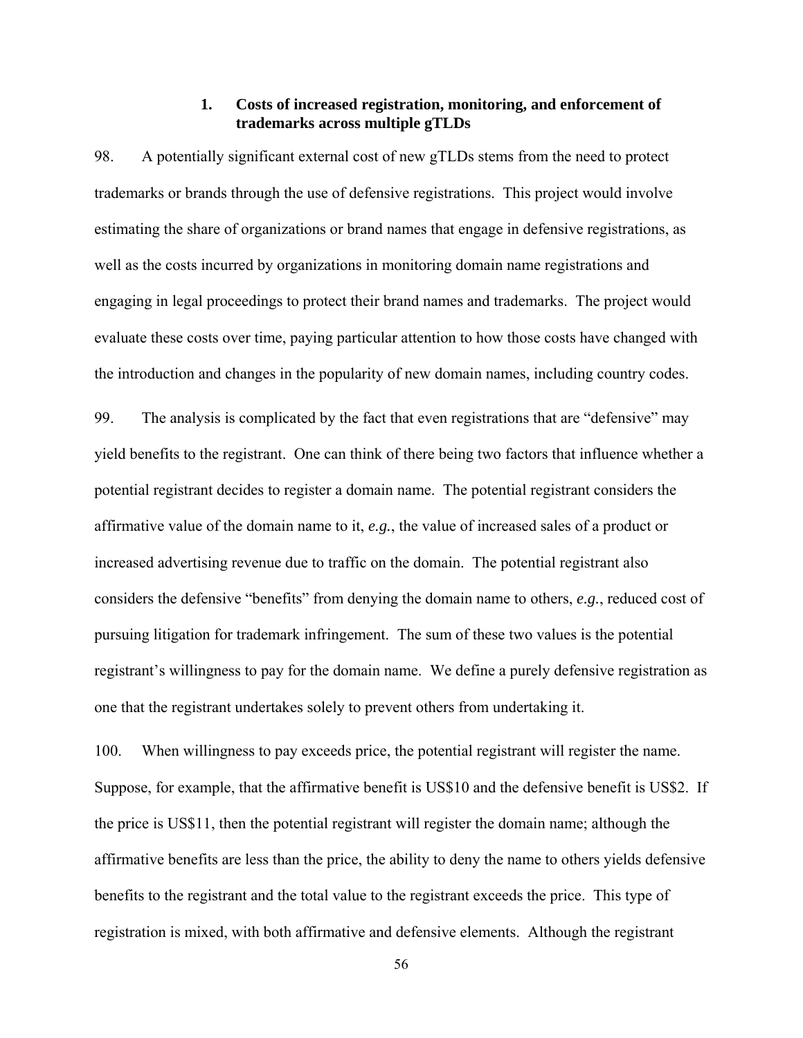### 1. Costs of increased registration, monitoring, and enforcement of trademarks across multiple gTLDs

98. A potentially significant external cost of new gTLDs stems from the need to protect trademarks or brands through the use of defensive registrations. This project would involve estimating the share of organizations or brand names that engage in defensive registrations, as well as the costs incurred by organizations in monitoring domain name registrations and engaging in legal proceedings to protect their brand names and trademarks. The project would evaluate these costs over time, paying particular attention to how those costs have changed with the introduction and changes in the popularity of new domain names, including country codes.

99. The analysis is complicated by the fact that even registrations that are "defensive" may yield benefits to the registrant. One can think of there being two factors that influence whether a potential registrant decides to register a domain name. The potential registrant considers the affirmative value of the domain name to it, *e.g.*, the value of increased sales of a product or increased advertising revenue due to traffic on the domain. The potential registrant also considers the defensive "benefits" from denying the domain name to others, *e.g.*, reduced cost of pursuing litigation for trademark infringement. The sum of these two values is the potential registrant's willingness to pay for the domain name. We define a purely defensive registration as one that the registrant undertakes solely to prevent others from undertaking it.

100. When willingness to pay exceeds price, the potential registrant will register the name. Suppose, for example, that the affirmative benefit is US$10 and the defensive benefit is US$2. If the price is US$11, then the potential registrant will register the domain name; although the affirmative benefits are less than the price, the ability to deny the name to others yields defensive benefits to the registrant and the total value to the registrant exceeds the price. This type of registration is mixed, with both affirmative and defensive elements. Although the registrant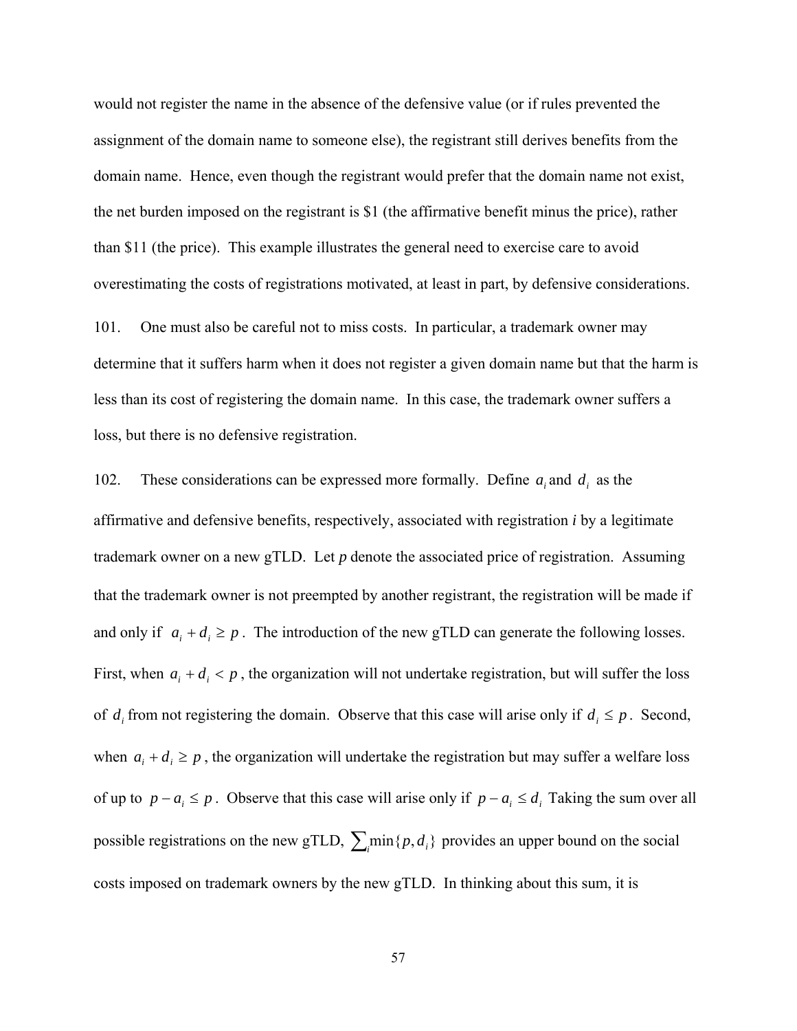would not register the name in the absence of the defensive value (or if rules prevented the assignment of the domain name to someone else), the registrant still derives benefits from the domain name. Hence, even though the registrant would prefer that the domain name not exist, the net burden imposed on the registrant is $1 (the affirmative benefit minus the price), rather than $11 (the price). This example illustrates the general need to exercise care to avoid overestimating the costs of registrations motivated, at least in part, by defensive considerations.

101. One must also be careful not to miss costs. In particular, a trademark owner may determine that it suffers harm when it does not register a given domain name but that the harm is less than its cost of registering the domain name. In this case, the trademark owner suffers a loss, but there is no defensive registration.

102. These considerations can be expressed more formally. Define $a_i$ and $d_i$ as the affirmative and defensive benefits, respectively, associated with registration *i* by a legitimate trademark owner on a new gTLD. Let *p* denote the associated price of registration. Assuming that the trademark owner is not preempted by another registrant, the registration will be made if and only if $a_i + d_i \geq p$. The introduction of the new gTLD can generate the following losses. First, when $a_i + d_i < p$, the organization will not undertake registration, but will suffer the loss of $d_i$ from not registering the domain. Observe that this case will arise only if $d_i \leq p$. Second, when $a_i + d_i \geq p$, the organization will undertake the registration but may suffer a welfare loss of up to $p - a_i \leq p$. Observe that this case will arise only if $p - a_i \leq d_i$ Taking the sum over all possible registrations on the new gTLD, $\sum_i \min\{p, d_i\}$ provides an upper bound on the social costs imposed on trademark owners by the new gTLD. In thinking about this sum, it is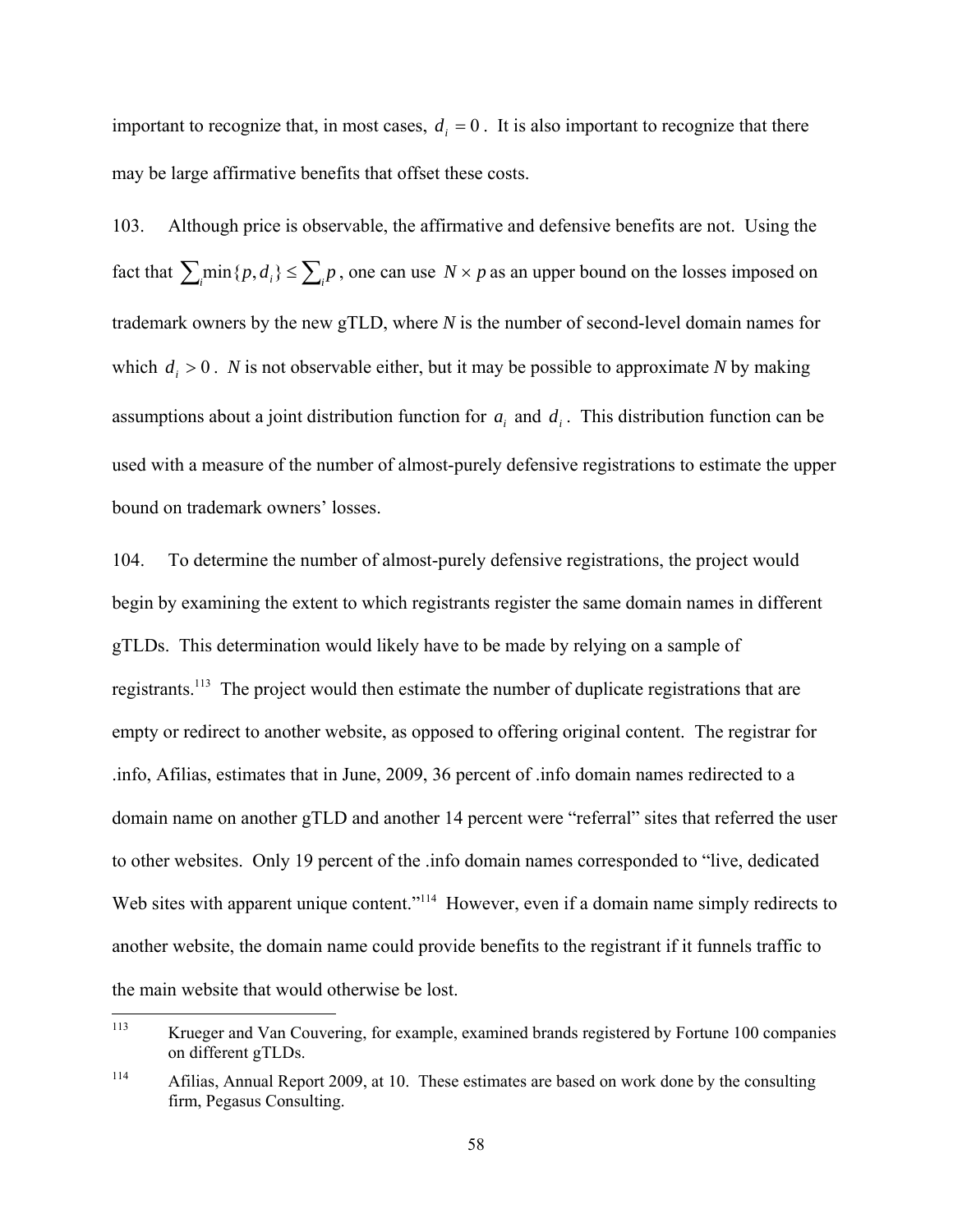important to recognize that, in most cases, $d_i = 0$. It is also important to recognize that there may be large affirmative benefits that offset these costs.

103. Although price is observable, the affirmative and defensive benefits are not. Using the fact that $\sum_i \min\{p, d_i\} \leq \sum_i p$, one can use $N \times p$ as an upper bound on the losses imposed on trademark owners by the new gTLD, where *N* is the number of second-level domain names for which $d_i > 0$. *N* is not observable either, but it may be possible to approximate *N* by making assumptions about a joint distribution function for $a_i$ and $d_i$. This distribution function can be used with a measure of the number of almost-purely defensive registrations to estimate the upper bound on trademark owners' losses.

104. To determine the number of almost-purely defensive registrations, the project would begin by examining the extent to which registrants register the same domain names in different gTLDs. This determination would likely have to be made by relying on a sample of registrants.[113] The project would then estimate the number of duplicate registrations that are empty or redirect to another website, as opposed to offering original content. The registrar for .info, Afilias, estimates that in June, 2009, 36 percent of .info domain names redirected to a domain name on another gTLD and another 14 percent were "referral" sites that referred the user to other websites. Only 19 percent of the .info domain names corresponded to "live, dedicated Web sites with apparent unique content."[114] However, even if a domain name simply redirects to another website, the domain name could provide benefits to the registrant if it funnels traffic to the main website that would otherwise be lost.

[113] Krueger and Van Couvering, for example, examined brands registered by Fortune 100 companies on different gTLDs.

[114] Afilias, Annual Report 2009, at 10. These estimates are based on work done by the consulting firm, Pegasus Consulting.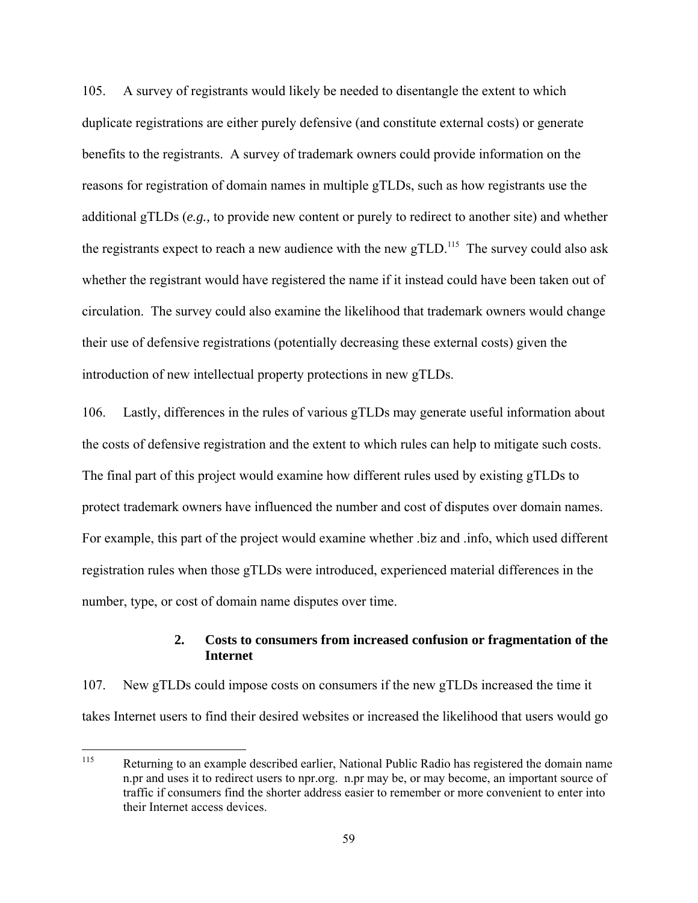105. A survey of registrants would likely be needed to disentangle the extent to which duplicate registrations are either purely defensive (and constitute external costs) or generate benefits to the registrants. A survey of trademark owners could provide information on the reasons for registration of domain names in multiple gTLDs, such as how registrants use the additional gTLDs (*e.g.,* to provide new content or purely to redirect to another site) and whether the registrants expect to reach a new audience with the new gTLD.[115] The survey could also ask whether the registrant would have registered the name if it instead could have been taken out of circulation. The survey could also examine the likelihood that trademark owners would change their use of defensive registrations (potentially decreasing these external costs) given the introduction of new intellectual property protections in new gTLDs.

106. Lastly, differences in the rules of various gTLDs may generate useful information about the costs of defensive registration and the extent to which rules can help to mitigate such costs. The final part of this project would examine how different rules used by existing gTLDs to protect trademark owners have influenced the number and cost of disputes over domain names. For example, this part of the project would examine whether .biz and .info, which used different registration rules when those gTLDs were introduced, experienced material differences in the number, type, or cost of domain name disputes over time.

### 2. Costs to consumers from increased confusion or fragmentation of the Internet

107. New gTLDs could impose costs on consumers if the new gTLDs increased the time it takes Internet users to find their desired websites or increased the likelihood that users would go

[115] Returning to an example described earlier, National Public Radio has registered the domain name n.pr and uses it to redirect users to npr.org. n.pr may be, or may become, an important source of traffic if consumers find the shorter address easier to remember or more convenient to enter into their Internet access devices.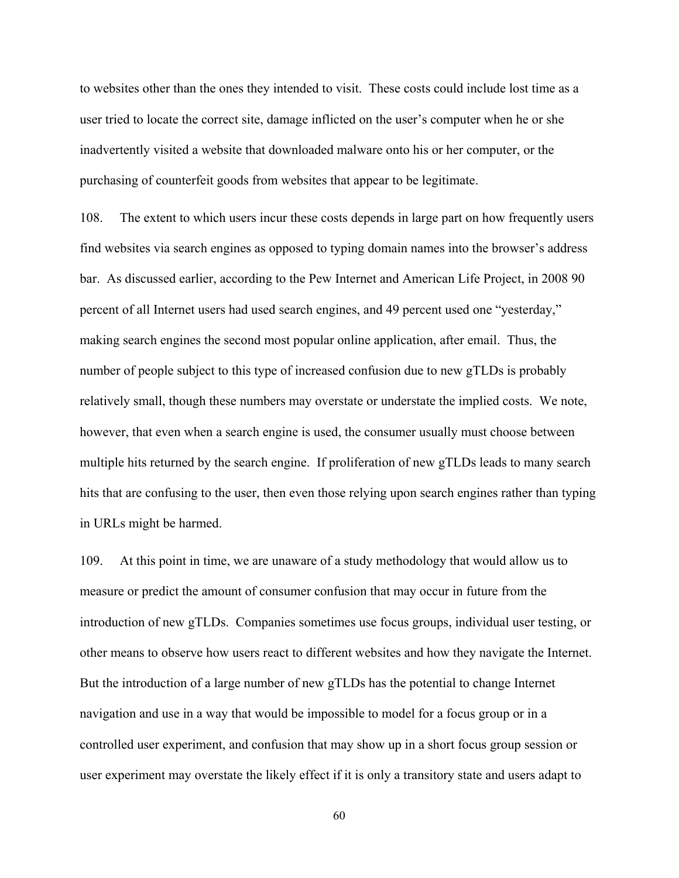to websites other than the ones they intended to visit. These costs could include lost time as a user tried to locate the correct site, damage inflicted on the user's computer when he or she inadvertently visited a website that downloaded malware onto his or her computer, or the purchasing of counterfeit goods from websites that appear to be legitimate.

108. The extent to which users incur these costs depends in large part on how frequently users find websites via search engines as opposed to typing domain names into the browser's address bar. As discussed earlier, according to the Pew Internet and American Life Project, in 2008 90 percent of all Internet users had used search engines, and 49 percent used one "yesterday," making search engines the second most popular online application, after email. Thus, the number of people subject to this type of increased confusion due to new gTLDs is probably relatively small, though these numbers may overstate or understate the implied costs. We note, however, that even when a search engine is used, the consumer usually must choose between multiple hits returned by the search engine. If proliferation of new gTLDs leads to many search hits that are confusing to the user, then even those relying upon search engines rather than typing in URLs might be harmed.

109. At this point in time, we are unaware of a study methodology that would allow us to measure or predict the amount of consumer confusion that may occur in future from the introduction of new gTLDs. Companies sometimes use focus groups, individual user testing, or other means to observe how users react to different websites and how they navigate the Internet. But the introduction of a large number of new gTLDs has the potential to change Internet navigation and use in a way that would be impossible to model for a focus group or in a controlled user experiment, and confusion that may show up in a short focus group session or user experiment may overstate the likely effect if it is only a transitory state and users adapt to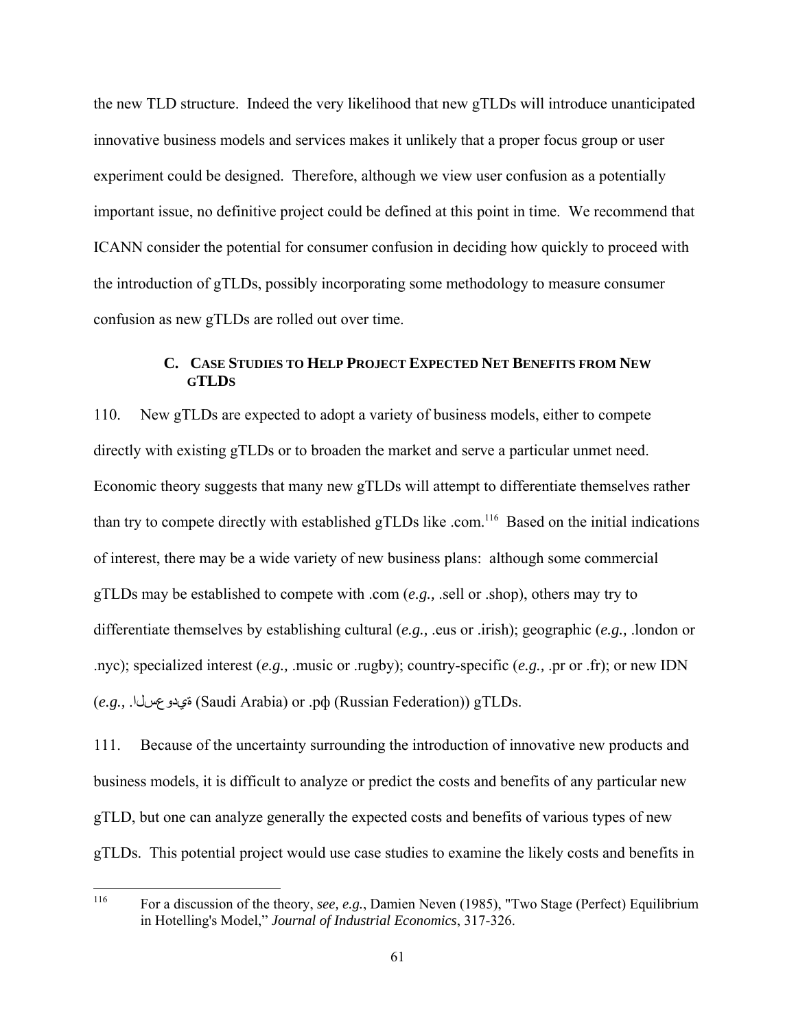the new TLD structure. Indeed the very likelihood that new gTLDs will introduce unanticipated innovative business models and services makes it unlikely that a proper focus group or user experiment could be designed. Therefore, although we view user confusion as a potentially important issue, no definitive project could be defined at this point in time. We recommend that ICANN consider the potential for consumer confusion in deciding how quickly to proceed with the introduction of gTLDs, possibly incorporating some methodology to measure consumer confusion as new gTLDs are rolled out over time.

### C. Case Studies to Help Project Expected Net Benefits from New gTLDs

110. New gTLDs are expected to adopt a variety of business models, either to compete directly with existing gTLDs or to broaden the market and serve a particular unmet need. Economic theory suggests that many new gTLDs will attempt to differentiate themselves rather than try to compete directly with established gTLDs like .com.[116] Based on the initial indications of interest, there may be a wide variety of new business plans: although some commercial gTLDs may be established to compete with .com (*e.g.,* .sell or .shop), others may try to differentiate themselves by establishing cultural (*e.g.,* .eus or .irish); geographic (*e.g.,* .london or .nyc); specialized interest (*e.g.,* .music or .rugby); country-specific (*e.g.,* .pr or .fr); or new IDN (*e.g.,* .السعودية (Saudi Arabia) or .рф (Russian Federation)) gTLDs.

111. Because of the uncertainty surrounding the introduction of innovative new products and business models, it is difficult to analyze or predict the costs and benefits of any particular new gTLD, but one can analyze generally the expected costs and benefits of various types of new gTLDs. This potential project would use case studies to examine the likely costs and benefits in

---

[116] For a discussion of the theory, *see, e.g.*, Damien Neven (1985), "Two Stage (Perfect) Equilibrium in Hotelling's Model," *Journal of Industrial Economics*, 317-326.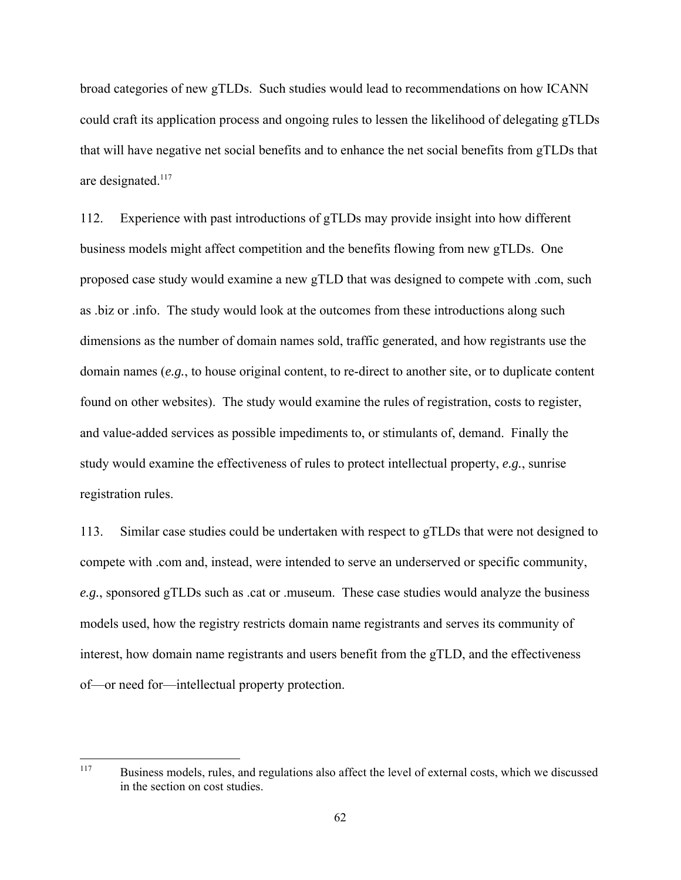broad categories of new gTLDs. Such studies would lead to recommendations on how ICANN could craft its application process and ongoing rules to lessen the likelihood of delegating gTLDs that will have negative net social benefits and to enhance the net social benefits from gTLDs that are designated.[117]

112. Experience with past introductions of gTLDs may provide insight into how different business models might affect competition and the benefits flowing from new gTLDs. One proposed case study would examine a new gTLD that was designed to compete with .com, such as .biz or .info. The study would look at the outcomes from these introductions along such dimensions as the number of domain names sold, traffic generated, and how registrants use the domain names (*e.g.*, to house original content, to re-direct to another site, or to duplicate content found on other websites). The study would examine the rules of registration, costs to register, and value-added services as possible impediments to, or stimulants of, demand. Finally the study would examine the effectiveness of rules to protect intellectual property, *e.g.*, sunrise registration rules.

113. Similar case studies could be undertaken with respect to gTLDs that were not designed to compete with .com and, instead, were intended to serve an underserved or specific community, *e.g.*, sponsored gTLDs such as .cat or .museum. These case studies would analyze the business models used, how the registry restricts domain name registrants and serves its community of interest, how domain name registrants and users benefit from the gTLD, and the effectiveness of—or need for—intellectual property protection.

---

[117] Business models, rules, and regulations also affect the level of external costs, which we discussed in the section on cost studies.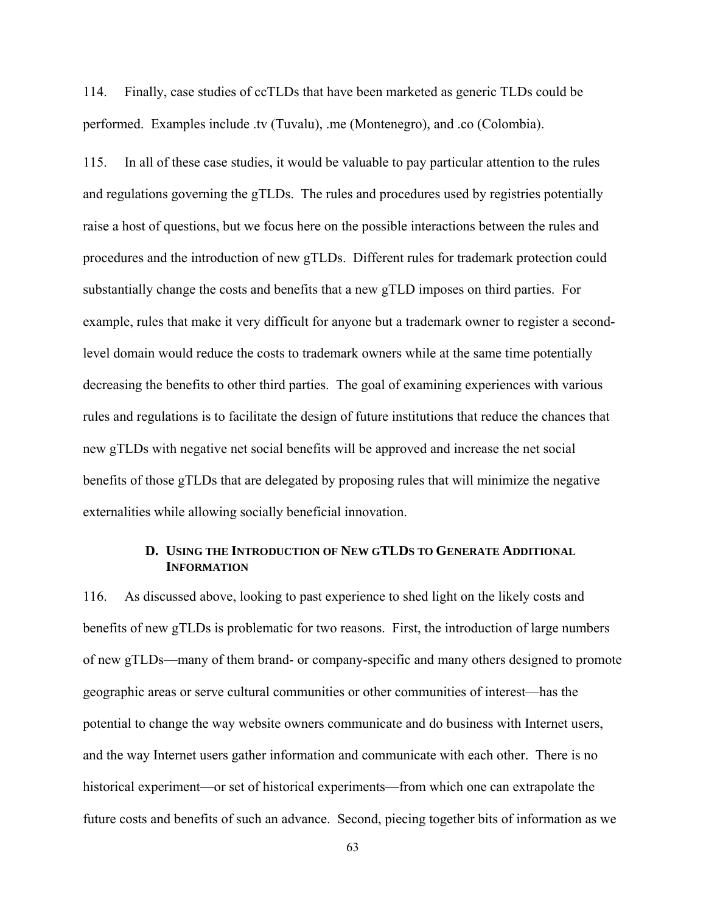114. Finally, case studies of ccTLDs that have been marketed as generic TLDs could be performed. Examples include .tv (Tuvalu), .me (Montenegro), and .co (Colombia).

115. In all of these case studies, it would be valuable to pay particular attention to the rules and regulations governing the gTLDs. The rules and procedures used by registries potentially raise a host of questions, but we focus here on the possible interactions between the rules and procedures and the introduction of new gTLDs. Different rules for trademark protection could substantially change the costs and benefits that a new gTLD imposes on third parties. For example, rules that make it very difficult for anyone but a trademark owner to register a second-level domain would reduce the costs to trademark owners while at the same time potentially decreasing the benefits to other third parties. The goal of examining experiences with various rules and regulations is to facilitate the design of future institutions that reduce the chances that new gTLDs with negative net social benefits will be approved and increase the net social benefits of those gTLDs that are delegated by proposing rules that will minimize the negative externalities while allowing socially beneficial innovation.

### D. Using the Introduction of New gTLDs to Generate Additional Information

116. As discussed above, looking to past experience to shed light on the likely costs and benefits of new gTLDs is problematic for two reasons. First, the introduction of large numbers of new gTLDs—many of them brand- or company-specific and many others designed to promote geographic areas or serve cultural communities or other communities of interest—has the potential to change the way website owners communicate and do business with Internet users, and the way Internet users gather information and communicate with each other. There is no historical experiment—or set of historical experiments—from which one can extrapolate the future costs and benefits of such an advance. Second, piecing together bits of information as we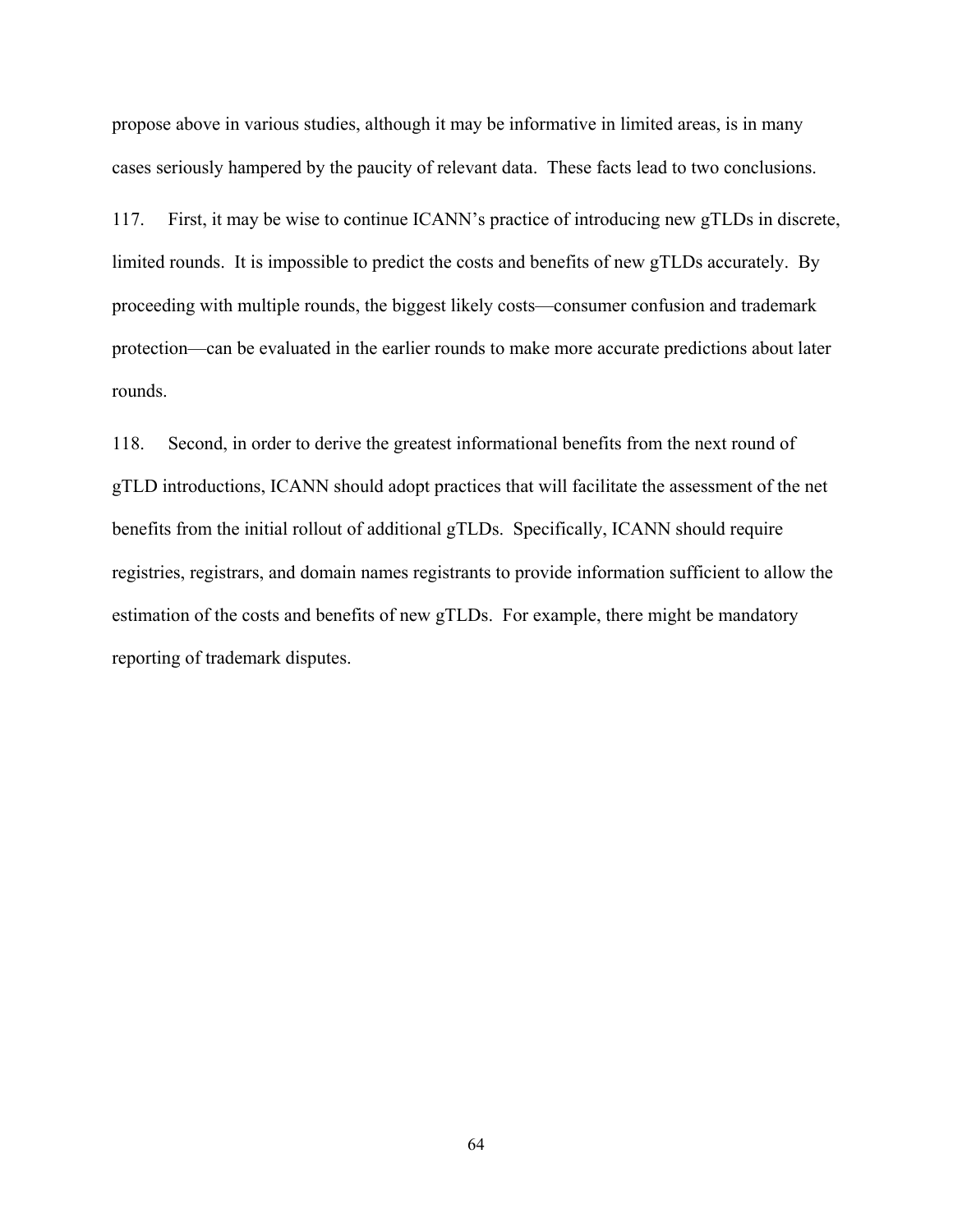propose above in various studies, although it may be informative in limited areas, is in many cases seriously hampered by the paucity of relevant data. These facts lead to two conclusions.

117. First, it may be wise to continue ICANN's practice of introducing new gTLDs in discrete, limited rounds. It is impossible to predict the costs and benefits of new gTLDs accurately. By proceeding with multiple rounds, the biggest likely costs—consumer confusion and trademark protection—can be evaluated in the earlier rounds to make more accurate predictions about later rounds.

118. Second, in order to derive the greatest informational benefits from the next round of gTLD introductions, ICANN should adopt practices that will facilitate the assessment of the net benefits from the initial rollout of additional gTLDs. Specifically, ICANN should require registries, registrars, and domain names registrants to provide information sufficient to allow the estimation of the costs and benefits of new gTLDs. For example, there might be mandatory reporting of trademark disputes.